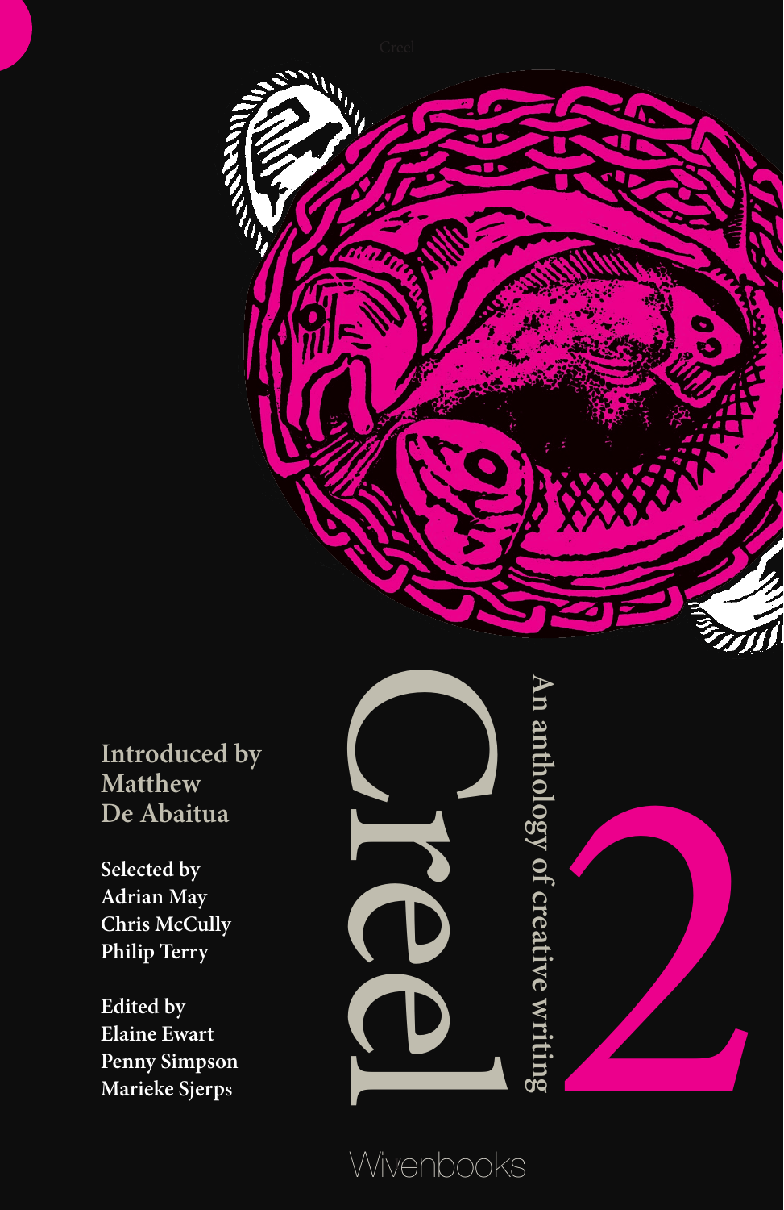# Creel 2

## An anthology of creative writing

Introduced by
Matthew
De Abaitua

Selected by
Adrian May
Chris McCully
Philip Terry

Edited by
Elaine Ewart
Penny Simpson
Marieke Sjerps

Wivenbooks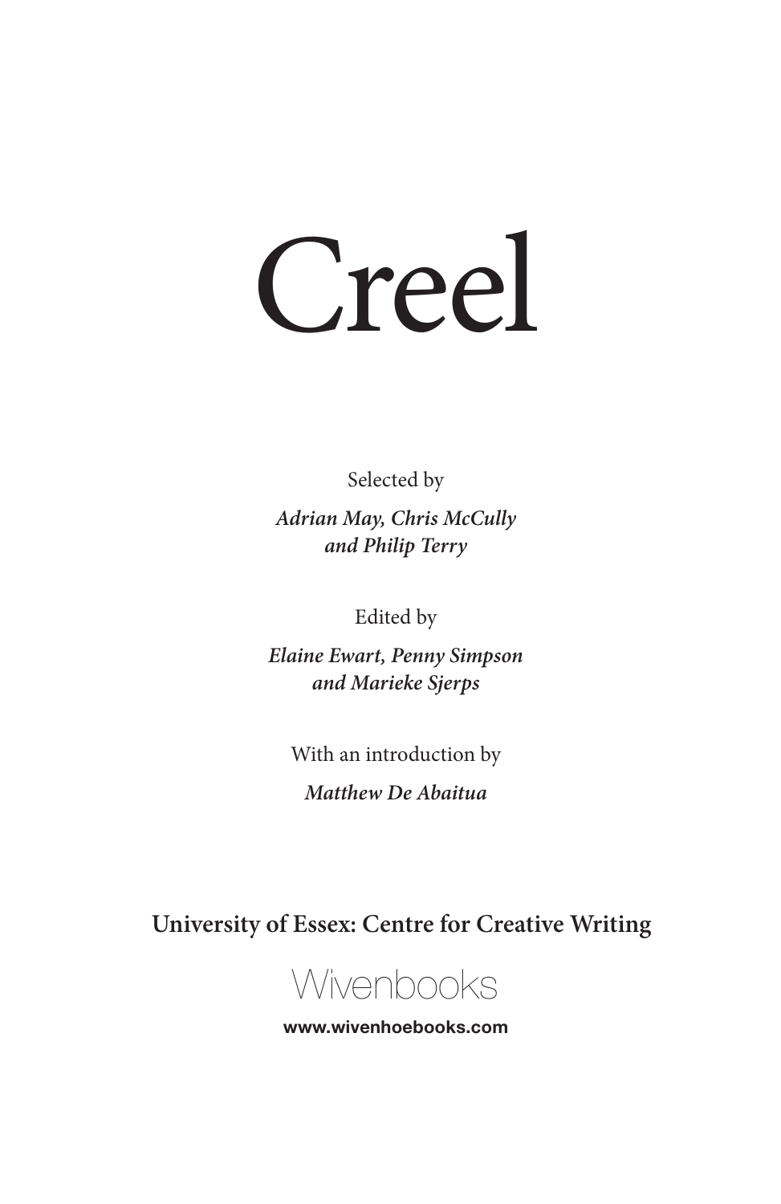# Creel

Selected by

***Adrian May, Chris McCully and Philip Terry***

Edited by

***Elaine Ewart, Penny Simpson and Marieke Sjerps***

With an introduction by

***Matthew De Abaitua***

**University of Essex: Centre for Creative Writing**

Wivenbooks

**www.wivenhoebooks.com**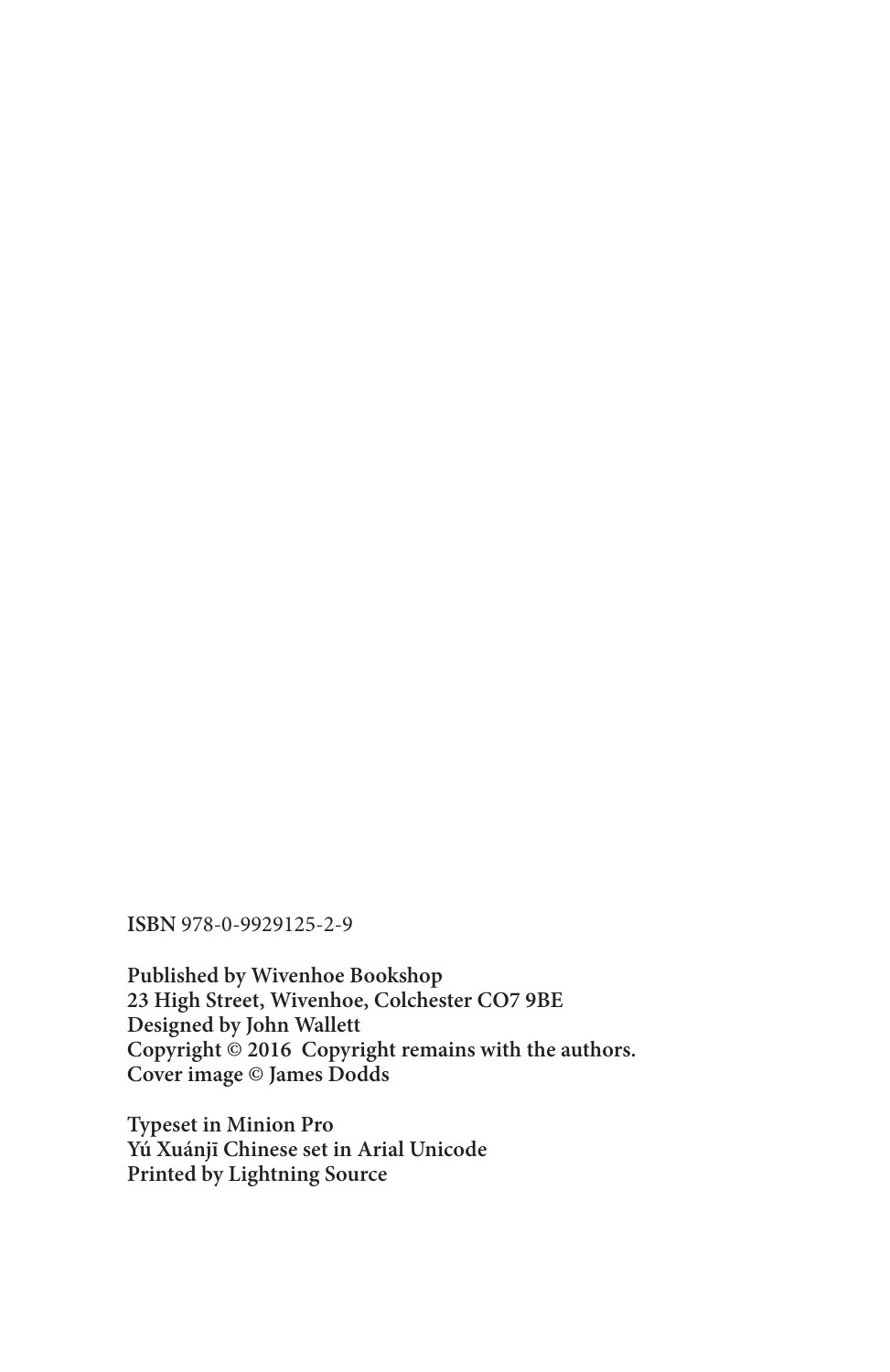**ISBN** 978-0-9929125-2-9

**Published by Wivenhoe Bookshop**
**23 High Street, Wivenhoe, Colchester CO7 9BE**
**Designed by John Wallett**
**Copyright © 2016 Copyright remains with the authors.**
**Cover image © James Dodds**

**Typeset in Minion Pro**
**Yú Xuánjī Chinese set in Arial Unicode**
**Printed by Lightning Source**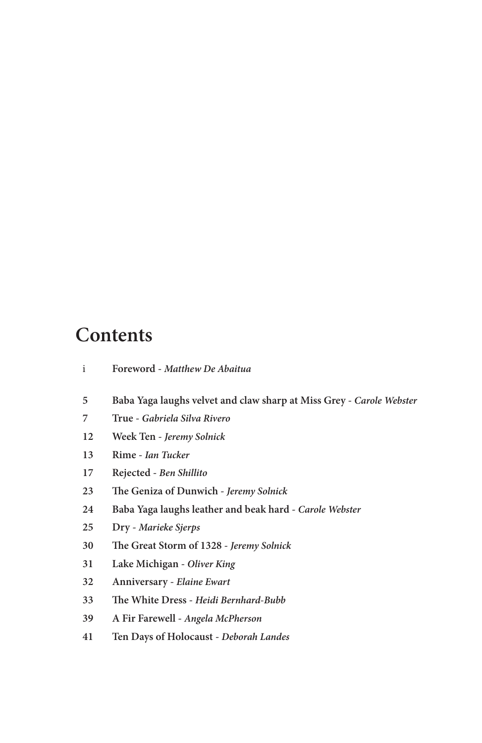# Contents

| | |
|---|---|
| i | **Foreword** - *Matthew De Abaitua* |
| 5 | **Baba Yaga laughs velvet and claw sharp at Miss Grey** - *Carole Webster* |
| 7 | **True** - *Gabriela Silva Rivero* |
| 12 | **Week Ten** - *Jeremy Solnick* |
| 13 | **Rime** - *Ian Tucker* |
| 17 | **Rejected** - *Ben Shillito* |
| 23 | **The Geniza of Dunwich** - *Jeremy Solnick* |
| 24 | **Baba Yaga laughs leather and beak hard** - *Carole Webster* |
| 25 | **Dry** - *Marieke Sjerps* |
| 30 | **The Great Storm of 1328** - *Jeremy Solnick* |
| 31 | **Lake Michigan** - *Oliver King* |
| 32 | **Anniversary** - *Elaine Ewart* |
| 33 | **The White Dress** - *Heidi Bernhard-Bubb* |
| 39 | **A Fir Farewell** - *Angela McPherson* |
| 41 | **Ten Days of Holocaust** - *Deborah Landes* |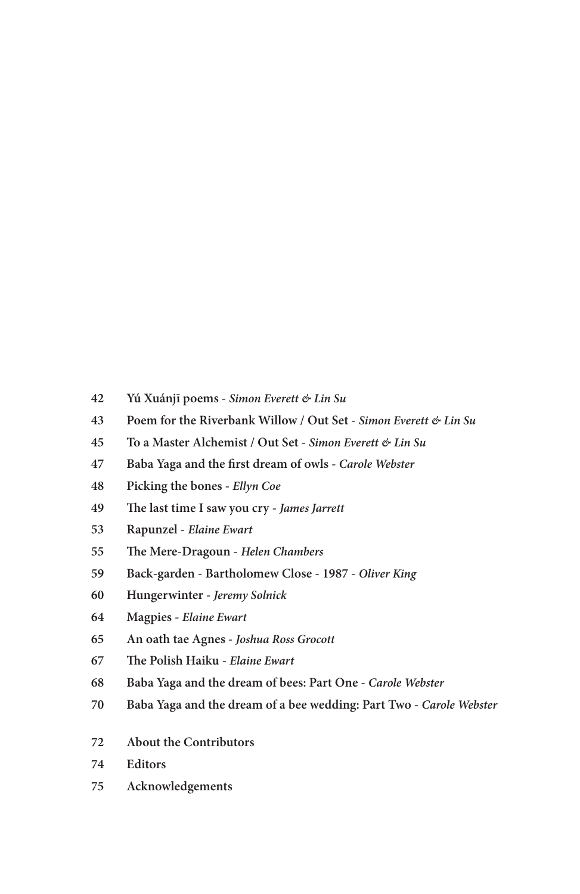42 **Yú Xuánjī poems** - ***Simon Everett & Lin Su***

43 **Poem for the Riverbank Willow / Out Set** - ***Simon Everett & Lin Su***

45 **To a Master Alchemist / Out Set** - ***Simon Everett & Lin Su***

47 **Baba Yaga and the first dream of owls** - ***Carole Webster***

48 **Picking the bones** - ***Ellyn Coe***

49 **The last time I saw you cry** - ***James Jarrett***

53 **Rapunzel** - ***Elaine Ewart***

55 **The Mere-Dragoun** - ***Helen Chambers***

59 **Back-garden - Bartholomew Close - 1987** - ***Oliver King***

60 **Hungerwinter** - ***Jeremy Solnick***

64 **Magpies** - ***Elaine Ewart***

65 **An oath tae Agnes** - ***Joshua Ross Grocott***

67 **The Polish Haiku** - ***Elaine Ewart***

68 **Baba Yaga and the dream of bees: Part One** - ***Carole Webster***

70 **Baba Yaga and the dream of a bee wedding: Part Two** - ***Carole Webster***

72 **About the Contributors**

74 **Editors**

75 **Acknowledgements**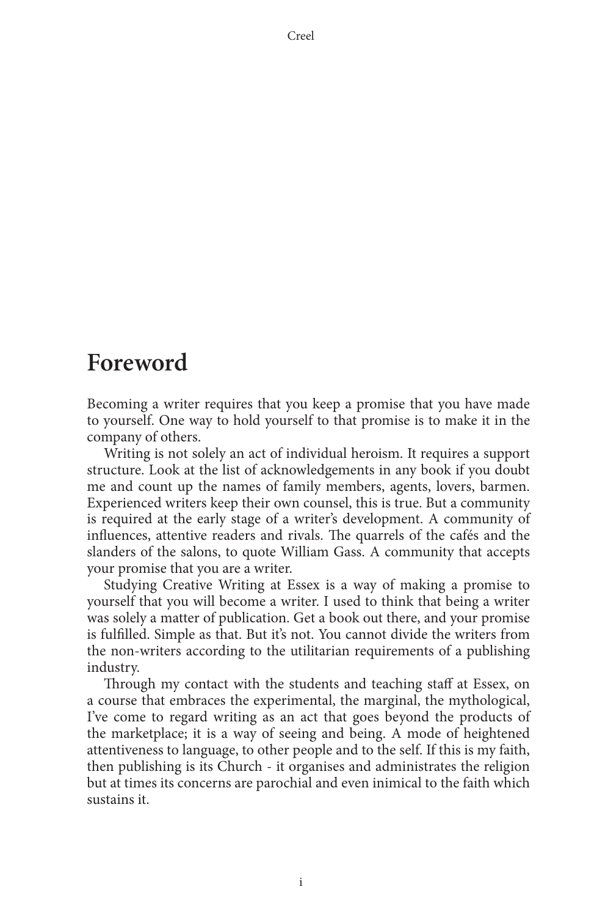# Foreword

Becoming a writer requires that you keep a promise that you have made to yourself. One way to hold yourself to that promise is to make it in the company of others.

Writing is not solely an act of individual heroism. It requires a support structure. Look at the list of acknowledgements in any book if you doubt me and count up the names of family members, agents, lovers, barmen. Experienced writers keep their own counsel, this is true. But a community is required at the early stage of a writer's development. A community of influences, attentive readers and rivals. The quarrels of the cafés and the slanders of the salons, to quote William Gass. A community that accepts your promise that you are a writer.

Studying Creative Writing at Essex is a way of making a promise to yourself that you will become a writer. I used to think that being a writer was solely a matter of publication. Get a book out there, and your promise is fulfilled. Simple as that. But it's not. You cannot divide the writers from the non-writers according to the utilitarian requirements of a publishing industry.

Through my contact with the students and teaching staff at Essex, on a course that embraces the experimental, the marginal, the mythological, I've come to regard writing as an act that goes beyond the products of the marketplace; it is a way of seeing and being. A mode of heightened attentiveness to language, to other people and to the self. If this is my faith, then publishing is its Church - it organises and administrates the religion but at times its concerns are parochial and even inimical to the faith which sustains it.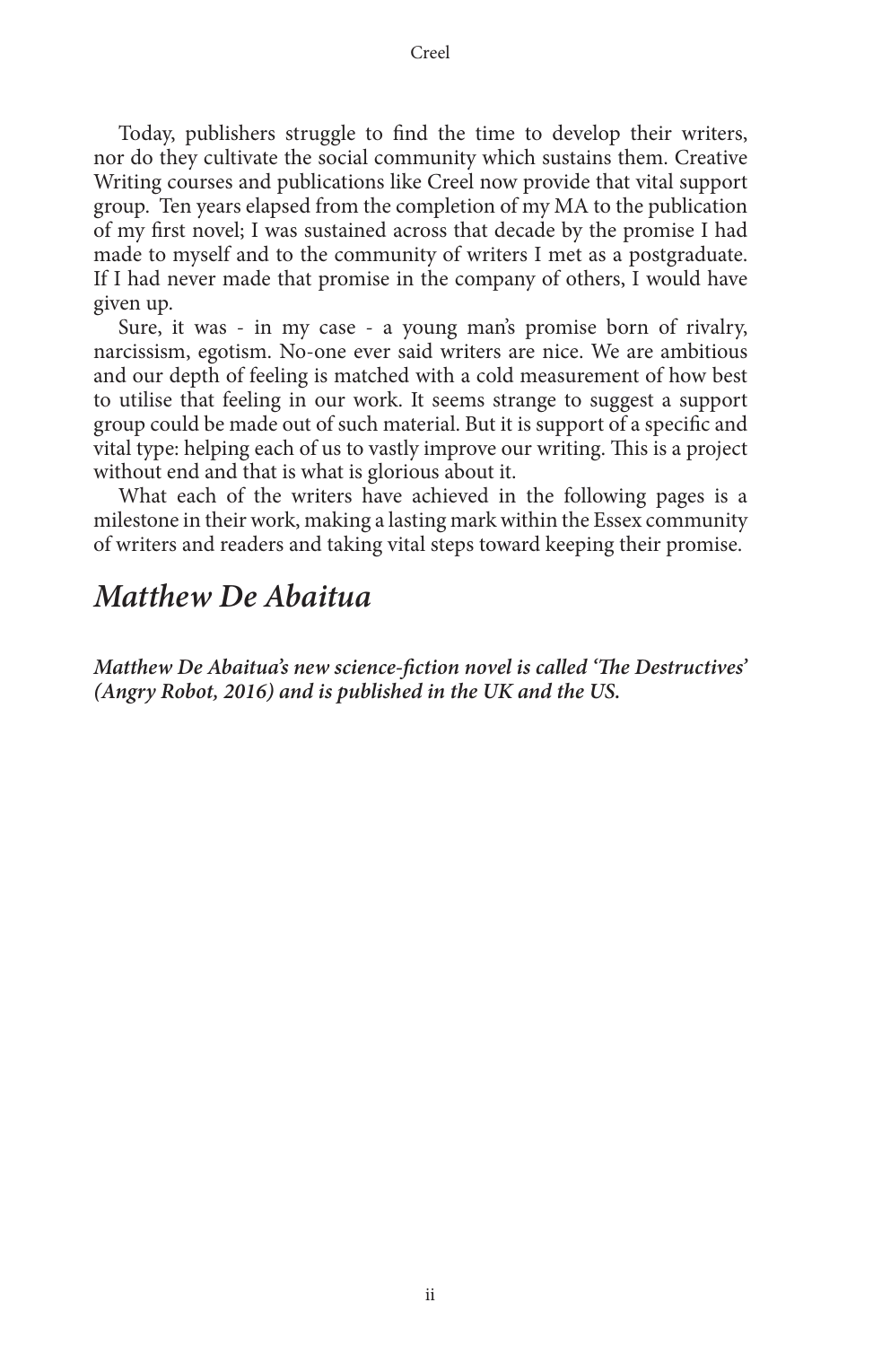Today, publishers struggle to find the time to develop their writers, nor do they cultivate the social community which sustains them. Creative Writing courses and publications like Creel now provide that vital support group. Ten years elapsed from the completion of my MA to the publication of my first novel; I was sustained across that decade by the promise I had made to myself and to the community of writers I met as a postgraduate. If I had never made that promise in the company of others, I would have given up.

Sure, it was - in my case - a young man's promise born of rivalry, narcissism, egotism. No-one ever said writers are nice. We are ambitious and our depth of feeling is matched with a cold measurement of how best to utilise that feeling in our work. It seems strange to suggest a support group could be made out of such material. But it is support of a specific and vital type: helping each of us to vastly improve our writing. This is a project without end and that is what is glorious about it.

What each of the writers have achieved in the following pages is a milestone in their work, making a lasting mark within the Essex community of writers and readers and taking vital steps toward keeping their promise.

## *Matthew De Abaitua*

***Matthew De Abaitua's new science-fiction novel is called 'The Destructives' (Angry Robot, 2016) and is published in the UK and the US.***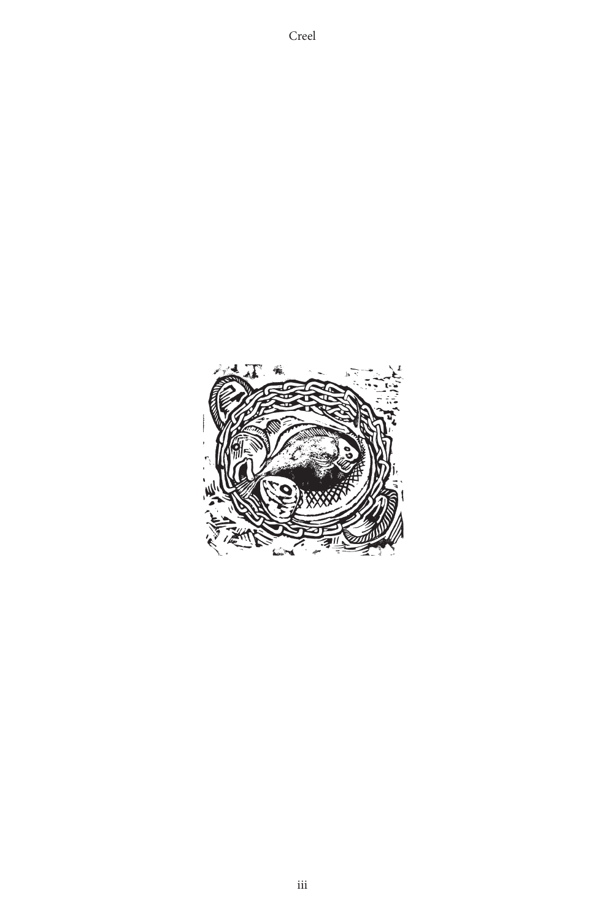# Creel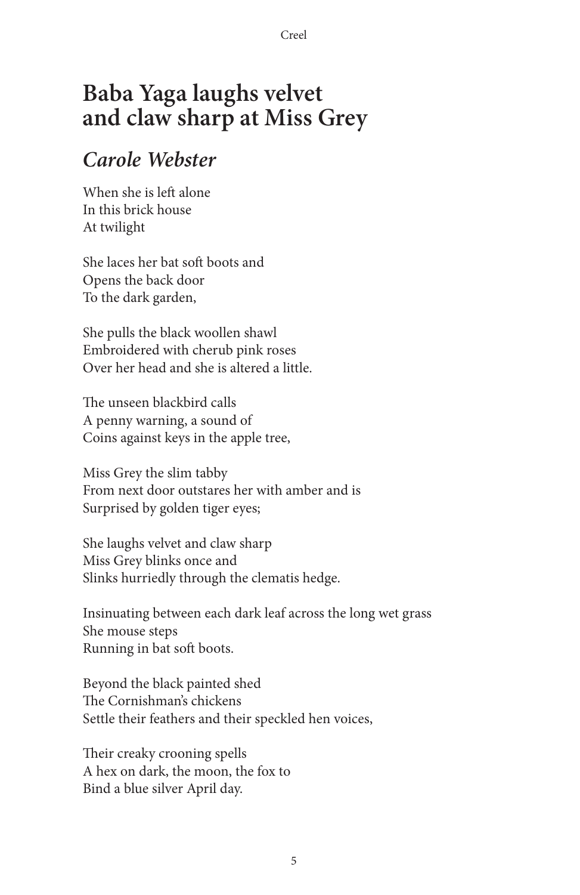# Baba Yaga laughs velvet and claw sharp at Miss Grey

## *Carole Webster*

When she is left alone
In this brick house
At twilight

She laces her bat soft boots and
Opens the back door
To the dark garden,

She pulls the black woollen shawl
Embroidered with cherub pink roses
Over her head and she is altered a little.

The unseen blackbird calls
A penny warning, a sound of
Coins against keys in the apple tree,

Miss Grey the slim tabby
From next door outstares her with amber and is
Surprised by golden tiger eyes;

She laughs velvet and claw sharp
Miss Grey blinks once and
Slinks hurriedly through the clematis hedge.

Insinuating between each dark leaf across the long wet grass
She mouse steps
Running in bat soft boots.

Beyond the black painted shed
The Cornishman's chickens
Settle their feathers and their speckled hen voices,

Their creaky crooning spells
A hex on dark, the moon, the fox to
Bind a blue silver April day.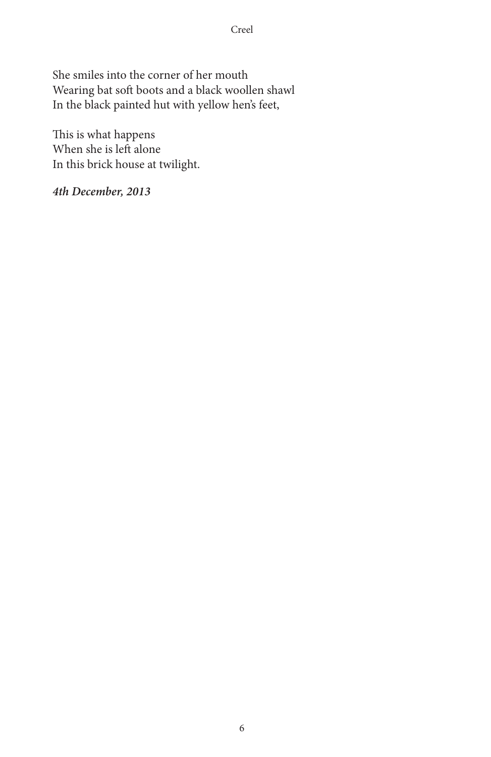She smiles into the corner of her mouth
Wearing bat soft boots and a black woollen shawl
In the black painted hut with yellow hen's feet,

This is what happens
When she is left alone
In this brick house at twilight.

***4th December, 2013***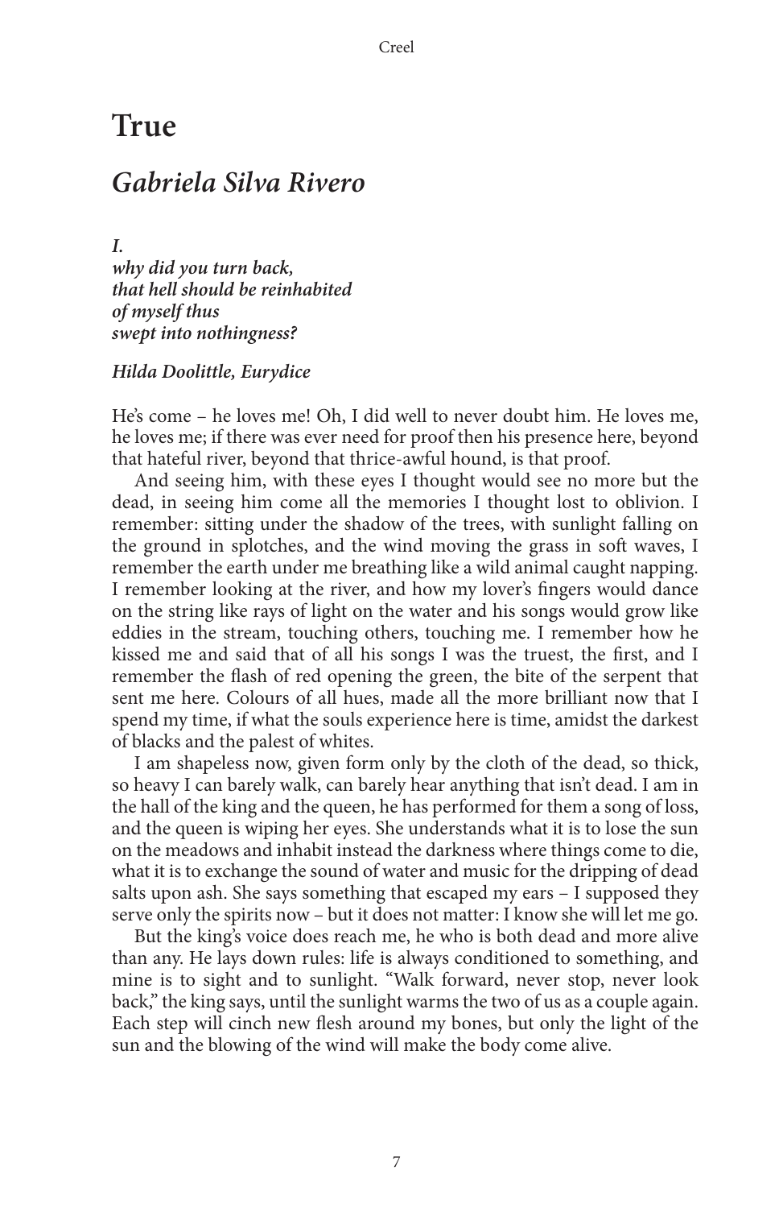# True

## *Gabriela Silva Rivero*

***I.***
***why did you turn back,***
***that hell should be reinhabited***
***of myself thus***
***swept into nothingness?***

***Hilda Doolittle, Eurydice***

He's come – he loves me! Oh, I did well to never doubt him. He loves me, he loves me; if there was ever need for proof then his presence here, beyond that hateful river, beyond that thrice-awful hound, is that proof.

And seeing him, with these eyes I thought would see no more but the dead, in seeing him come all the memories I thought lost to oblivion. I remember: sitting under the shadow of the trees, with sunlight falling on the ground in splotches, and the wind moving the grass in soft waves, I remember the earth under me breathing like a wild animal caught napping. I remember looking at the river, and how my lover's fingers would dance on the string like rays of light on the water and his songs would grow like eddies in the stream, touching others, touching me. I remember how he kissed me and said that of all his songs I was the truest, the first, and I remember the flash of red opening the green, the bite of the serpent that sent me here. Colours of all hues, made all the more brilliant now that I spend my time, if what the souls experience here is time, amidst the darkest of blacks and the palest of whites.

I am shapeless now, given form only by the cloth of the dead, so thick, so heavy I can barely walk, can barely hear anything that isn't dead. I am in the hall of the king and the queen, he has performed for them a song of loss, and the queen is wiping her eyes. She understands what it is to lose the sun on the meadows and inhabit instead the darkness where things come to die, what it is to exchange the sound of water and music for the dripping of dead salts upon ash. She says something that escaped my ears – I supposed they serve only the spirits now – but it does not matter: I know she will let me go.

But the king's voice does reach me, he who is both dead and more alive than any. He lays down rules: life is always conditioned to something, and mine is to sight and to sunlight. "Walk forward, never stop, never look back," the king says, until the sunlight warms the two of us as a couple again. Each step will cinch new flesh around my bones, but only the light of the sun and the blowing of the wind will make the body come alive.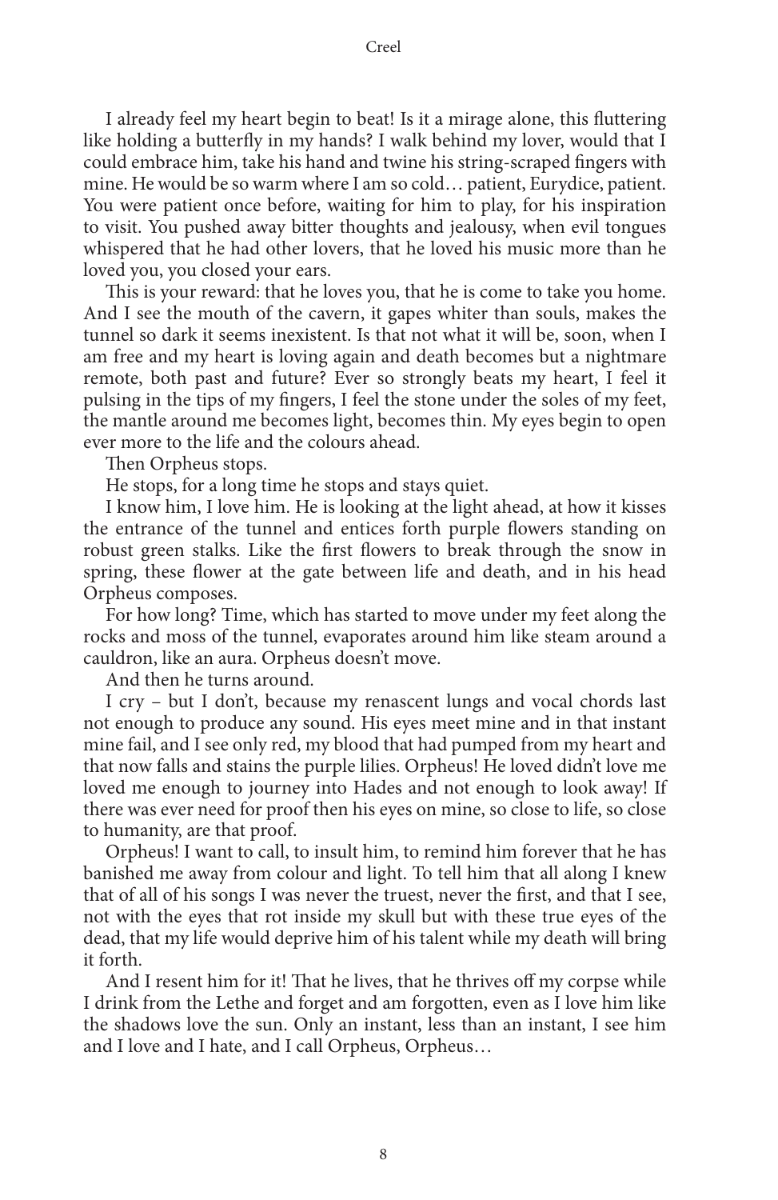I already feel my heart begin to beat! Is it a mirage alone, this fluttering like holding a butterfly in my hands? I walk behind my lover, would that I could embrace him, take his hand and twine his string-scraped fingers with mine. He would be so warm where I am so cold… patient, Eurydice, patient. You were patient once before, waiting for him to play, for his inspiration to visit. You pushed away bitter thoughts and jealousy, when evil tongues whispered that he had other lovers, that he loved his music more than he loved you, you closed your ears.

This is your reward: that he loves you, that he is come to take you home. And I see the mouth of the cavern, it gapes whiter than souls, makes the tunnel so dark it seems inexistent. Is that not what it will be, soon, when I am free and my heart is loving again and death becomes but a nightmare remote, both past and future? Ever so strongly beats my heart, I feel it pulsing in the tips of my fingers, I feel the stone under the soles of my feet, the mantle around me becomes light, becomes thin. My eyes begin to open ever more to the life and the colours ahead.

Then Orpheus stops.

He stops, for a long time he stops and stays quiet.

I know him, I love him. He is looking at the light ahead, at how it kisses the entrance of the tunnel and entices forth purple flowers standing on robust green stalks. Like the first flowers to break through the snow in spring, these flower at the gate between life and death, and in his head Orpheus composes.

For how long? Time, which has started to move under my feet along the rocks and moss of the tunnel, evaporates around him like steam around a cauldron, like an aura. Orpheus doesn't move.

And then he turns around.

I cry – but I don't, because my renascent lungs and vocal chords last not enough to produce any sound. His eyes meet mine and in that instant mine fail, and I see only red, my blood that had pumped from my heart and that now falls and stains the purple lilies. Orpheus! He loved didn't love me loved me enough to journey into Hades and not enough to look away! If there was ever need for proof then his eyes on mine, so close to life, so close to humanity, are that proof.

Orpheus! I want to call, to insult him, to remind him forever that he has banished me away from colour and light. To tell him that all along I knew that of all of his songs I was never the truest, never the first, and that I see, not with the eyes that rot inside my skull but with these true eyes of the dead, that my life would deprive him of his talent while my death will bring it forth.

And I resent him for it! That he lives, that he thrives off my corpse while I drink from the Lethe and forget and am forgotten, even as I love him like the shadows love the sun. Only an instant, less than an instant, I see him and I love and I hate, and I call Orpheus, Orpheus…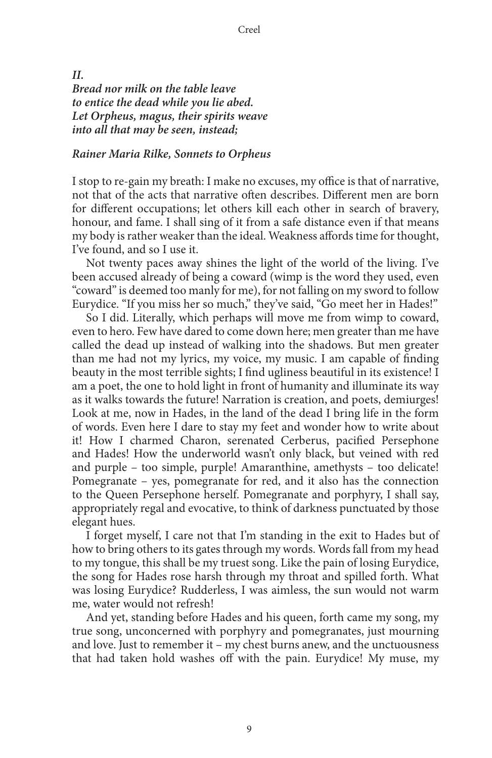***II.***

***Bread nor milk on the table leave***
***to entice the dead while you lie abed.***
***Let Orpheus, magus, their spirits weave***
***into all that may be seen, instead;***

***Rainer Maria Rilke, Sonnets to Orpheus***

I stop to re-gain my breath: I make no excuses, my office is that of narrative, not that of the acts that narrative often describes. Different men are born for different occupations; let others kill each other in search of bravery, honour, and fame. I shall sing of it from a safe distance even if that means my body is rather weaker than the ideal. Weakness affords time for thought, I've found, and so I use it.

Not twenty paces away shines the light of the world of the living. I've been accused already of being a coward (wimp is the word they used, even "coward" is deemed too manly for me), for not falling on my sword to follow Eurydice. "If you miss her so much," they've said, "Go meet her in Hades!"

So I did. Literally, which perhaps will move me from wimp to coward, even to hero. Few have dared to come down here; men greater than me have called the dead up instead of walking into the shadows. But men greater than me had not my lyrics, my voice, my music. I am capable of finding beauty in the most terrible sights; I find ugliness beautiful in its existence! I am a poet, the one to hold light in front of humanity and illuminate its way as it walks towards the future! Narration is creation, and poets, demiurges! Look at me, now in Hades, in the land of the dead I bring life in the form of words. Even here I dare to stay my feet and wonder how to write about it! How I charmed Charon, serenated Cerberus, pacified Persephone and Hades! How the underworld wasn't only black, but veined with red and purple – too simple, purple! Amaranthine, amethysts – too delicate! Pomegranate – yes, pomegranate for red, and it also has the connection to the Queen Persephone herself. Pomegranate and porphyry, I shall say, appropriately regal and evocative, to think of darkness punctuated by those elegant hues.

I forget myself, I care not that I'm standing in the exit to Hades but of how to bring others to its gates through my words. Words fall from my head to my tongue, this shall be my truest song. Like the pain of losing Eurydice, the song for Hades rose harsh through my throat and spilled forth. What was losing Eurydice? Rudderless, I was aimless, the sun would not warm me, water would not refresh!

And yet, standing before Hades and his queen, forth came my song, my true song, unconcerned with porphyry and pomegranates, just mourning and love. Just to remember it – my chest burns anew, and the unctuousness that had taken hold washes off with the pain. Eurydice! My muse, my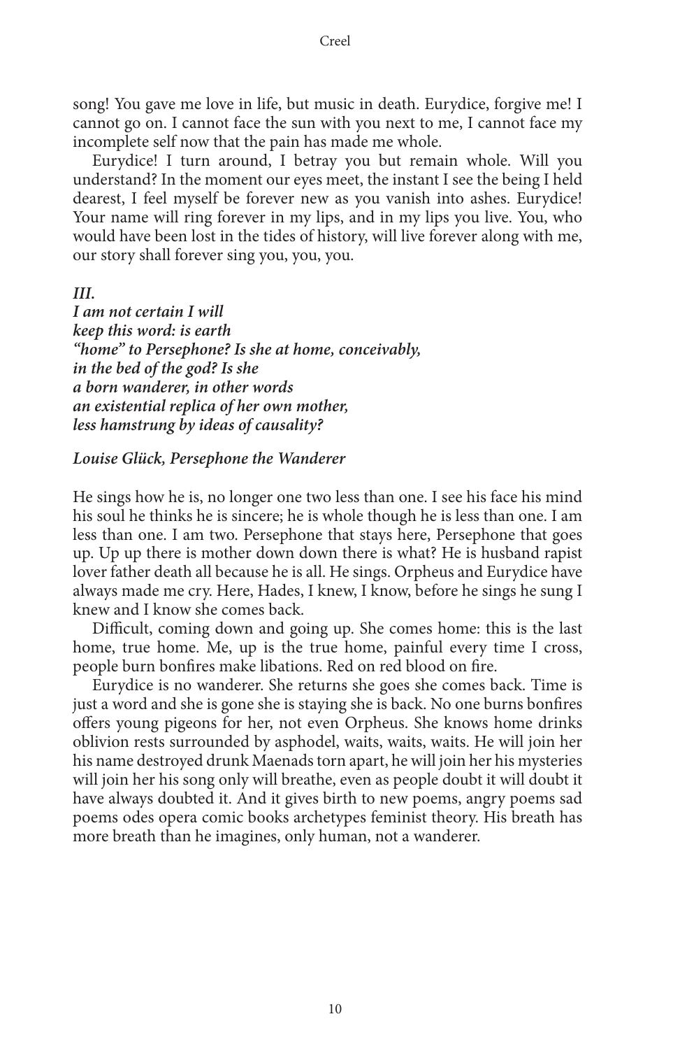song! You gave me love in life, but music in death. Eurydice, forgive me! I cannot go on. I cannot face the sun with you next to me, I cannot face my incomplete self now that the pain has made me whole.

Eurydice! I turn around, I betray you but remain whole. Will you understand? In the moment our eyes meet, the instant I see the being I held dearest, I feel myself be forever new as you vanish into ashes. Eurydice! Your name will ring forever in my lips, and in my lips you live. You, who would have been lost in the tides of history, will live forever along with me, our story shall forever sing you, you, you.

***III.***

***I am not certain I will***
***keep this word: is earth***
***"home" to Persephone? Is she at home, conceivably,***
***in the bed of the god? Is she***
***a born wanderer, in other words***
***an existential replica of her own mother,***
***less hamstrung by ideas of causality?***

***Louise Glück, Persephone the Wanderer***

He sings how he is, no longer one two less than one. I see his face his mind his soul he thinks he is sincere; he is whole though he is less than one. I am less than one. I am two. Persephone that stays here, Persephone that goes up. Up up there is mother down down there is what? He is husband rapist lover father death all because he is all. He sings. Orpheus and Eurydice have always made me cry. Here, Hades, I knew, I know, before he sings he sung I knew and I know she comes back.

Difficult, coming down and going up. She comes home: this is the last home, true home. Me, up is the true home, painful every time I cross, people burn bonfires make libations. Red on red blood on fire.

Eurydice is no wanderer. She returns she goes she comes back. Time is just a word and she is gone she is staying she is back. No one burns bonfires offers young pigeons for her, not even Orpheus. She knows home drinks oblivion rests surrounded by asphodel, waits, waits, waits. He will join her his name destroyed drunk Maenads torn apart, he will join her his mysteries will join her his song only will breathe, even as people doubt it will doubt it have always doubted it. And it gives birth to new poems, angry poems sad poems odes opera comic books archetypes feminist theory. His breath has more breath than he imagines, only human, not a wanderer.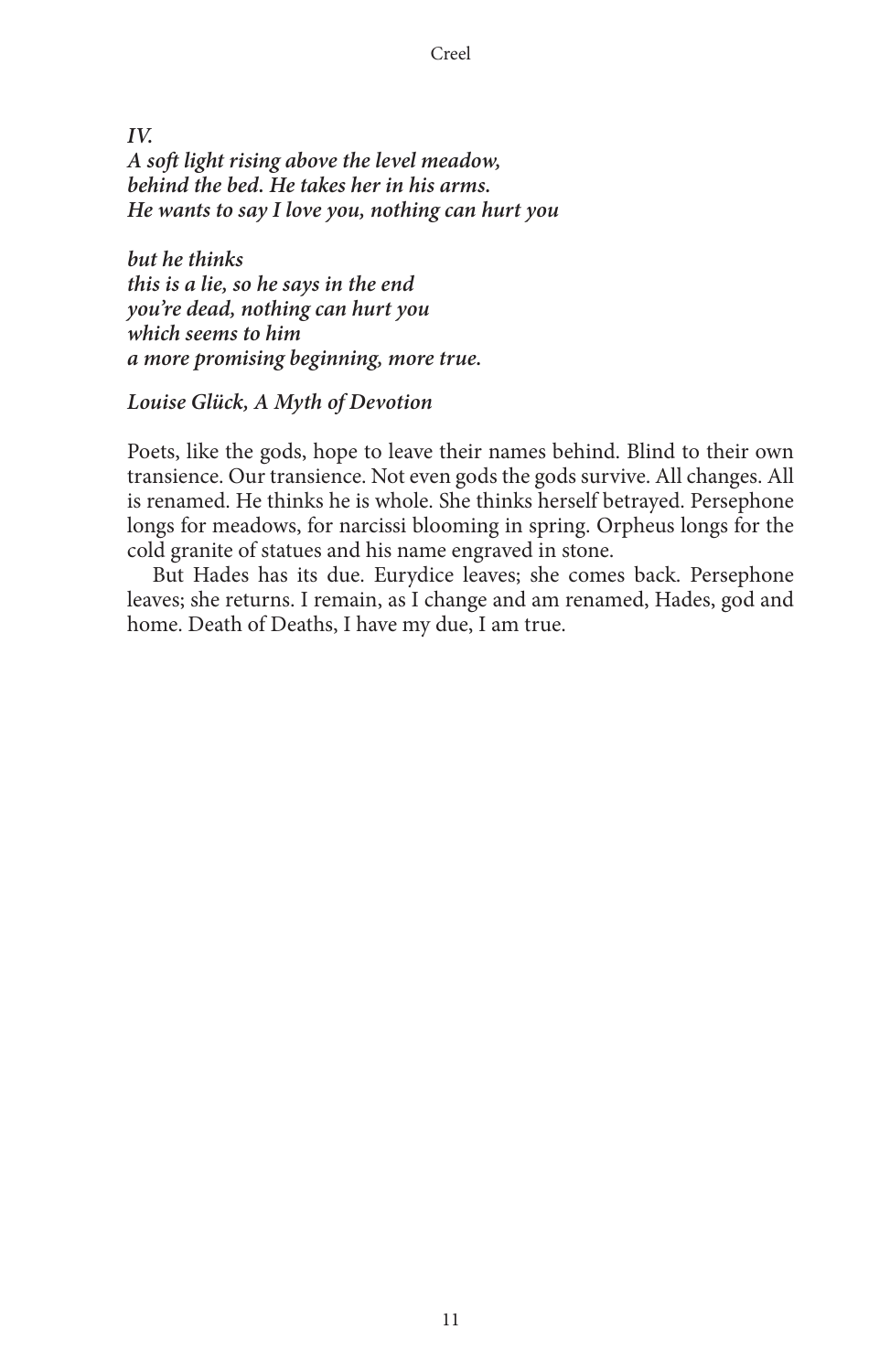***IV.***
***A soft light rising above the level meadow,***
***behind the bed. He takes her in his arms.***
***He wants to say I love you, nothing can hurt you***

***but he thinks***
***this is a lie, so he says in the end***
***you're dead, nothing can hurt you***
***which seems to him***
***a more promising beginning, more true.***

***Louise Glück, A Myth of Devotion***

Poets, like the gods, hope to leave their names behind. Blind to their own transience. Our transience. Not even gods the gods survive. All changes. All is renamed. He thinks he is whole. She thinks herself betrayed. Persephone longs for meadows, for narcissi blooming in spring. Orpheus longs for the cold granite of statues and his name engraved in stone.

But Hades has its due. Eurydice leaves; she comes back. Persephone leaves; she returns. I remain, as I change and am renamed, Hades, god and home. Death of Deaths, I have my due, I am true.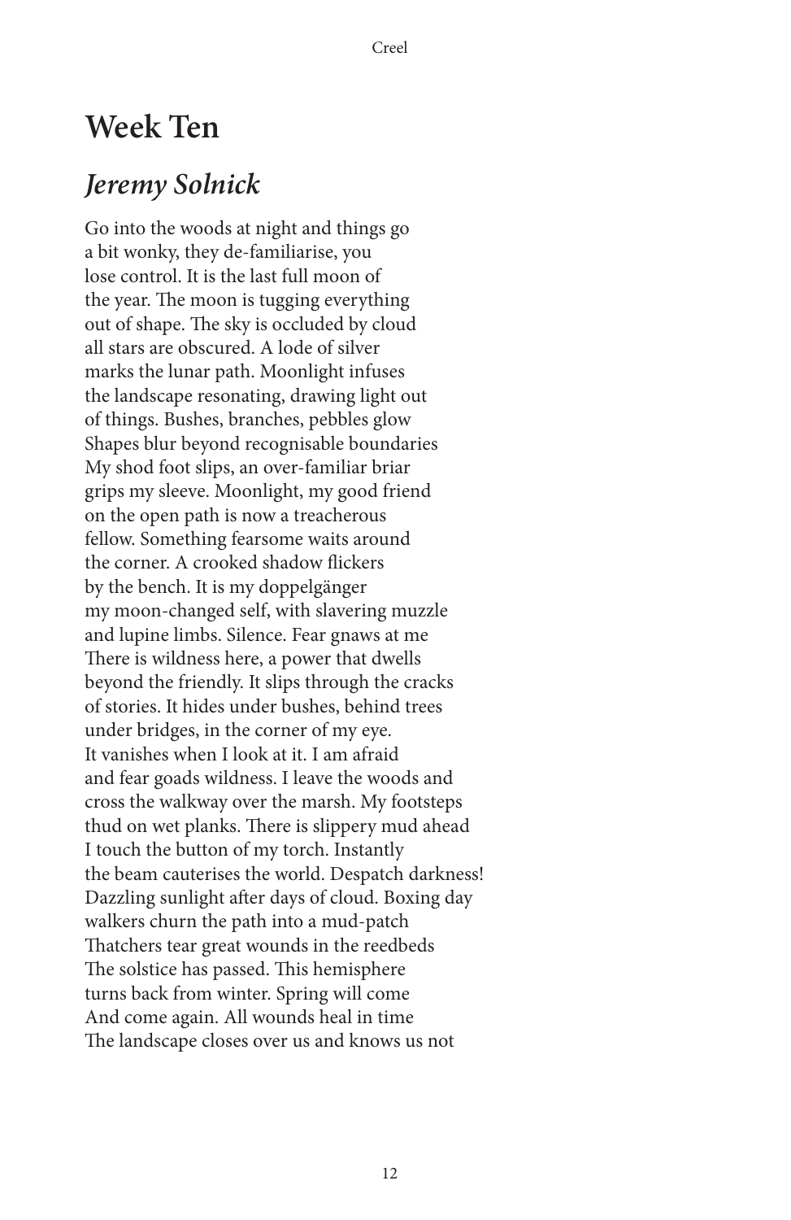# Week Ten

## *Jeremy Solnick*

Go into the woods at night and things go
a bit wonky, they de-familiarise, you
lose control. It is the last full moon of
the year. The moon is tugging everything
out of shape. The sky is occluded by cloud
all stars are obscured. A lode of silver
marks the lunar path. Moonlight infuses
the landscape resonating, drawing light out
of things. Bushes, branches, pebbles glow
Shapes blur beyond recognisable boundaries
My shod foot slips, an over-familiar briar
grips my sleeve. Moonlight, my good friend
on the open path is now a treacherous
fellow. Something fearsome waits around
the corner. A crooked shadow flickers
by the bench. It is my doppelgänger
my moon-changed self, with slavering muzzle
and lupine limbs. Silence. Fear gnaws at me
There is wildness here, a power that dwells
beyond the friendly. It slips through the cracks
of stories. It hides under bushes, behind trees
under bridges, in the corner of my eye.
It vanishes when I look at it. I am afraid
and fear goads wildness. I leave the woods and
cross the walkway over the marsh. My footsteps
thud on wet planks. There is slippery mud ahead
I touch the button of my torch. Instantly
the beam cauterises the world. Despatch darkness!
Dazzling sunlight after days of cloud. Boxing day
walkers churn the path into a mud-patch
Thatchers tear great wounds in the reedbeds
The solstice has passed. This hemisphere
turns back from winter. Spring will come
And come again. All wounds heal in time
The landscape closes over us and knows us not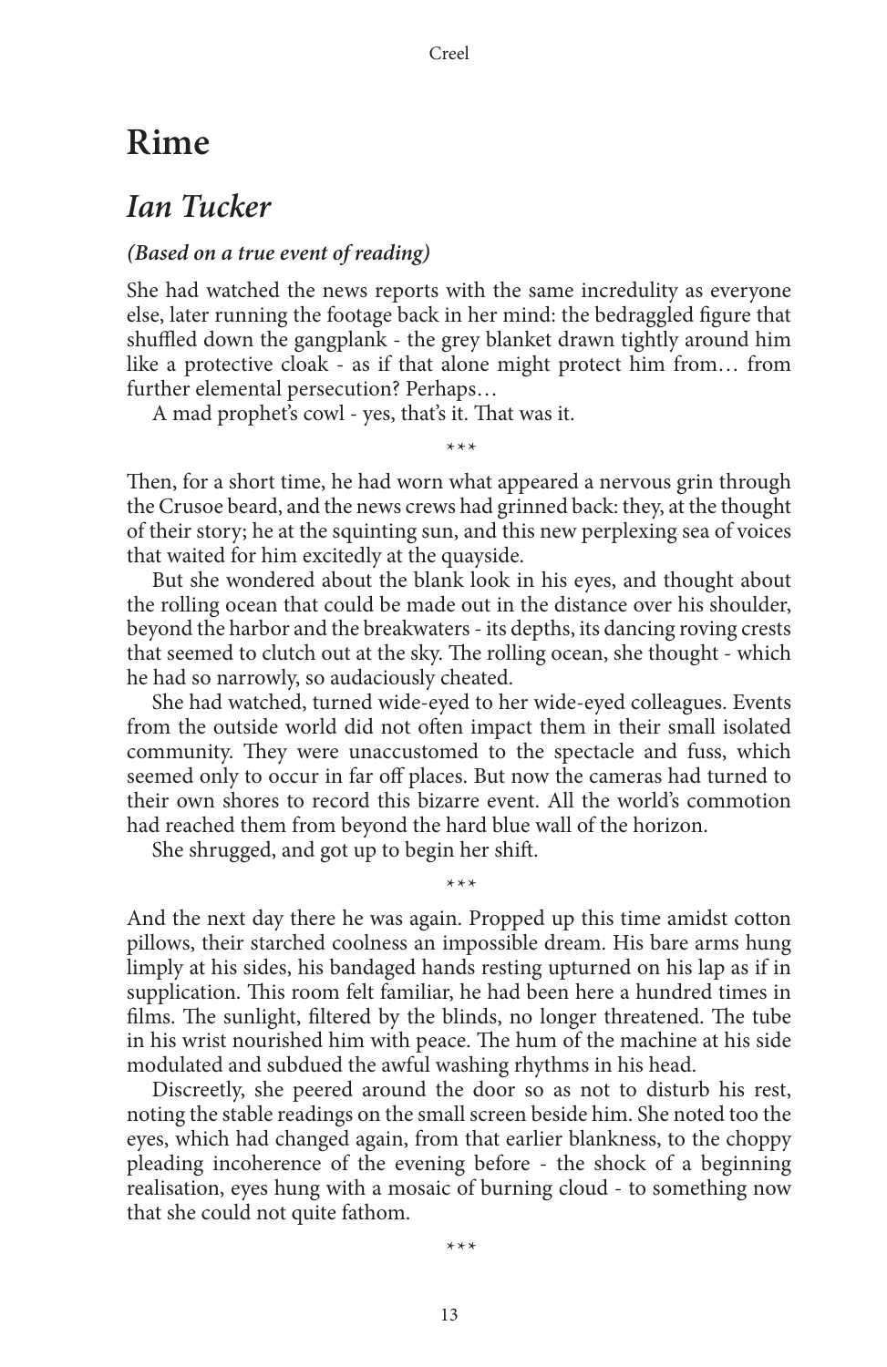# Rime

## *Ian Tucker*

***(Based on a true event of reading)***

She had watched the news reports with the same incredulity as everyone else, later running the footage back in her mind: the bedraggled figure that shuffled down the gangplank - the grey blanket drawn tightly around him like a protective cloak - as if that alone might protect him from… from further elemental persecution? Perhaps…

A mad prophet's cowl - yes, that's it. That was it.

\*\*\*

Then, for a short time, he had worn what appeared a nervous grin through the Crusoe beard, and the news crews had grinned back: they, at the thought of their story; he at the squinting sun, and this new perplexing sea of voices that waited for him excitedly at the quayside.

But she wondered about the blank look in his eyes, and thought about the rolling ocean that could be made out in the distance over his shoulder, beyond the harbor and the breakwaters - its depths, its dancing roving crests that seemed to clutch out at the sky. The rolling ocean, she thought - which he had so narrowly, so audaciously cheated.

She had watched, turned wide-eyed to her wide-eyed colleagues. Events from the outside world did not often impact them in their small isolated community. They were unaccustomed to the spectacle and fuss, which seemed only to occur in far off places. But now the cameras had turned to their own shores to record this bizarre event. All the world's commotion had reached them from beyond the hard blue wall of the horizon.

She shrugged, and got up to begin her shift.

\*\*\*

And the next day there he was again. Propped up this time amidst cotton pillows, their starched coolness an impossible dream. His bare arms hung limply at his sides, his bandaged hands resting upturned on his lap as if in supplication. This room felt familiar, he had been here a hundred times in films. The sunlight, filtered by the blinds, no longer threatened. The tube in his wrist nourished him with peace. The hum of the machine at his side modulated and subdued the awful washing rhythms in his head.

Discreetly, she peered around the door so as not to disturb his rest, noting the stable readings on the small screen beside him. She noted too the eyes, which had changed again, from that earlier blankness, to the choppy pleading incoherence of the evening before - the shock of a beginning realisation, eyes hung with a mosaic of burning cloud - to something now that she could not quite fathom.

\*\*\*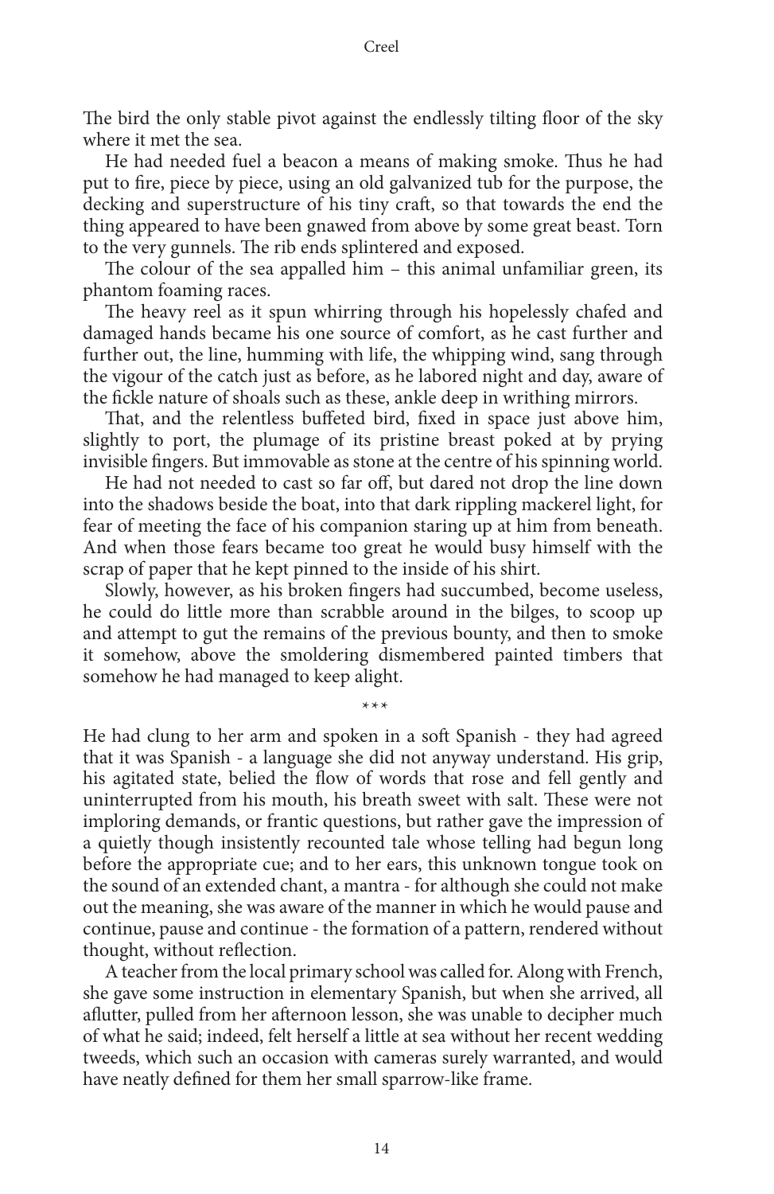The bird the only stable pivot against the endlessly tilting floor of the sky where it met the sea.

He had needed fuel a beacon a means of making smoke. Thus he had put to fire, piece by piece, using an old galvanized tub for the purpose, the decking and superstructure of his tiny craft, so that towards the end the thing appeared to have been gnawed from above by some great beast. Torn to the very gunnels. The rib ends splintered and exposed.

The colour of the sea appalled him – this animal unfamiliar green, its phantom foaming races.

The heavy reel as it spun whirring through his hopelessly chafed and damaged hands became his one source of comfort, as he cast further and further out, the line, humming with life, the whipping wind, sang through the vigour of the catch just as before, as he labored night and day, aware of the fickle nature of shoals such as these, ankle deep in writhing mirrors.

That, and the relentless buffeted bird, fixed in space just above him, slightly to port, the plumage of its pristine breast poked at by prying invisible fingers. But immovable as stone at the centre of his spinning world.

He had not needed to cast so far off, but dared not drop the line down into the shadows beside the boat, into that dark rippling mackerel light, for fear of meeting the face of his companion staring up at him from beneath. And when those fears became too great he would busy himself with the scrap of paper that he kept pinned to the inside of his shirt.

Slowly, however, as his broken fingers had succumbed, become useless, he could do little more than scrabble around in the bilges, to scoop up and attempt to gut the remains of the previous bounty, and then to smoke it somehow, above the smoldering dismembered painted timbers that somehow he had managed to keep alight.

***

He had clung to her arm and spoken in a soft Spanish - they had agreed that it was Spanish - a language she did not anyway understand. His grip, his agitated state, belied the flow of words that rose and fell gently and uninterrupted from his mouth, his breath sweet with salt. These were not imploring demands, or frantic questions, but rather gave the impression of a quietly though insistently recounted tale whose telling had begun long before the appropriate cue; and to her ears, this unknown tongue took on the sound of an extended chant, a mantra - for although she could not make out the meaning, she was aware of the manner in which he would pause and continue, pause and continue - the formation of a pattern, rendered without thought, without reflection.

A teacher from the local primary school was called for. Along with French, she gave some instruction in elementary Spanish, but when she arrived, all aflutter, pulled from her afternoon lesson, she was unable to decipher much of what he said; indeed, felt herself a little at sea without her recent wedding tweeds, which such an occasion with cameras surely warranted, and would have neatly defined for them her small sparrow-like frame.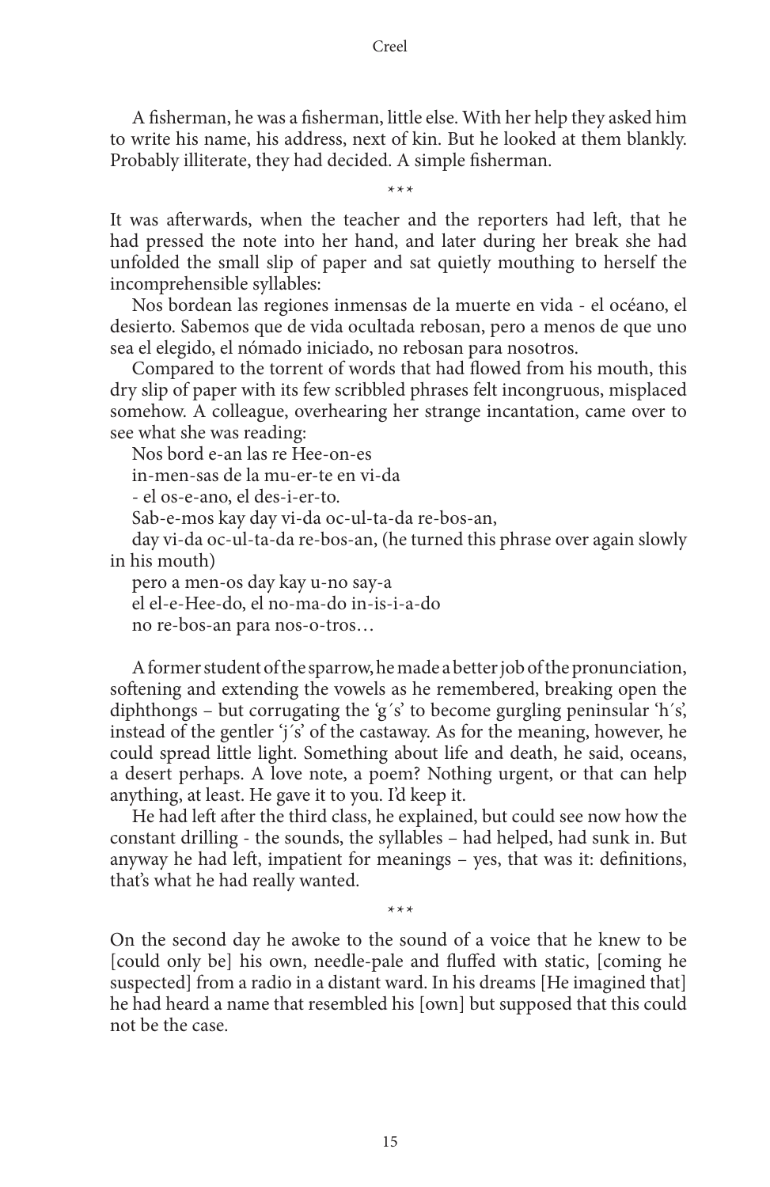A fisherman, he was a fisherman, little else. With her help they asked him to write his name, his address, next of kin. But he looked at them blankly. Probably illiterate, they had decided. A simple fisherman.

\*\*\*

It was afterwards, when the teacher and the reporters had left, that he had pressed the note into her hand, and later during her break she had unfolded the small slip of paper and sat quietly mouthing to herself the incomprehensible syllables:

Nos bordean las regiones inmensas de la muerte en vida - el océano, el desierto. Sabemos que de vida ocultada rebosan, pero a menos de que uno sea el elegido, el nómado iniciado, no rebosan para nosotros.

Compared to the torrent of words that had flowed from his mouth, this dry slip of paper with its few scribbled phrases felt incongruous, misplaced somehow. A colleague, overhearing her strange incantation, came over to see what she was reading:

Nos bord e-an las re Hee-on-es
in-men-sas de la mu-er-te en vi-da
- el os-e-ano, el des-i-er-to.
Sab-e-mos kay day vi-da oc-ul-ta-da re-bos-an,
day vi-da oc-ul-ta-da re-bos-an, (he turned this phrase over again slowly in his mouth)
pero a men-os day kay u-no say-a
el el-e-Hee-do, el no-ma-do in-is-i-a-do
no re-bos-an para nos-o-tros…

A former student of the sparrow, he made a better job of the pronunciation, softening and extending the vowels as he remembered, breaking open the diphthongs – but corrugating the 'g´s' to become gurgling peninsular 'h´s', instead of the gentler 'j´s' of the castaway. As for the meaning, however, he could spread little light. Something about life and death, he said, oceans, a desert perhaps. A love note, a poem? Nothing urgent, or that can help anything, at least. He gave it to you. I'd keep it.

He had left after the third class, he explained, but could see now how the constant drilling - the sounds, the syllables – had helped, had sunk in. But anyway he had left, impatient for meanings – yes, that was it: definitions, that's what he had really wanted.

\*\*\*

On the second day he awoke to the sound of a voice that he knew to be [could only be] his own, needle-pale and fluffed with static, [coming he suspected] from a radio in a distant ward. In his dreams [He imagined that] he had heard a name that resembled his [own] but supposed that this could not be the case.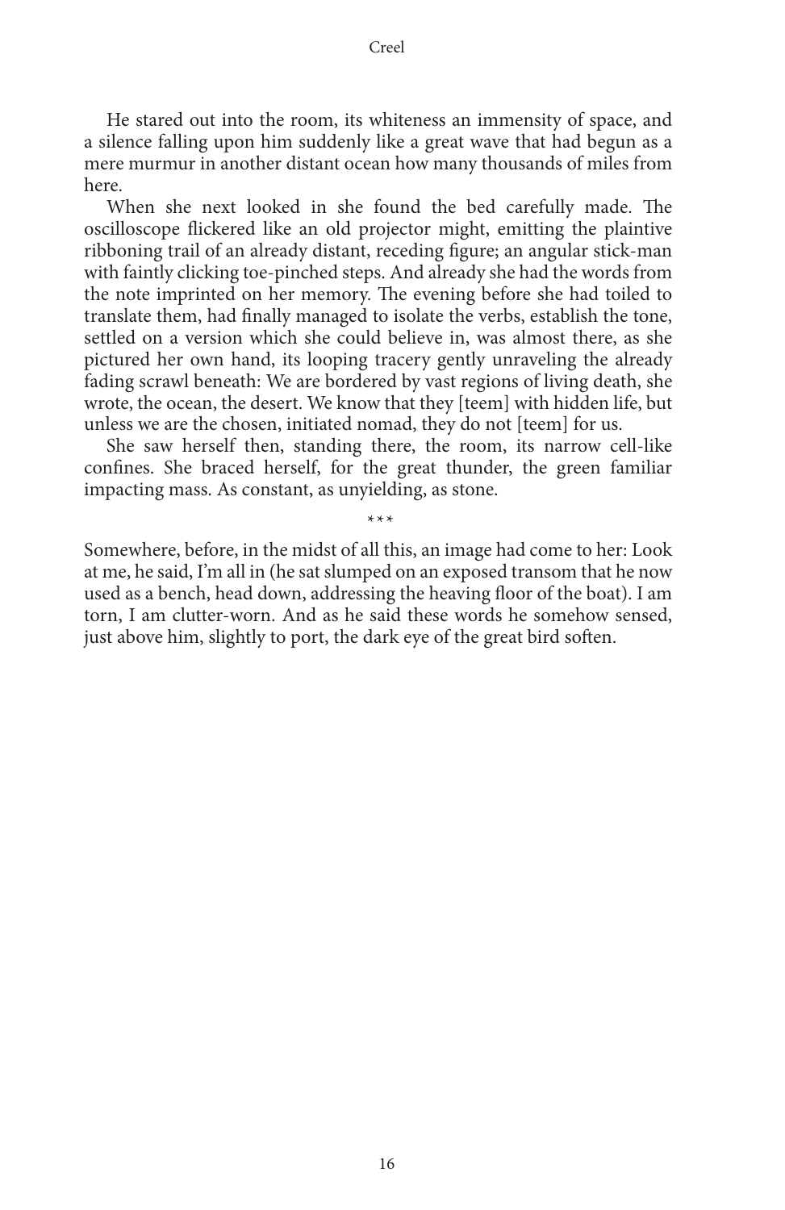He stared out into the room, its whiteness an immensity of space, and a silence falling upon him suddenly like a great wave that had begun as a mere murmur in another distant ocean how many thousands of miles from here.

When she next looked in she found the bed carefully made. The oscilloscope flickered like an old projector might, emitting the plaintive ribboning trail of an already distant, receding figure; an angular stick-man with faintly clicking toe-pinched steps. And already she had the words from the note imprinted on her memory. The evening before she had toiled to translate them, had finally managed to isolate the verbs, establish the tone, settled on a version which she could believe in, was almost there, as she pictured her own hand, its looping tracery gently unraveling the already fading scrawl beneath: We are bordered by vast regions of living death, she wrote, the ocean, the desert. We know that they [teem] with hidden life, but unless we are the chosen, initiated nomad, they do not [teem] for us.

She saw herself then, standing there, the room, its narrow cell-like confines. She braced herself, for the great thunder, the green familiar impacting mass. As constant, as unyielding, as stone.

\*\*\*

Somewhere, before, in the midst of all this, an image had come to her: Look at me, he said, I'm all in (he sat slumped on an exposed transom that he now used as a bench, head down, addressing the heaving floor of the boat). I am torn, I am clutter-worn. And as he said these words he somehow sensed, just above him, slightly to port, the dark eye of the great bird soften.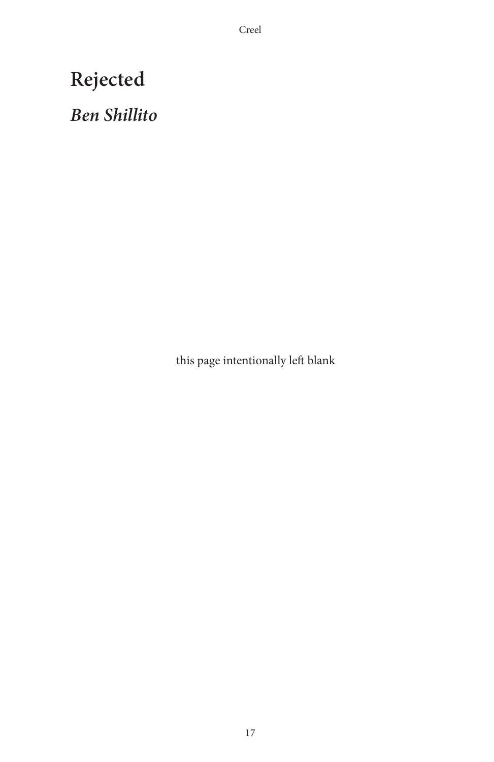# Rejected

## *Ben Shillito*

this page intentionally left blank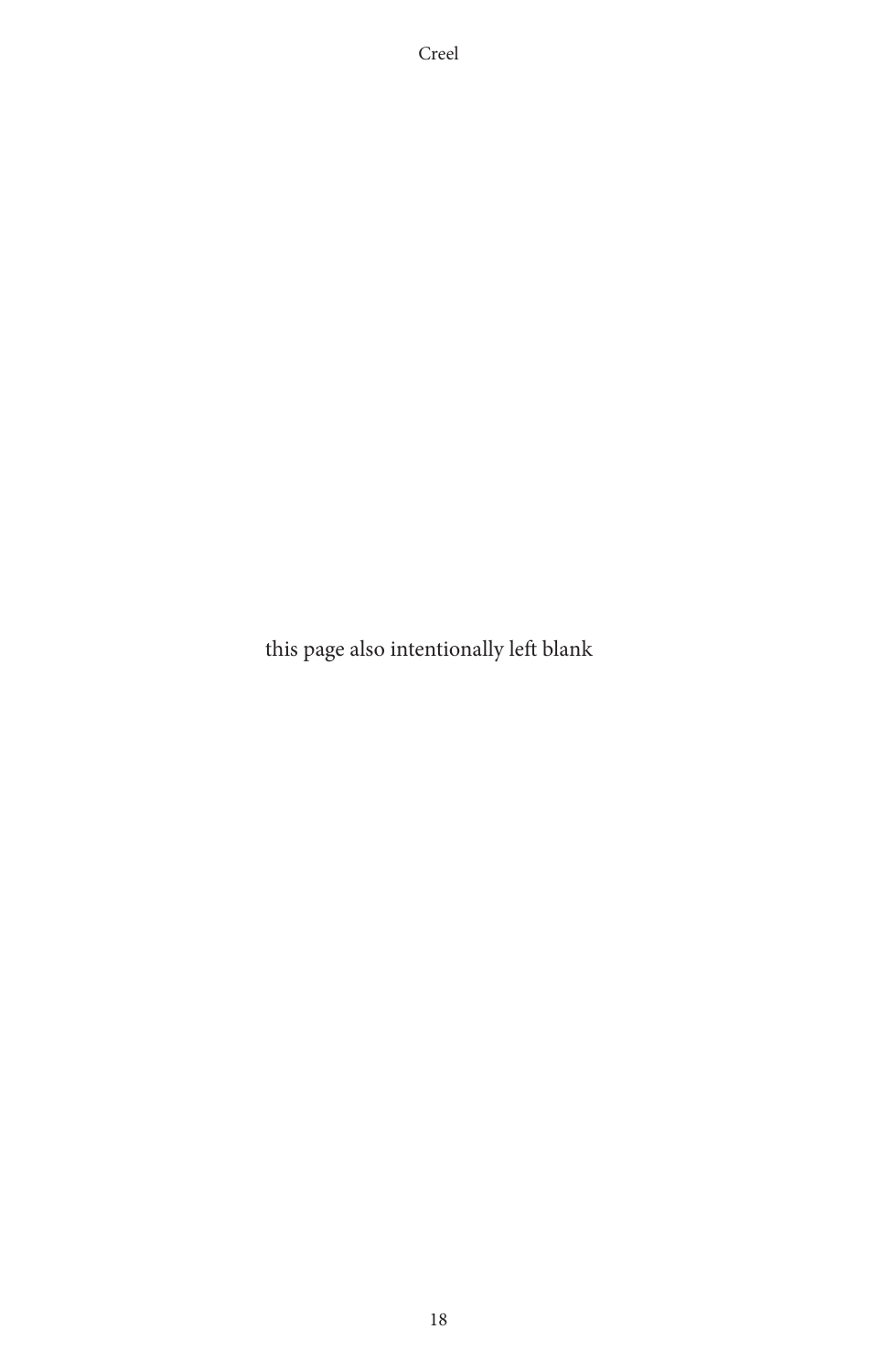this page also intentionally left blank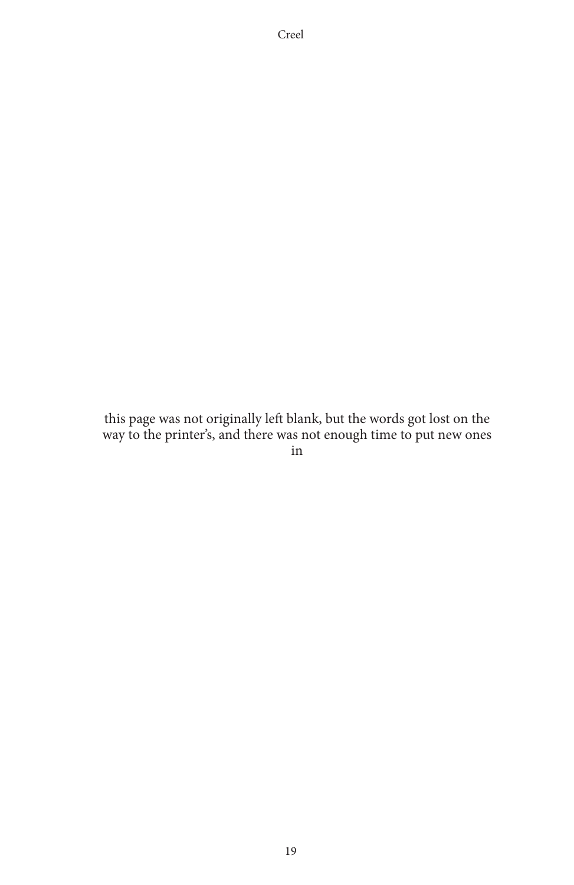this page was not originally left blank, but the words got lost on the way to the printer's, and there was not enough time to put new ones in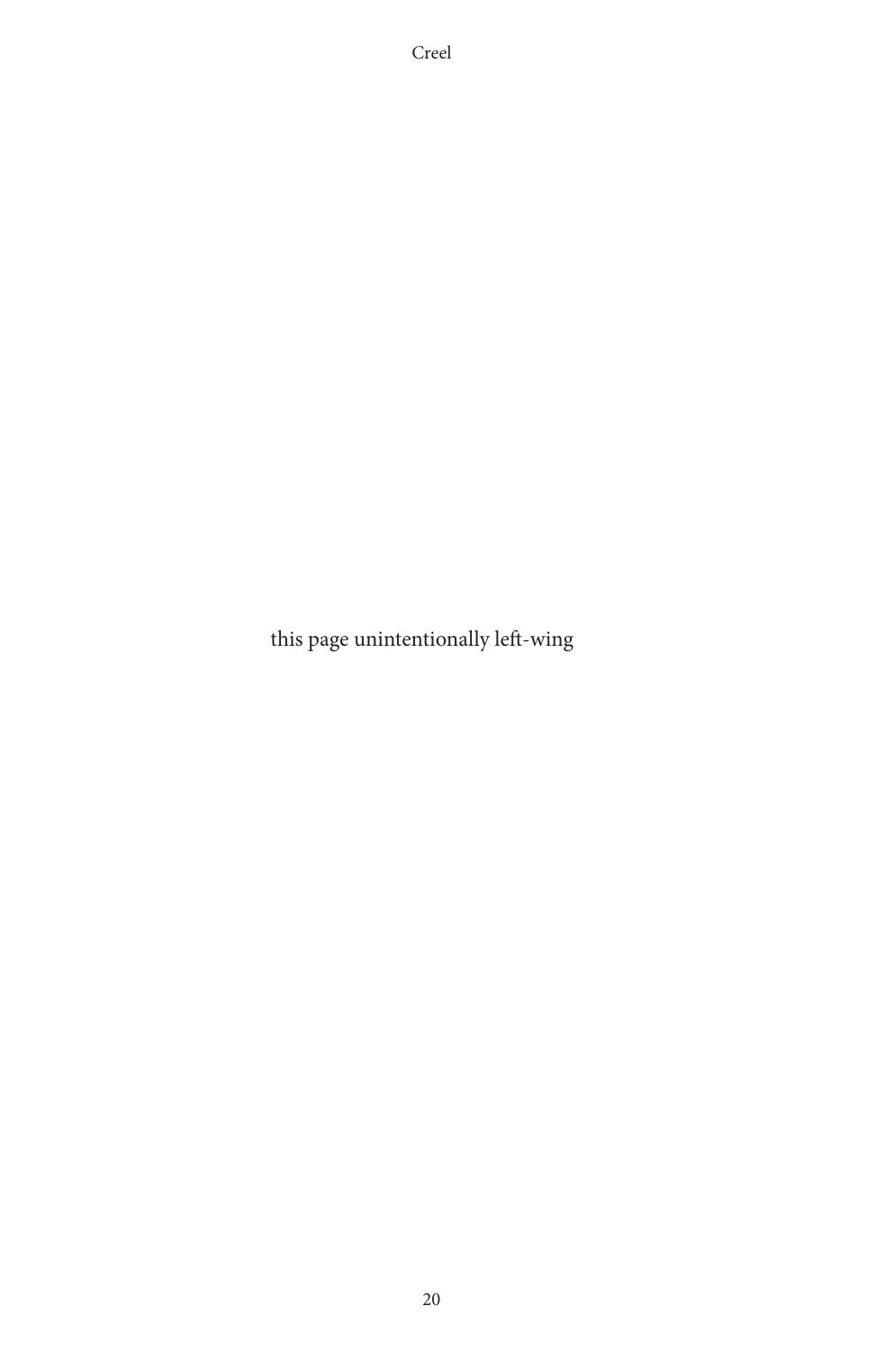this page unintentionally left-wing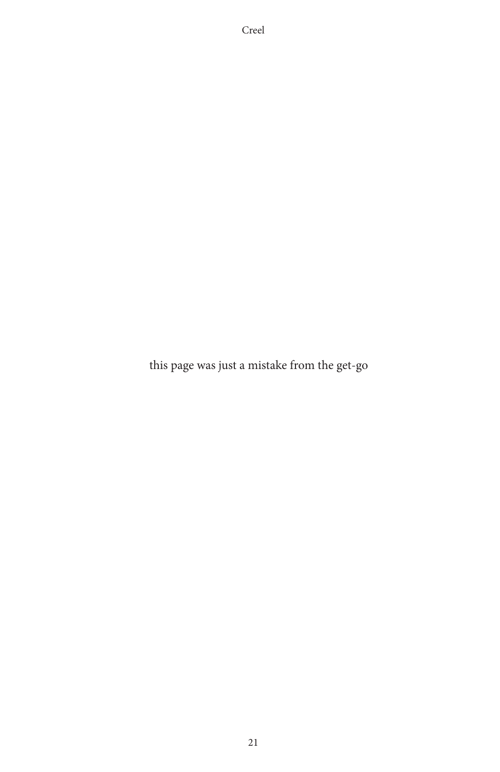this page was just a mistake from the get-go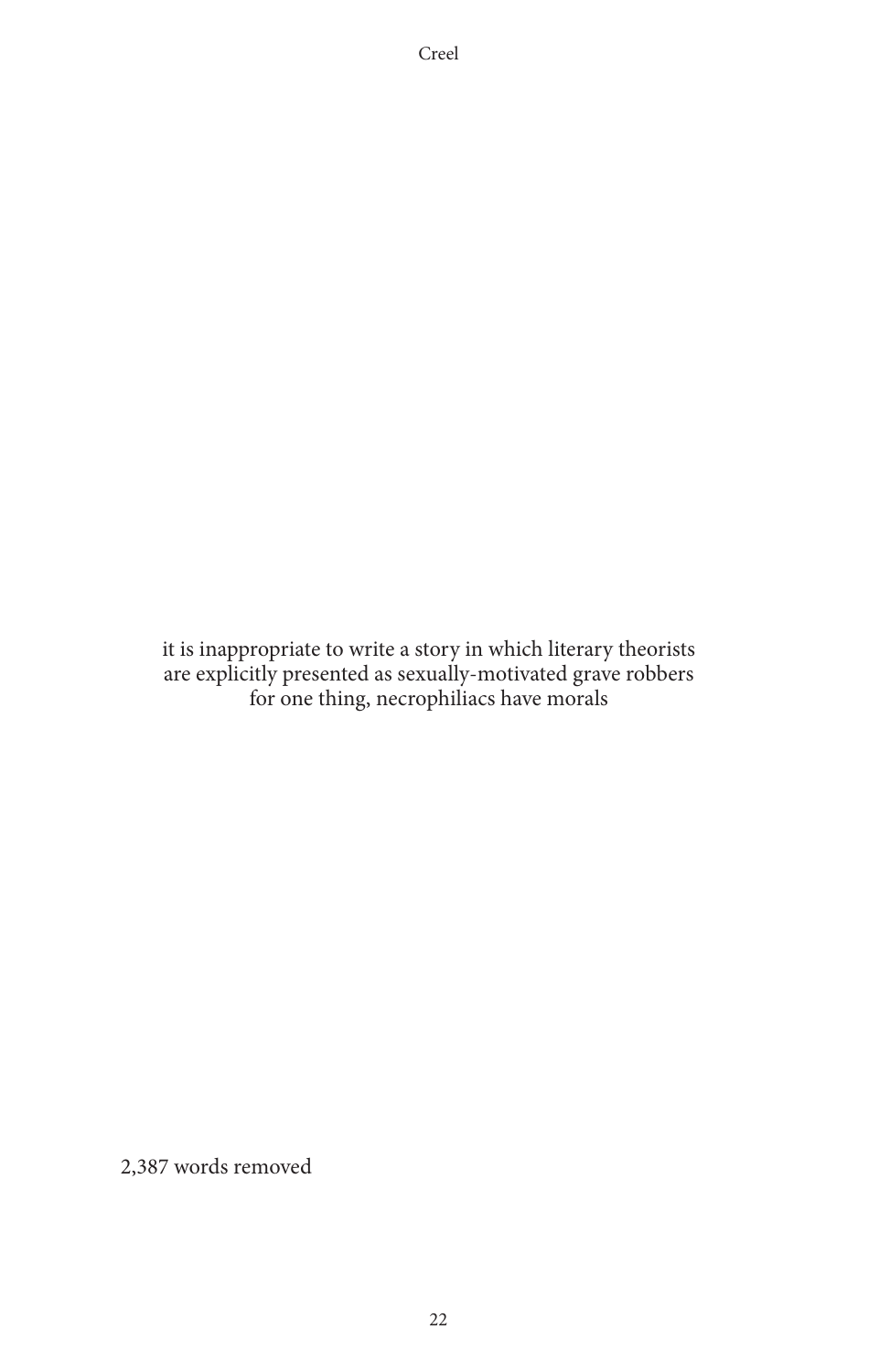it is inappropriate to write a story in which literary theorists
are explicitly presented as sexually-motivated grave robbers
for one thing, necrophiliacs have morals

2,387 words removed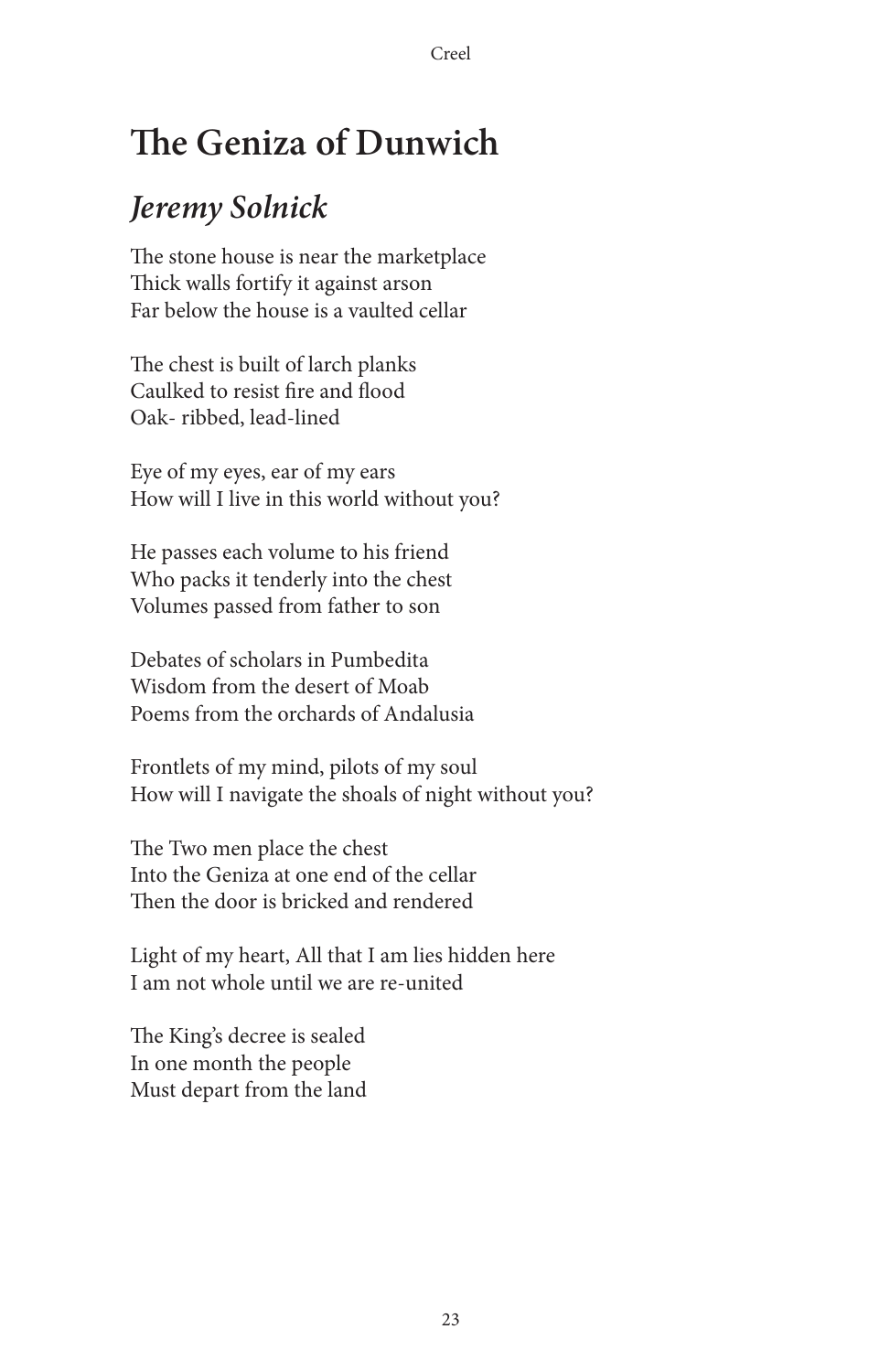# The Geniza of Dunwich

## *Jeremy Solnick*

The stone house is near the marketplace
Thick walls fortify it against arson
Far below the house is a vaulted cellar

The chest is built of larch planks
Caulked to resist fire and flood
Oak- ribbed, lead-lined

Eye of my eyes, ear of my ears
How will I live in this world without you?

He passes each volume to his friend
Who packs it tenderly into the chest
Volumes passed from father to son

Debates of scholars in Pumbedita
Wisdom from the desert of Moab
Poems from the orchards of Andalusia

Frontlets of my mind, pilots of my soul
How will I navigate the shoals of night without you?

The Two men place the chest
Into the Geniza at one end of the cellar
Then the door is bricked and rendered

Light of my heart, All that I am lies hidden here
I am not whole until we are re-united

The King's decree is sealed
In one month the people
Must depart from the land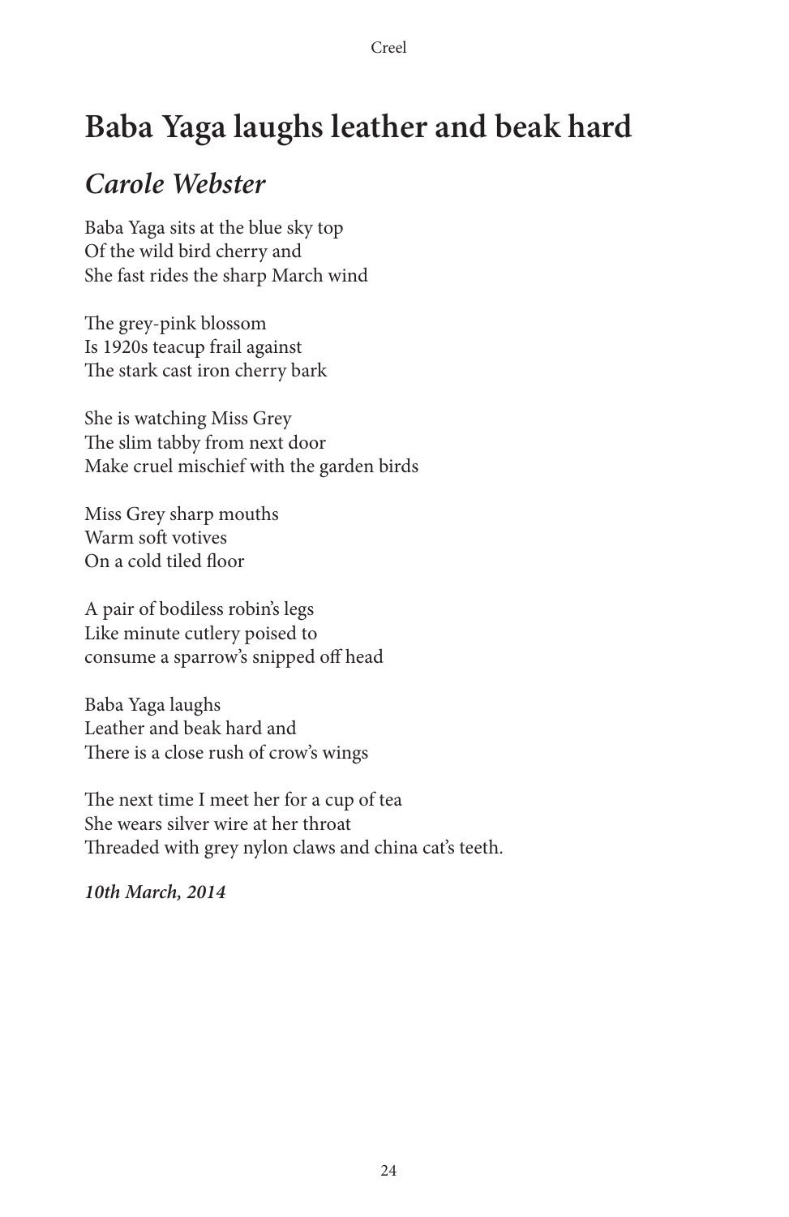# Baba Yaga laughs leather and beak hard

## *Carole Webster*

Baba Yaga sits at the blue sky top  
Of the wild bird cherry and  
She fast rides the sharp March wind

The grey-pink blossom  
Is 1920s teacup frail against  
The stark cast iron cherry bark

She is watching Miss Grey  
The slim tabby from next door  
Make cruel mischief with the garden birds

Miss Grey sharp mouths  
Warm soft votives  
On a cold tiled floor

A pair of bodiless robin's legs  
Like minute cutlery poised to  
consume a sparrow's snipped off head

Baba Yaga laughs  
Leather and beak hard and  
There is a close rush of crow's wings

The next time I meet her for a cup of tea  
She wears silver wire at her throat  
Threaded with grey nylon claws and china cat's teeth.

***10th March, 2014***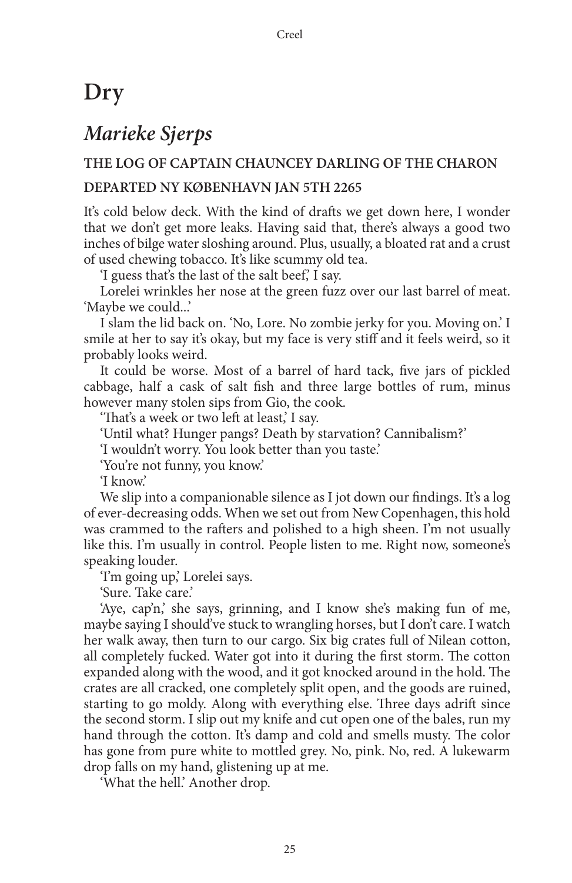# Dry

## *Marieke Sjerps*

### THE LOG OF CAPTAIN CHAUNCEY DARLING OF THE CHARON

### DEPARTED NY KØBENHAVN JAN 5TH 2265

It's cold below deck. With the kind of drafts we get down here, I wonder that we don't get more leaks. Having said that, there's always a good two inches of bilge water sloshing around. Plus, usually, a bloated rat and a crust of used chewing tobacco. It's like scummy old tea.

'I guess that's the last of the salt beef,' I say.

Lorelei wrinkles her nose at the green fuzz over our last barrel of meat. 'Maybe we could...'

I slam the lid back on. 'No, Lore. No zombie jerky for you. Moving on.' I smile at her to say it's okay, but my face is very stiff and it feels weird, so it probably looks weird.

It could be worse. Most of a barrel of hard tack, five jars of pickled cabbage, half a cask of salt fish and three large bottles of rum, minus however many stolen sips from Gio, the cook.

'That's a week or two left at least,' I say.

'Until what? Hunger pangs? Death by starvation? Cannibalism?'

'I wouldn't worry. You look better than you taste.'

'You're not funny, you know.'

'I know.'

We slip into a companionable silence as I jot down our findings. It's a log of ever-decreasing odds. When we set out from New Copenhagen, this hold was crammed to the rafters and polished to a high sheen. I'm not usually like this. I'm usually in control. People listen to me. Right now, someone's speaking louder.

'I'm going up,' Lorelei says.

'Sure. Take care.'

'Aye, cap'n,' she says, grinning, and I know she's making fun of me, maybe saying I should've stuck to wrangling horses, but I don't care. I watch her walk away, then turn to our cargo. Six big crates full of Nilean cotton, all completely fucked. Water got into it during the first storm. The cotton expanded along with the wood, and it got knocked around in the hold. The crates are all cracked, one completely split open, and the goods are ruined, starting to go moldy. Along with everything else. Three days adrift since the second storm. I slip out my knife and cut open one of the bales, run my hand through the cotton. It's damp and cold and smells musty. The color has gone from pure white to mottled grey. No, pink. No, red. A lukewarm drop falls on my hand, glistening up at me.

'What the hell.' Another drop.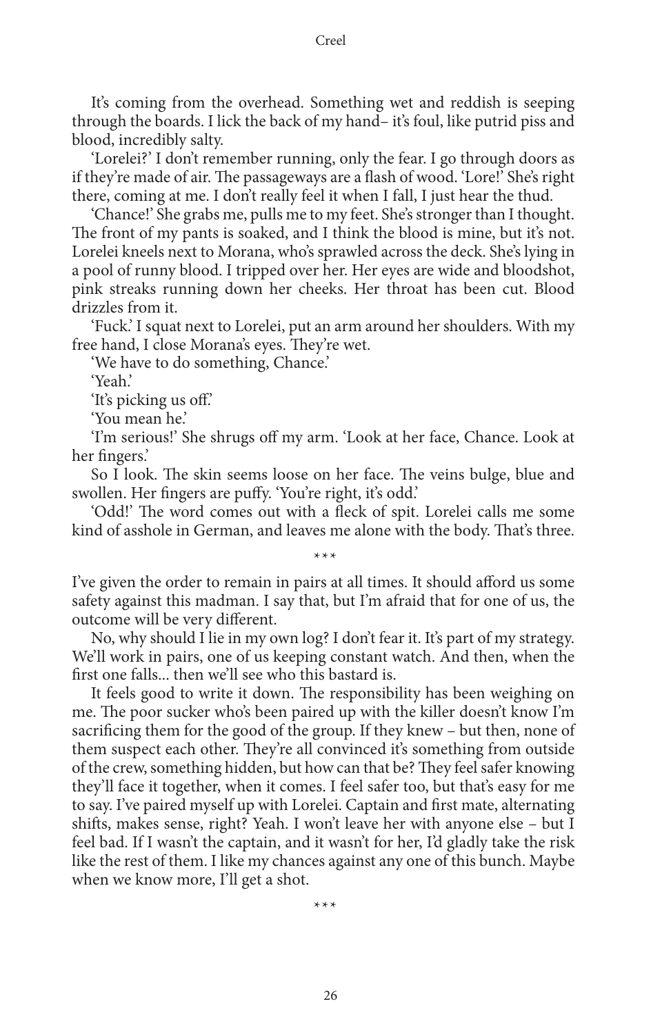It's coming from the overhead. Something wet and reddish is seeping through the boards. I lick the back of my hand– it's foul, like putrid piss and blood, incredibly salty.

'Lorelei?' I don't remember running, only the fear. I go through doors as if they're made of air. The passageways are a flash of wood. 'Lore!' She's right there, coming at me. I don't really feel it when I fall, I just hear the thud.

'Chance!' She grabs me, pulls me to my feet. She's stronger than I thought. The front of my pants is soaked, and I think the blood is mine, but it's not. Lorelei kneels next to Morana, who's sprawled across the deck. She's lying in a pool of runny blood. I tripped over her. Her eyes are wide and bloodshot, pink streaks running down her cheeks. Her throat has been cut. Blood drizzles from it.

'Fuck.' I squat next to Lorelei, put an arm around her shoulders. With my free hand, I close Morana's eyes. They're wet.

'We have to do something, Chance.'

'Yeah.'

'It's picking us off.'

'You mean he.'

'I'm serious!' She shrugs off my arm. 'Look at her face, Chance. Look at her fingers.'

So I look. The skin seems loose on her face. The veins bulge, blue and swollen. Her fingers are puffy. 'You're right, it's odd.'

'Odd!' The word comes out with a fleck of spit. Lorelei calls me some kind of asshole in German, and leaves me alone with the body. That's three.

\*\*\*

I've given the order to remain in pairs at all times. It should afford us some safety against this madman. I say that, but I'm afraid that for one of us, the outcome will be very different.

No, why should I lie in my own log? I don't fear it. It's part of my strategy. We'll work in pairs, one of us keeping constant watch. And then, when the first one falls... then we'll see who this bastard is.

It feels good to write it down. The responsibility has been weighing on me. The poor sucker who's been paired up with the killer doesn't know I'm sacrificing them for the good of the group. If they knew – but then, none of them suspect each other. They're all convinced it's something from outside of the crew, something hidden, but how can that be? They feel safer knowing they'll face it together, when it comes. I feel safer too, but that's easy for me to say. I've paired myself up with Lorelei. Captain and first mate, alternating shifts, makes sense, right? Yeah. I won't leave her with anyone else – but I feel bad. If I wasn't the captain, and it wasn't for her, I'd gladly take the risk like the rest of them. I like my chances against any one of this bunch. Maybe when we know more, I'll get a shot.

\*\*\*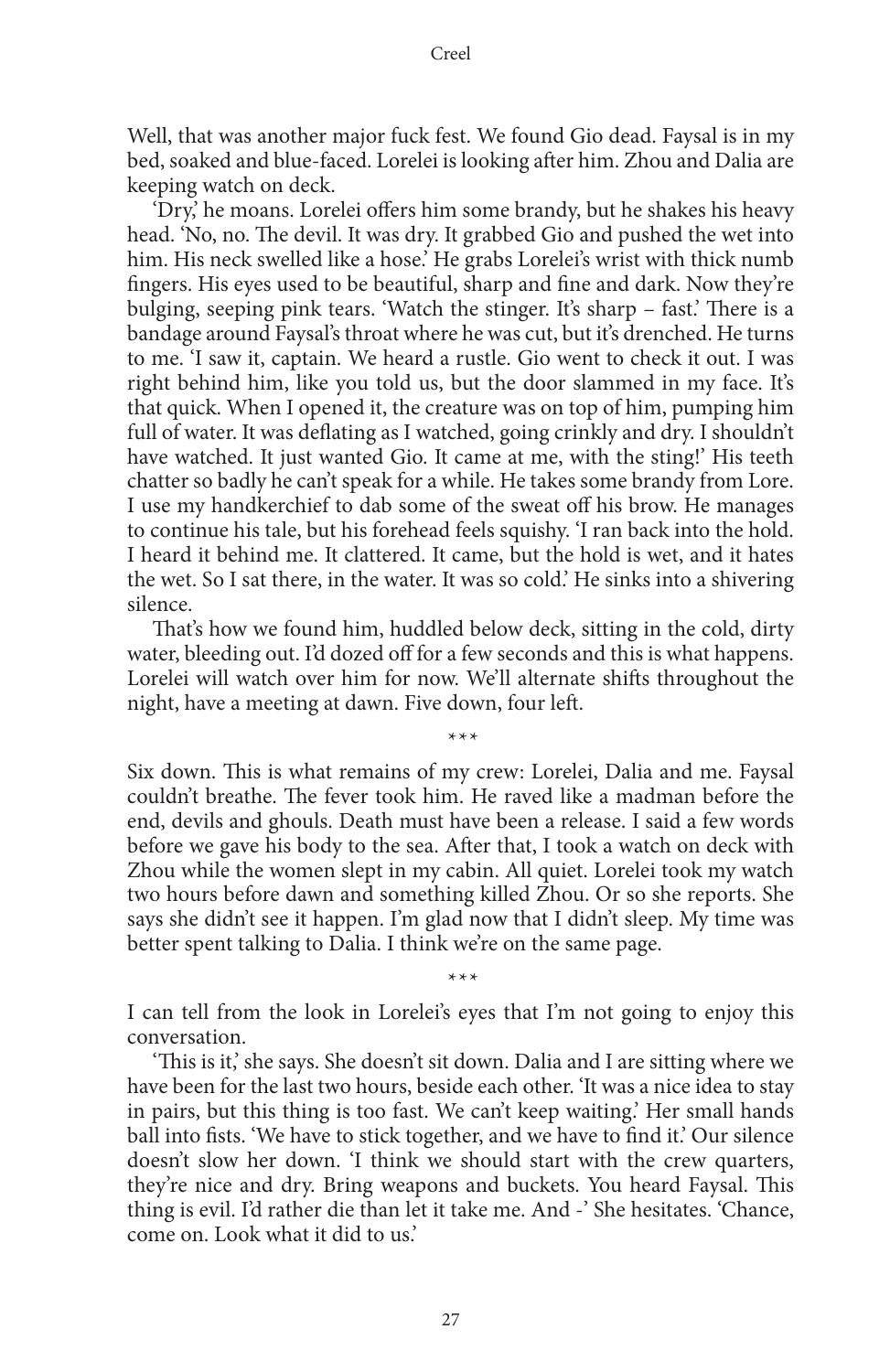Well, that was another major fuck fest. We found Gio dead. Faysal is in my bed, soaked and blue-faced. Lorelei is looking after him. Zhou and Dalia are keeping watch on deck.

'Dry,' he moans. Lorelei offers him some brandy, but he shakes his heavy head. 'No, no. The devil. It was dry. It grabbed Gio and pushed the wet into him. His neck swelled like a hose.' He grabs Lorelei's wrist with thick numb fingers. His eyes used to be beautiful, sharp and fine and dark. Now they're bulging, seeping pink tears. 'Watch the stinger. It's sharp – fast.' There is a bandage around Faysal's throat where he was cut, but it's drenched. He turns to me. 'I saw it, captain. We heard a rustle. Gio went to check it out. I was right behind him, like you told us, but the door slammed in my face. It's that quick. When I opened it, the creature was on top of him, pumping him full of water. It was deflating as I watched, going crinkly and dry. I shouldn't have watched. It just wanted Gio. It came at me, with the sting!' His teeth chatter so badly he can't speak for a while. He takes some brandy from Lore. I use my handkerchief to dab some of the sweat off his brow. He manages to continue his tale, but his forehead feels squishy. 'I ran back into the hold. I heard it behind me. It clattered. It came, but the hold is wet, and it hates the wet. So I sat there, in the water. It was so cold.' He sinks into a shivering silence.

That's how we found him, huddled below deck, sitting in the cold, dirty water, bleeding out. I'd dozed off for a few seconds and this is what happens. Lorelei will watch over him for now. We'll alternate shifts throughout the night, have a meeting at dawn. Five down, four left.

\*\*\*

Six down. This is what remains of my crew: Lorelei, Dalia and me. Faysal couldn't breathe. The fever took him. He raved like a madman before the end, devils and ghouls. Death must have been a release. I said a few words before we gave his body to the sea. After that, I took a watch on deck with Zhou while the women slept in my cabin. All quiet. Lorelei took my watch two hours before dawn and something killed Zhou. Or so she reports. She says she didn't see it happen. I'm glad now that I didn't sleep. My time was better spent talking to Dalia. I think we're on the same page.

\*\*\*

I can tell from the look in Lorelei's eyes that I'm not going to enjoy this conversation.

'This is it,' she says. She doesn't sit down. Dalia and I are sitting where we have been for the last two hours, beside each other. 'It was a nice idea to stay in pairs, but this thing is too fast. We can't keep waiting.' Her small hands ball into fists. 'We have to stick together, and we have to find it.' Our silence doesn't slow her down. 'I think we should start with the crew quarters, they're nice and dry. Bring weapons and buckets. You heard Faysal. This thing is evil. I'd rather die than let it take me. And -' She hesitates. 'Chance, come on. Look what it did to us.'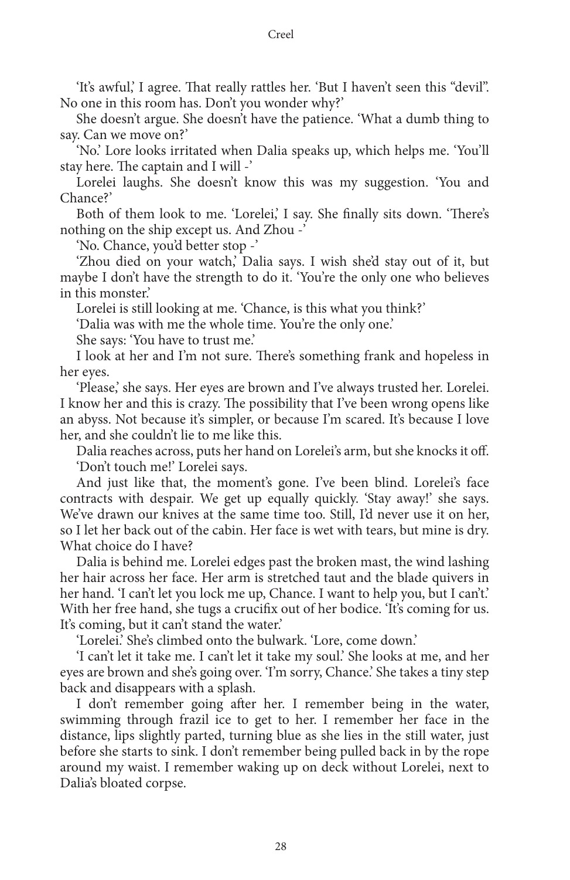'It's awful,' I agree. That really rattles her. 'But I haven't seen this "devil". No one in this room has. Don't you wonder why?'

She doesn't argue. She doesn't have the patience. 'What a dumb thing to say. Can we move on?'

'No.' Lore looks irritated when Dalia speaks up, which helps me. 'You'll stay here. The captain and I will -'

Lorelei laughs. She doesn't know this was my suggestion. 'You and Chance?'

Both of them look to me. 'Lorelei,' I say. She finally sits down. 'There's nothing on the ship except us. And Zhou -'

'No. Chance, you'd better stop -'

'Zhou died on your watch,' Dalia says. I wish she'd stay out of it, but maybe I don't have the strength to do it. 'You're the only one who believes in this monster.'

Lorelei is still looking at me. 'Chance, is this what you think?'

'Dalia was with me the whole time. You're the only one.'

She says: 'You have to trust me.'

I look at her and I'm not sure. There's something frank and hopeless in her eyes.

'Please,' she says. Her eyes are brown and I've always trusted her. Lorelei. I know her and this is crazy. The possibility that I've been wrong opens like an abyss. Not because it's simpler, or because I'm scared. It's because I love her, and she couldn't lie to me like this.

Dalia reaches across, puts her hand on Lorelei's arm, but she knocks it off.

'Don't touch me!' Lorelei says.

And just like that, the moment's gone. I've been blind. Lorelei's face contracts with despair. We get up equally quickly. 'Stay away!' she says. We've drawn our knives at the same time too. Still, I'd never use it on her, so I let her back out of the cabin. Her face is wet with tears, but mine is dry. What choice do I have?

Dalia is behind me. Lorelei edges past the broken mast, the wind lashing her hair across her face. Her arm is stretched taut and the blade quivers in her hand. 'I can't let you lock me up, Chance. I want to help you, but I can't.' With her free hand, she tugs a crucifix out of her bodice. 'It's coming for us. It's coming, but it can't stand the water.'

'Lorelei.' She's climbed onto the bulwark. 'Lore, come down.'

'I can't let it take me. I can't let it take my soul.' She looks at me, and her eyes are brown and she's going over. 'I'm sorry, Chance.' She takes a tiny step back and disappears with a splash.

I don't remember going after her. I remember being in the water, swimming through frazil ice to get to her. I remember her face in the distance, lips slightly parted, turning blue as she lies in the still water, just before she starts to sink. I don't remember being pulled back in by the rope around my waist. I remember waking up on deck without Lorelei, next to Dalia's bloated corpse.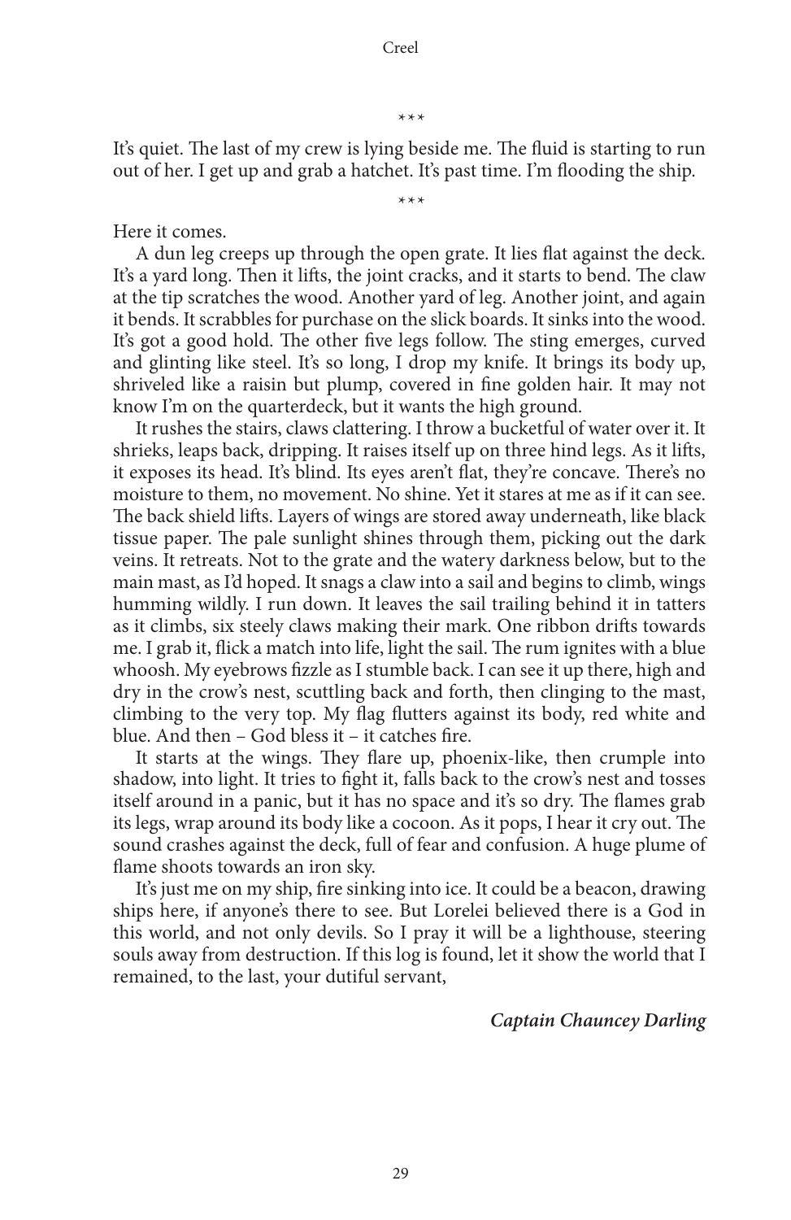\*\*\*

It's quiet. The last of my crew is lying beside me. The fluid is starting to run out of her. I get up and grab a hatchet. It's past time. I'm flooding the ship.

\*\*\*

Here it comes.

A dun leg creeps up through the open grate. It lies flat against the deck. It's a yard long. Then it lifts, the joint cracks, and it starts to bend. The claw at the tip scratches the wood. Another yard of leg. Another joint, and again it bends. It scrabbles for purchase on the slick boards. It sinks into the wood. It's got a good hold. The other five legs follow. The sting emerges, curved and glinting like steel. It's so long, I drop my knife. It brings its body up, shriveled like a raisin but plump, covered in fine golden hair. It may not know I'm on the quarterdeck, but it wants the high ground.

It rushes the stairs, claws clattering. I throw a bucketful of water over it. It shrieks, leaps back, dripping. It raises itself up on three hind legs. As it lifts, it exposes its head. It's blind. Its eyes aren't flat, they're concave. There's no moisture to them, no movement. No shine. Yet it stares at me as if it can see. The back shield lifts. Layers of wings are stored away underneath, like black tissue paper. The pale sunlight shines through them, picking out the dark veins. It retreats. Not to the grate and the watery darkness below, but to the main mast, as I'd hoped. It snags a claw into a sail and begins to climb, wings humming wildly. I run down. It leaves the sail trailing behind it in tatters as it climbs, six steely claws making their mark. One ribbon drifts towards me. I grab it, flick a match into life, light the sail. The rum ignites with a blue whoosh. My eyebrows fizzle as I stumble back. I can see it up there, high and dry in the crow's nest, scuttling back and forth, then clinging to the mast, climbing to the very top. My flag flutters against its body, red white and blue. And then – God bless it – it catches fire.

It starts at the wings. They flare up, phoenix-like, then crumple into shadow, into light. It tries to fight it, falls back to the crow's nest and tosses itself around in a panic, but it has no space and it's so dry. The flames grab its legs, wrap around its body like a cocoon. As it pops, I hear it cry out. The sound crashes against the deck, full of fear and confusion. A huge plume of flame shoots towards an iron sky.

It's just me on my ship, fire sinking into ice. It could be a beacon, drawing ships here, if anyone's there to see. But Lorelei believed there is a God in this world, and not only devils. So I pray it will be a lighthouse, steering souls away from destruction. If this log is found, let it show the world that I remained, to the last, your dutiful servant,

***Captain Chauncey Darling***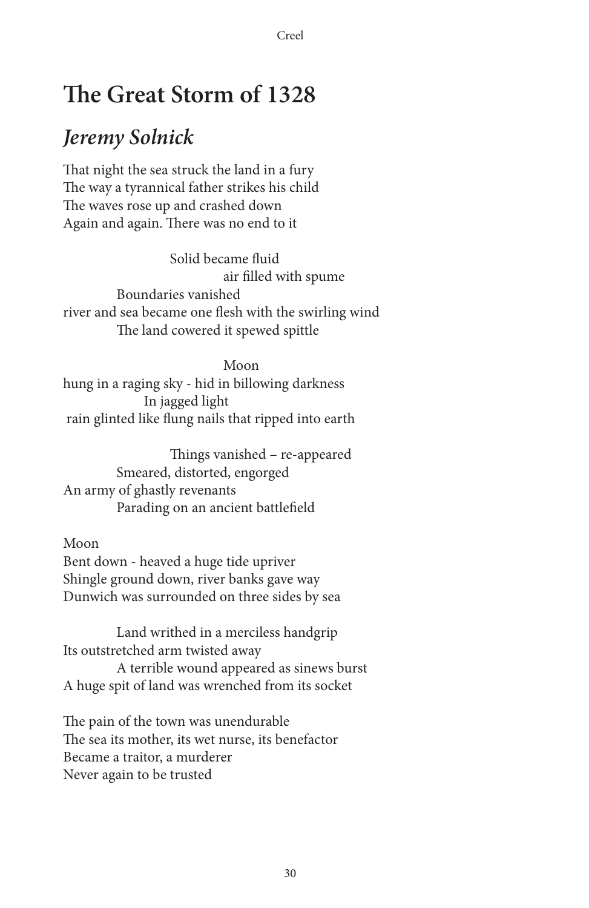# The Great Storm of 1328

## *Jeremy Solnick*

That night the sea struck the land in a fury
The way a tyrannical father strikes his child
The waves rose up and crashed down
Again and again. There was no end to it

Solid became fluid
air filled with spume
Boundaries vanished
river and sea became one flesh with the swirling wind
The land cowered it spewed spittle

Moon
hung in a raging sky - hid in billowing darkness
In jagged light
rain glinted like flung nails that ripped into earth

Things vanished – re-appeared
Smeared, distorted, engorged
An army of ghastly revenants
Parading on an ancient battlefield

Moon
Bent down - heaved a huge tide upriver
Shingle ground down, river banks gave way
Dunwich was surrounded on three sides by sea

Land writhed in a merciless handgrip
Its outstretched arm twisted away
A terrible wound appeared as sinews burst
A huge spit of land was wrenched from its socket

The pain of the town was unendurable
The sea its mother, its wet nurse, its benefactor
Became a traitor, a murderer
Never again to be trusted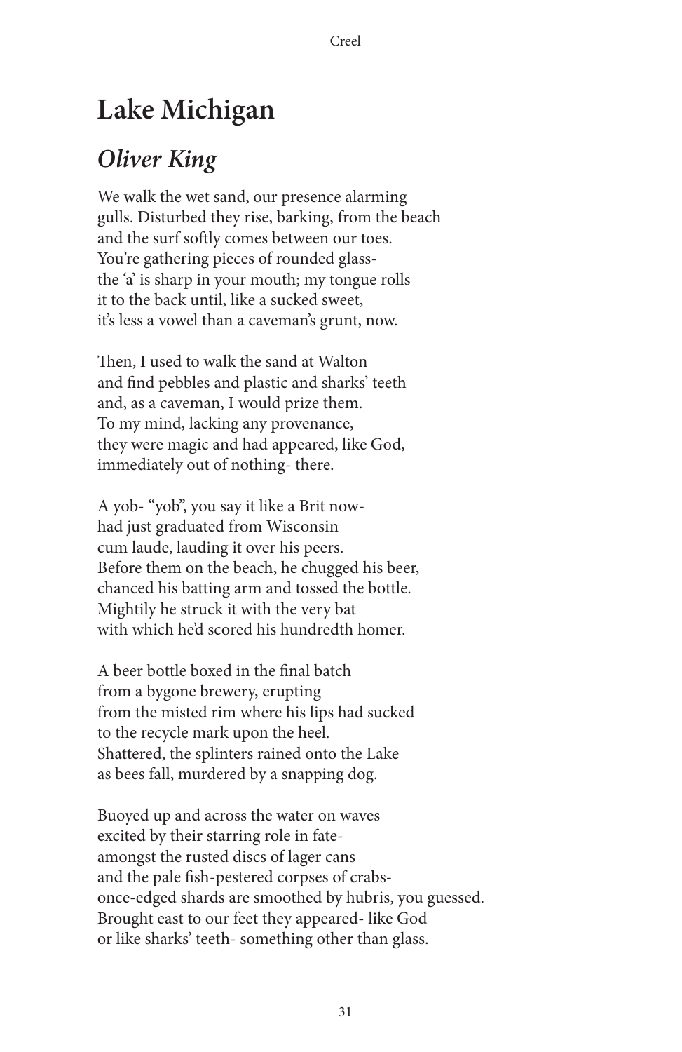# Lake Michigan

## *Oliver King*

We walk the wet sand, our presence alarming
gulls. Disturbed they rise, barking, from the beach
and the surf softly comes between our toes.
You're gathering pieces of rounded glass-
the 'a' is sharp in your mouth; my tongue rolls
it to the back until, like a sucked sweet,
it's less a vowel than a caveman's grunt, now.

Then, I used to walk the sand at Walton
and find pebbles and plastic and sharks' teeth
and, as a caveman, I would prize them.
To my mind, lacking any provenance,
they were magic and had appeared, like God,
immediately out of nothing- there.

A yob- "yob", you say it like a Brit now-
had just graduated from Wisconsin
cum laude, lauding it over his peers.
Before them on the beach, he chugged his beer,
chanced his batting arm and tossed the bottle.
Mightily he struck it with the very bat
with which he'd scored his hundredth homer.

A beer bottle boxed in the final batch
from a bygone brewery, erupting
from the misted rim where his lips had sucked
to the recycle mark upon the heel.
Shattered, the splinters rained onto the Lake
as bees fall, murdered by a snapping dog.

Buoyed up and across the water on waves
excited by their starring role in fate-
amongst the rusted discs of lager cans
and the pale fish-pestered corpses of crabs-
once-edged shards are smoothed by hubris, you guessed.
Brought east to our feet they appeared- like God
or like sharks' teeth- something other than glass.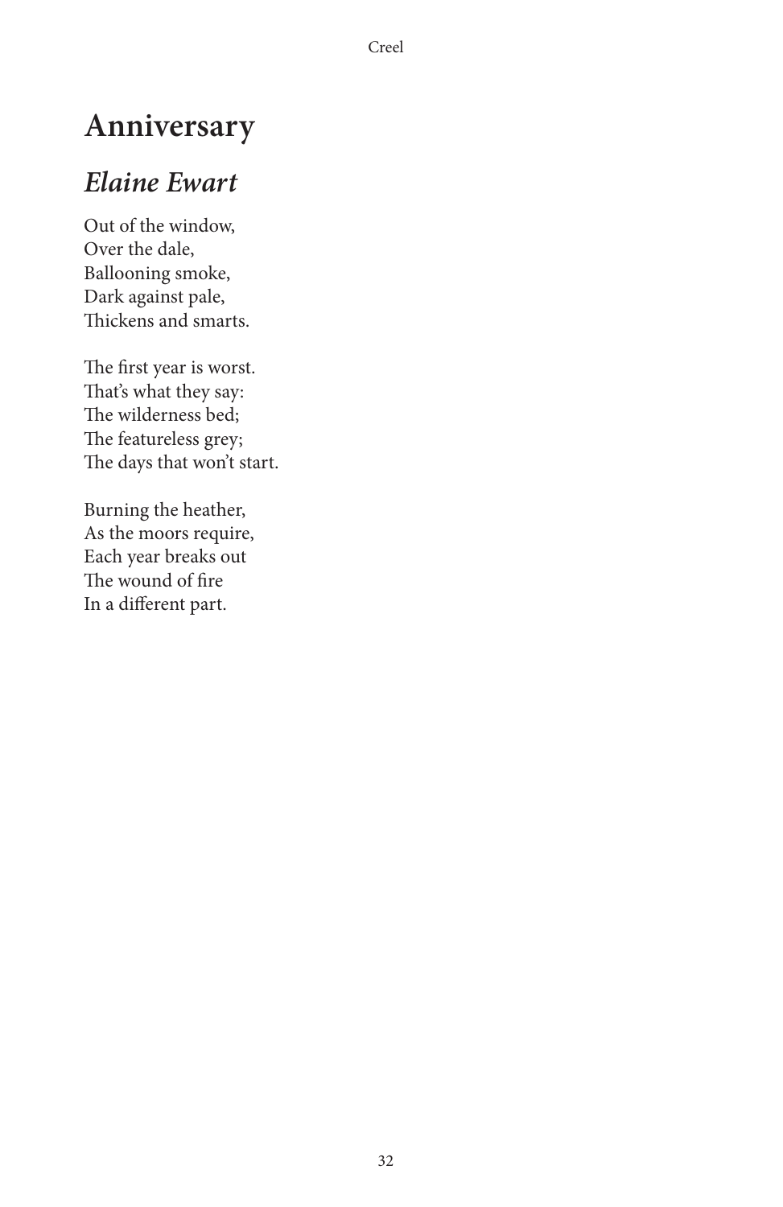# Anniversary

## *Elaine Ewart*

Out of the window,  
Over the dale,  
Ballooning smoke,  
Dark against pale,  
Thickens and smarts.

The first year is worst.  
That's what they say:  
The wilderness bed;  
The featureless grey;  
The days that won't start.

Burning the heather,  
As the moors require,  
Each year breaks out  
The wound of fire  
In a different part.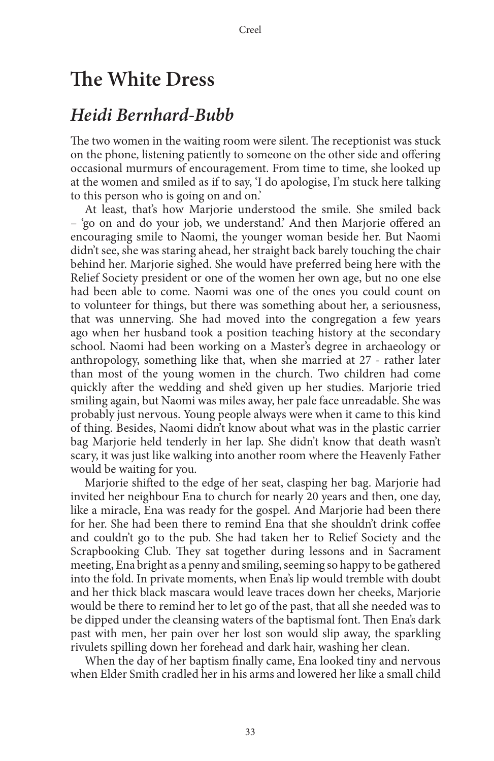# The White Dress

## *Heidi Bernhard-Bubb*

The two women in the waiting room were silent. The receptionist was stuck on the phone, listening patiently to someone on the other side and offering occasional murmurs of encouragement. From time to time, she looked up at the women and smiled as if to say, 'I do apologise, I'm stuck here talking to this person who is going on and on.'

At least, that's how Marjorie understood the smile. She smiled back – 'go on and do your job, we understand.' And then Marjorie offered an encouraging smile to Naomi, the younger woman beside her. But Naomi didn't see, she was staring ahead, her straight back barely touching the chair behind her. Marjorie sighed. She would have preferred being here with the Relief Society president or one of the women her own age, but no one else had been able to come. Naomi was one of the ones you could count on to volunteer for things, but there was something about her, a seriousness, that was unnerving. She had moved into the congregation a few years ago when her husband took a position teaching history at the secondary school. Naomi had been working on a Master's degree in archaeology or anthropology, something like that, when she married at 27 - rather later than most of the young women in the church. Two children had come quickly after the wedding and she'd given up her studies. Marjorie tried smiling again, but Naomi was miles away, her pale face unreadable. She was probably just nervous. Young people always were when it came to this kind of thing. Besides, Naomi didn't know about what was in the plastic carrier bag Marjorie held tenderly in her lap. She didn't know that death wasn't scary, it was just like walking into another room where the Heavenly Father would be waiting for you.

Marjorie shifted to the edge of her seat, clasping her bag. Marjorie had invited her neighbour Ena to church for nearly 20 years and then, one day, like a miracle, Ena was ready for the gospel. And Marjorie had been there for her. She had been there to remind Ena that she shouldn't drink coffee and couldn't go to the pub. She had taken her to Relief Society and the Scrapbooking Club. They sat together during lessons and in Sacrament meeting, Ena bright as a penny and smiling, seeming so happy to be gathered into the fold. In private moments, when Ena's lip would tremble with doubt and her thick black mascara would leave traces down her cheeks, Marjorie would be there to remind her to let go of the past, that all she needed was to be dipped under the cleansing waters of the baptismal font. Then Ena's dark past with men, her pain over her lost son would slip away, the sparkling rivulets spilling down her forehead and dark hair, washing her clean.

When the day of her baptism finally came, Ena looked tiny and nervous when Elder Smith cradled her in his arms and lowered her like a small child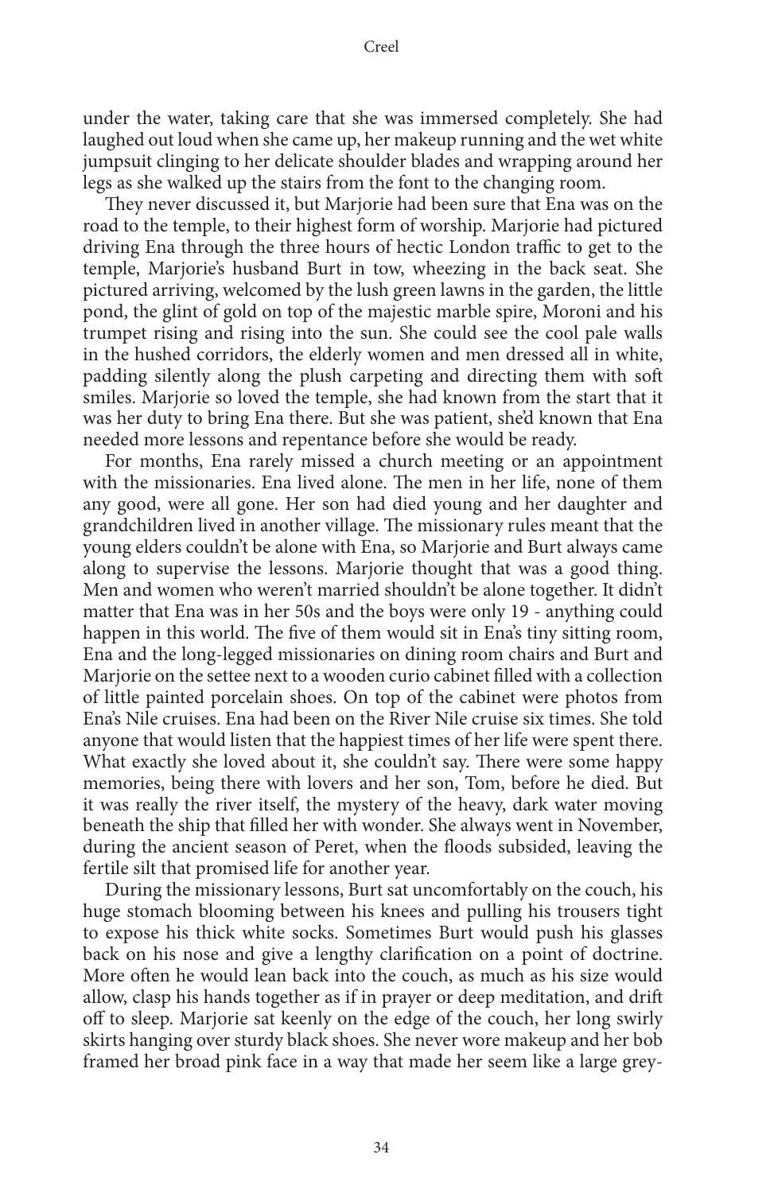under the water, taking care that she was immersed completely. She had laughed out loud when she came up, her makeup running and the wet white jumpsuit clinging to her delicate shoulder blades and wrapping around her legs as she walked up the stairs from the font to the changing room.

They never discussed it, but Marjorie had been sure that Ena was on the road to the temple, to their highest form of worship. Marjorie had pictured driving Ena through the three hours of hectic London traffic to get to the temple, Marjorie's husband Burt in tow, wheezing in the back seat. She pictured arriving, welcomed by the lush green lawns in the garden, the little pond, the glint of gold on top of the majestic marble spire, Moroni and his trumpet rising and rising into the sun. She could see the cool pale walls in the hushed corridors, the elderly women and men dressed all in white, padding silently along the plush carpeting and directing them with soft smiles. Marjorie so loved the temple, she had known from the start that it was her duty to bring Ena there. But she was patient, she'd known that Ena needed more lessons and repentance before she would be ready.

For months, Ena rarely missed a church meeting or an appointment with the missionaries. Ena lived alone. The men in her life, none of them any good, were all gone. Her son had died young and her daughter and grandchildren lived in another village. The missionary rules meant that the young elders couldn't be alone with Ena, so Marjorie and Burt always came along to supervise the lessons. Marjorie thought that was a good thing. Men and women who weren't married shouldn't be alone together. It didn't matter that Ena was in her 50s and the boys were only 19 - anything could happen in this world. The five of them would sit in Ena's tiny sitting room, Ena and the long-legged missionaries on dining room chairs and Burt and Marjorie on the settee next to a wooden curio cabinet filled with a collection of little painted porcelain shoes. On top of the cabinet were photos from Ena's Nile cruises. Ena had been on the River Nile cruise six times. She told anyone that would listen that the happiest times of her life were spent there. What exactly she loved about it, she couldn't say. There were some happy memories, being there with lovers and her son, Tom, before he died. But it was really the river itself, the mystery of the heavy, dark water moving beneath the ship that filled her with wonder. She always went in November, during the ancient season of Peret, when the floods subsided, leaving the fertile silt that promised life for another year.

During the missionary lessons, Burt sat uncomfortably on the couch, his huge stomach blooming between his knees and pulling his trousers tight to expose his thick white socks. Sometimes Burt would push his glasses back on his nose and give a lengthy clarification on a point of doctrine. More often he would lean back into the couch, as much as his size would allow, clasp his hands together as if in prayer or deep meditation, and drift off to sleep. Marjorie sat keenly on the edge of the couch, her long swirly skirts hanging over sturdy black shoes. She never wore makeup and her bob framed her broad pink face in a way that made her seem like a large grey-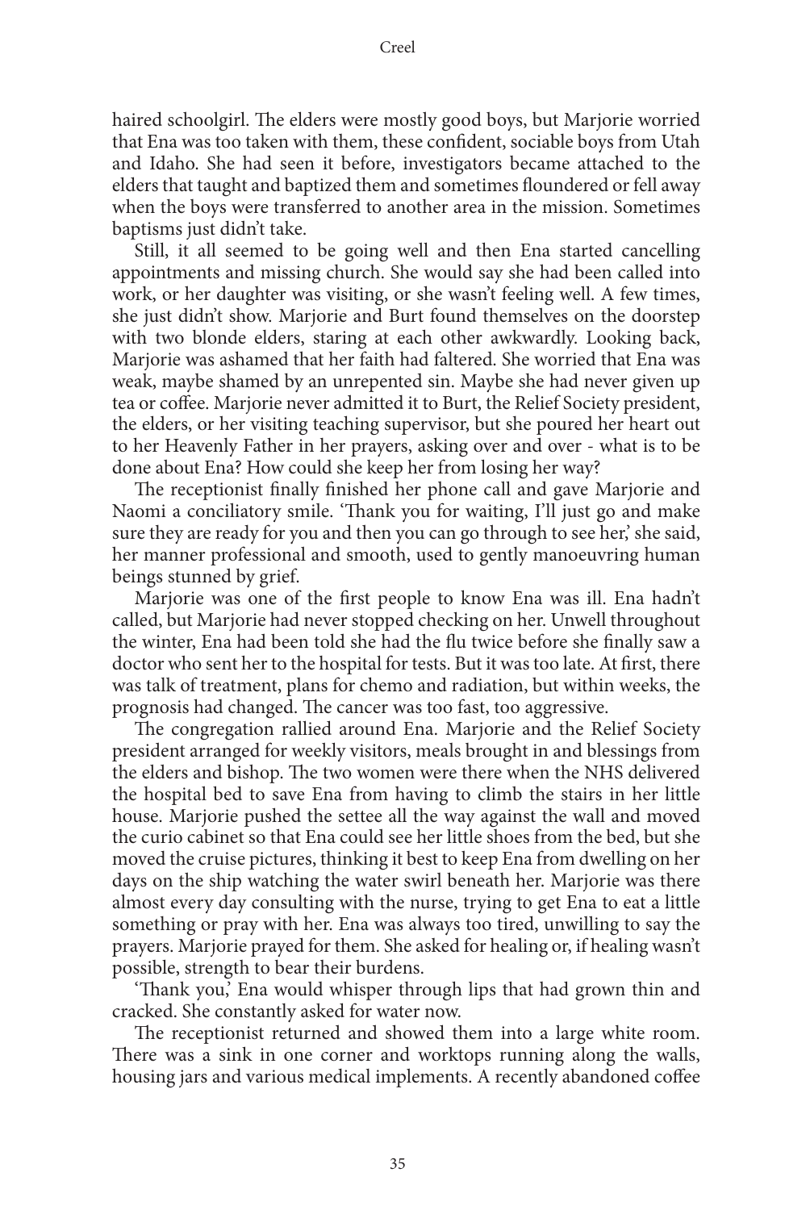haired schoolgirl. The elders were mostly good boys, but Marjorie worried that Ena was too taken with them, these confident, sociable boys from Utah and Idaho. She had seen it before, investigators became attached to the elders that taught and baptized them and sometimes floundered or fell away when the boys were transferred to another area in the mission. Sometimes baptisms just didn't take.

Still, it all seemed to be going well and then Ena started cancelling appointments and missing church. She would say she had been called into work, or her daughter was visiting, or she wasn't feeling well. A few times, she just didn't show. Marjorie and Burt found themselves on the doorstep with two blonde elders, staring at each other awkwardly. Looking back, Marjorie was ashamed that her faith had faltered. She worried that Ena was weak, maybe shamed by an unrepented sin. Maybe she had never given up tea or coffee. Marjorie never admitted it to Burt, the Relief Society president, the elders, or her visiting teaching supervisor, but she poured her heart out to her Heavenly Father in her prayers, asking over and over - what is to be done about Ena? How could she keep her from losing her way?

The receptionist finally finished her phone call and gave Marjorie and Naomi a conciliatory smile. 'Thank you for waiting, I'll just go and make sure they are ready for you and then you can go through to see her,' she said, her manner professional and smooth, used to gently manoeuvring human beings stunned by grief.

Marjorie was one of the first people to know Ena was ill. Ena hadn't called, but Marjorie had never stopped checking on her. Unwell throughout the winter, Ena had been told she had the flu twice before she finally saw a doctor who sent her to the hospital for tests. But it was too late. At first, there was talk of treatment, plans for chemo and radiation, but within weeks, the prognosis had changed. The cancer was too fast, too aggressive.

The congregation rallied around Ena. Marjorie and the Relief Society president arranged for weekly visitors, meals brought in and blessings from the elders and bishop. The two women were there when the NHS delivered the hospital bed to save Ena from having to climb the stairs in her little house. Marjorie pushed the settee all the way against the wall and moved the curio cabinet so that Ena could see her little shoes from the bed, but she moved the cruise pictures, thinking it best to keep Ena from dwelling on her days on the ship watching the water swirl beneath her. Marjorie was there almost every day consulting with the nurse, trying to get Ena to eat a little something or pray with her. Ena was always too tired, unwilling to say the prayers. Marjorie prayed for them. She asked for healing or, if healing wasn't possible, strength to bear their burdens.

'Thank you,' Ena would whisper through lips that had grown thin and cracked. She constantly asked for water now.

The receptionist returned and showed them into a large white room. There was a sink in one corner and worktops running along the walls, housing jars and various medical implements. A recently abandoned coffee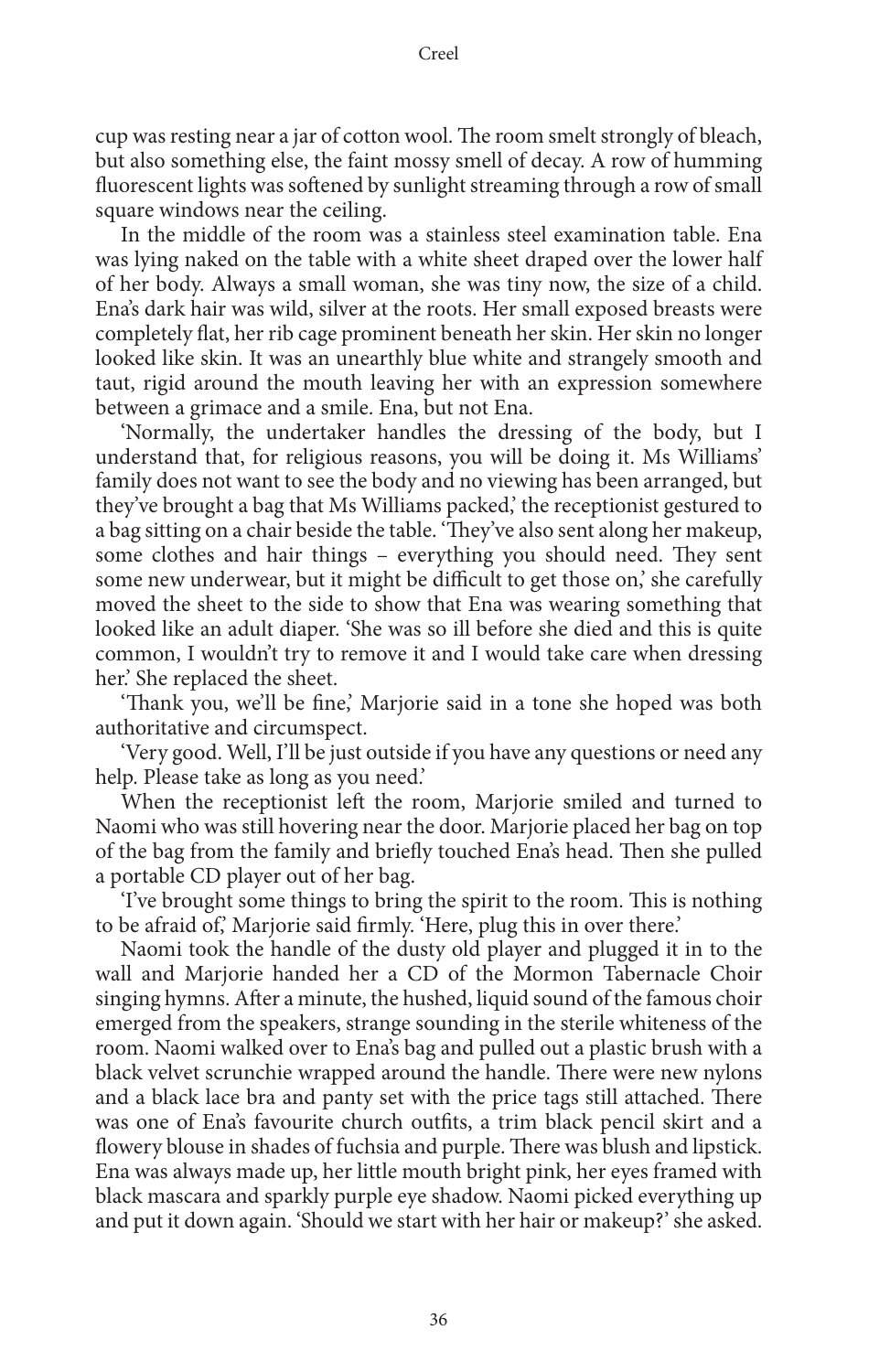cup was resting near a jar of cotton wool. The room smelt strongly of bleach, but also something else, the faint mossy smell of decay. A row of humming fluorescent lights was softened by sunlight streaming through a row of small square windows near the ceiling.

In the middle of the room was a stainless steel examination table. Ena was lying naked on the table with a white sheet draped over the lower half of her body. Always a small woman, she was tiny now, the size of a child. Ena's dark hair was wild, silver at the roots. Her small exposed breasts were completely flat, her rib cage prominent beneath her skin. Her skin no longer looked like skin. It was an unearthly blue white and strangely smooth and taut, rigid around the mouth leaving her with an expression somewhere between a grimace and a smile. Ena, but not Ena.

'Normally, the undertaker handles the dressing of the body, but I understand that, for religious reasons, you will be doing it. Ms Williams' family does not want to see the body and no viewing has been arranged, but they've brought a bag that Ms Williams packed,' the receptionist gestured to a bag sitting on a chair beside the table. 'They've also sent along her makeup, some clothes and hair things – everything you should need. They sent some new underwear, but it might be difficult to get those on,' she carefully moved the sheet to the side to show that Ena was wearing something that looked like an adult diaper. 'She was so ill before she died and this is quite common, I wouldn't try to remove it and I would take care when dressing her.' She replaced the sheet.

'Thank you, we'll be fine,' Marjorie said in a tone she hoped was both authoritative and circumspect.

'Very good. Well, I'll be just outside if you have any questions or need any help. Please take as long as you need.'

When the receptionist left the room, Marjorie smiled and turned to Naomi who was still hovering near the door. Marjorie placed her bag on top of the bag from the family and briefly touched Ena's head. Then she pulled a portable CD player out of her bag.

'I've brought some things to bring the spirit to the room. This is nothing to be afraid of,' Marjorie said firmly. 'Here, plug this in over there.'

Naomi took the handle of the dusty old player and plugged it in to the wall and Marjorie handed her a CD of the Mormon Tabernacle Choir singing hymns. After a minute, the hushed, liquid sound of the famous choir emerged from the speakers, strange sounding in the sterile whiteness of the room. Naomi walked over to Ena's bag and pulled out a plastic brush with a black velvet scrunchie wrapped around the handle. There were new nylons and a black lace bra and panty set with the price tags still attached. There was one of Ena's favourite church outfits, a trim black pencil skirt and a flowery blouse in shades of fuchsia and purple. There was blush and lipstick. Ena was always made up, her little mouth bright pink, her eyes framed with black mascara and sparkly purple eye shadow. Naomi picked everything up and put it down again. 'Should we start with her hair or makeup?' she asked.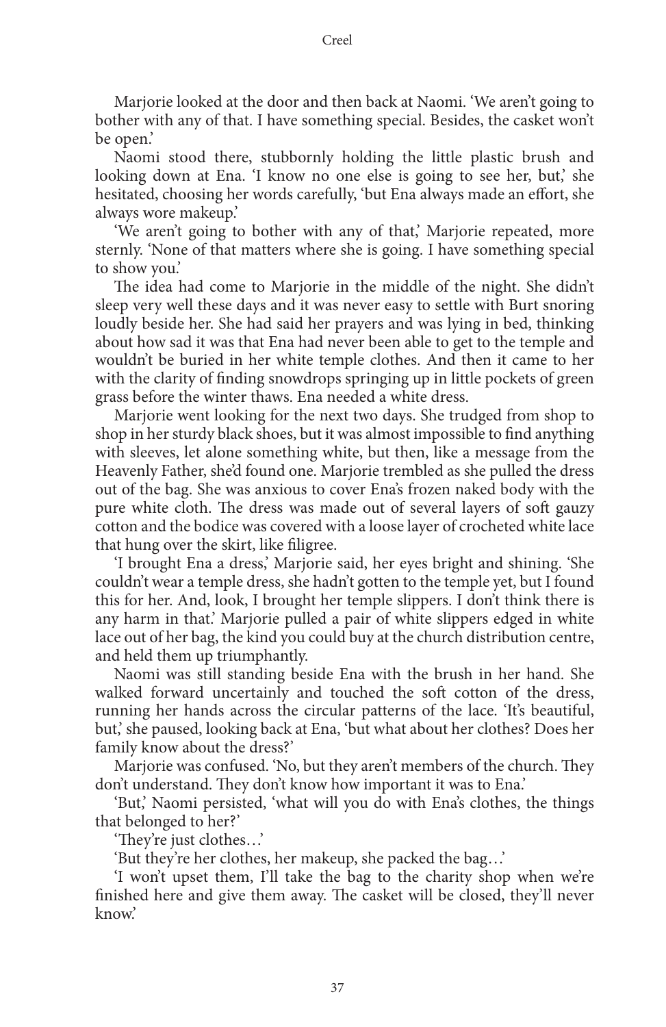Marjorie looked at the door and then back at Naomi. 'We aren't going to bother with any of that. I have something special. Besides, the casket won't be open.'

Naomi stood there, stubbornly holding the little plastic brush and looking down at Ena. 'I know no one else is going to see her, but,' she hesitated, choosing her words carefully, 'but Ena always made an effort, she always wore makeup.'

'We aren't going to bother with any of that,' Marjorie repeated, more sternly. 'None of that matters where she is going. I have something special to show you.'

The idea had come to Marjorie in the middle of the night. She didn't sleep very well these days and it was never easy to settle with Burt snoring loudly beside her. She had said her prayers and was lying in bed, thinking about how sad it was that Ena had never been able to get to the temple and wouldn't be buried in her white temple clothes. And then it came to her with the clarity of finding snowdrops springing up in little pockets of green grass before the winter thaws. Ena needed a white dress.

Marjorie went looking for the next two days. She trudged from shop to shop in her sturdy black shoes, but it was almost impossible to find anything with sleeves, let alone something white, but then, like a message from the Heavenly Father, she'd found one. Marjorie trembled as she pulled the dress out of the bag. She was anxious to cover Ena's frozen naked body with the pure white cloth. The dress was made out of several layers of soft gauzy cotton and the bodice was covered with a loose layer of crocheted white lace that hung over the skirt, like filigree.

'I brought Ena a dress,' Marjorie said, her eyes bright and shining. 'She couldn't wear a temple dress, she hadn't gotten to the temple yet, but I found this for her. And, look, I brought her temple slippers. I don't think there is any harm in that.' Marjorie pulled a pair of white slippers edged in white lace out of her bag, the kind you could buy at the church distribution centre, and held them up triumphantly.

Naomi was still standing beside Ena with the brush in her hand. She walked forward uncertainly and touched the soft cotton of the dress, running her hands across the circular patterns of the lace. 'It's beautiful, but,' she paused, looking back at Ena, 'but what about her clothes? Does her family know about the dress?'

Marjorie was confused. 'No, but they aren't members of the church. They don't understand. They don't know how important it was to Ena.'

'But,' Naomi persisted, 'what will you do with Ena's clothes, the things that belonged to her?'

'They're just clothes…'

'But they're her clothes, her makeup, she packed the bag…'

'I won't upset them, I'll take the bag to the charity shop when we're finished here and give them away. The casket will be closed, they'll never know.'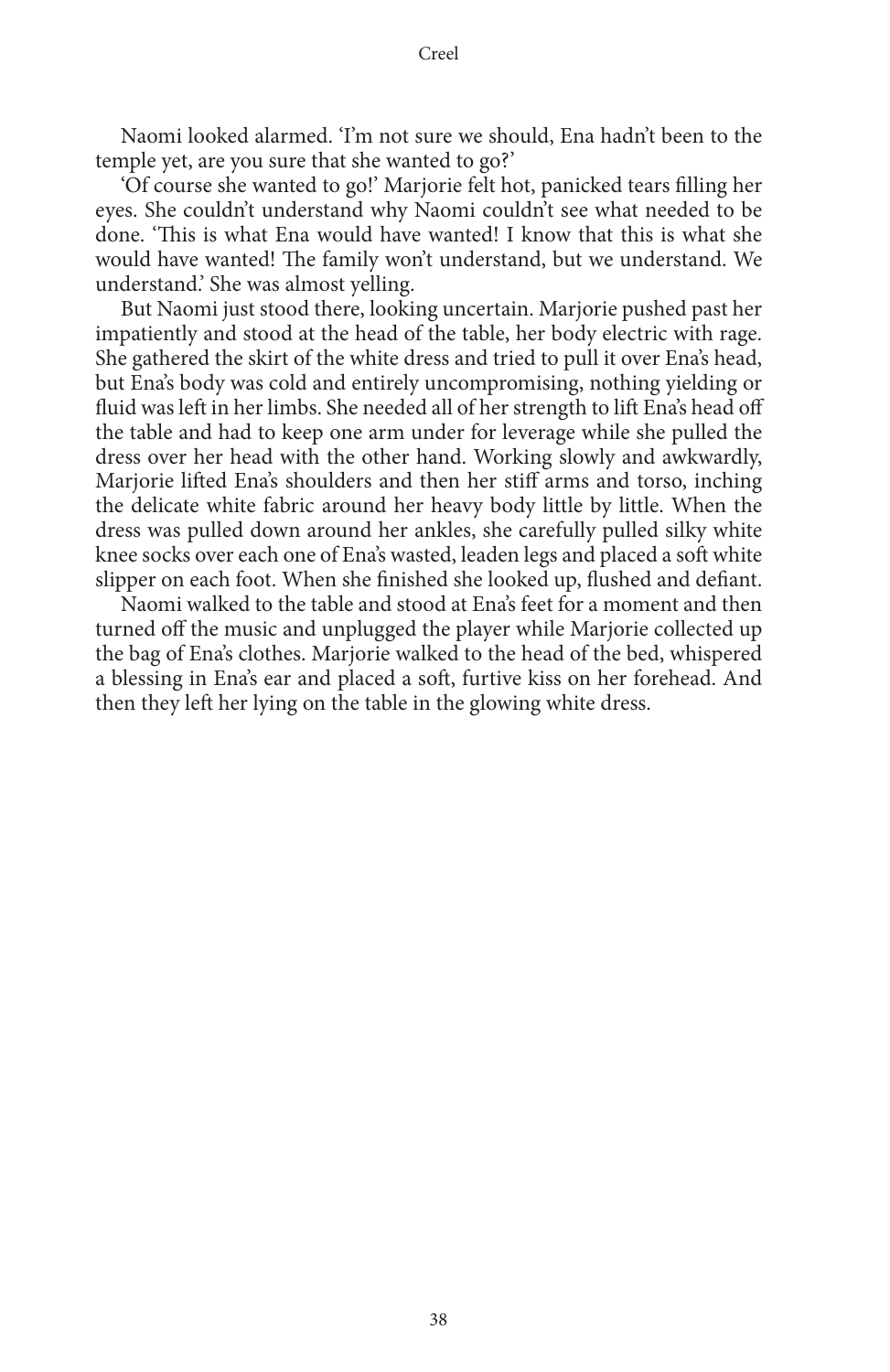Naomi looked alarmed. 'I'm not sure we should, Ena hadn't been to the temple yet, are you sure that she wanted to go?'

'Of course she wanted to go!' Marjorie felt hot, panicked tears filling her eyes. She couldn't understand why Naomi couldn't see what needed to be done. 'This is what Ena would have wanted! I know that this is what she would have wanted! The family won't understand, but we understand. We understand.' She was almost yelling.

But Naomi just stood there, looking uncertain. Marjorie pushed past her impatiently and stood at the head of the table, her body electric with rage. She gathered the skirt of the white dress and tried to pull it over Ena's head, but Ena's body was cold and entirely uncompromising, nothing yielding or fluid was left in her limbs. She needed all of her strength to lift Ena's head off the table and had to keep one arm under for leverage while she pulled the dress over her head with the other hand. Working slowly and awkwardly, Marjorie lifted Ena's shoulders and then her stiff arms and torso, inching the delicate white fabric around her heavy body little by little. When the dress was pulled down around her ankles, she carefully pulled silky white knee socks over each one of Ena's wasted, leaden legs and placed a soft white slipper on each foot. When she finished she looked up, flushed and defiant.

Naomi walked to the table and stood at Ena's feet for a moment and then turned off the music and unplugged the player while Marjorie collected up the bag of Ena's clothes. Marjorie walked to the head of the bed, whispered a blessing in Ena's ear and placed a soft, furtive kiss on her forehead. And then they left her lying on the table in the glowing white dress.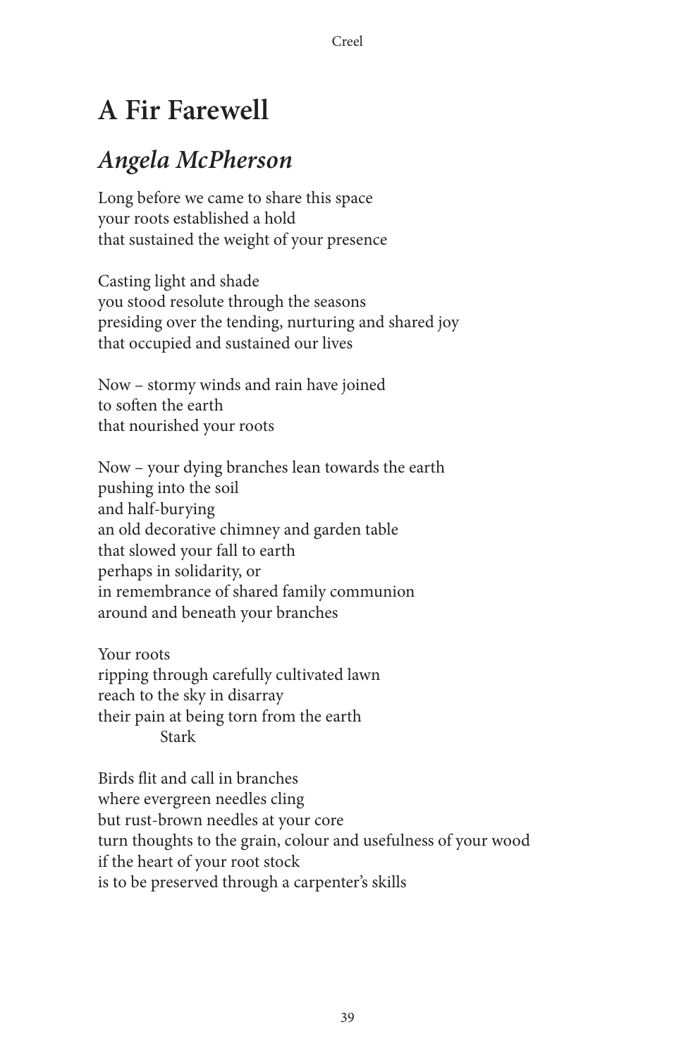# A Fir Farewell

## *Angela McPherson*

Long before we came to share this space  
your roots established a hold  
that sustained the weight of your presence

Casting light and shade  
you stood resolute through the seasons  
presiding over the tending, nurturing and shared joy  
that occupied and sustained our lives

Now – stormy winds and rain have joined  
to soften the earth  
that nourished your roots

Now – your dying branches lean towards the earth  
pushing into the soil  
and half-burying  
an old decorative chimney and garden table  
that slowed your fall to earth  
perhaps in solidarity, or  
in remembrance of shared family communion  
around and beneath your branches

Your roots  
ripping through carefully cultivated lawn  
reach to the sky in disarray  
their pain at being torn from the earth  
            Stark

Birds flit and call in branches  
where evergreen needles cling  
but rust-brown needles at your core  
turn thoughts to the grain, colour and usefulness of your wood  
if the heart of your root stock  
is to be preserved through a carpenter's skills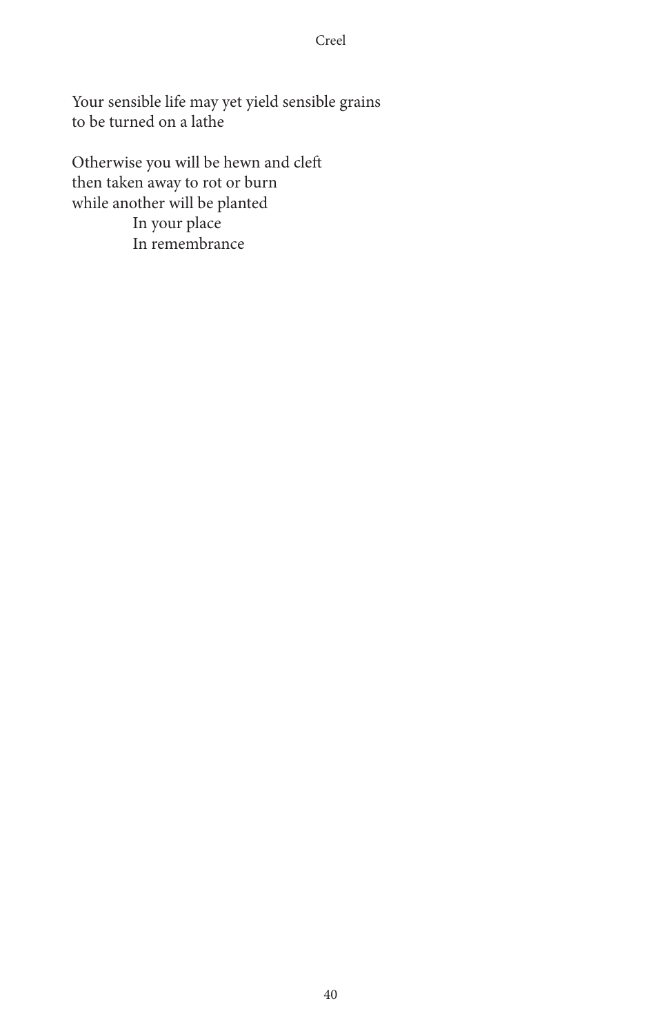Your sensible life may yet yield sensible grains
to be turned on a lathe

Otherwise you will be hewn and cleft
then taken away to rot or burn
while another will be planted
            In your place
            In remembrance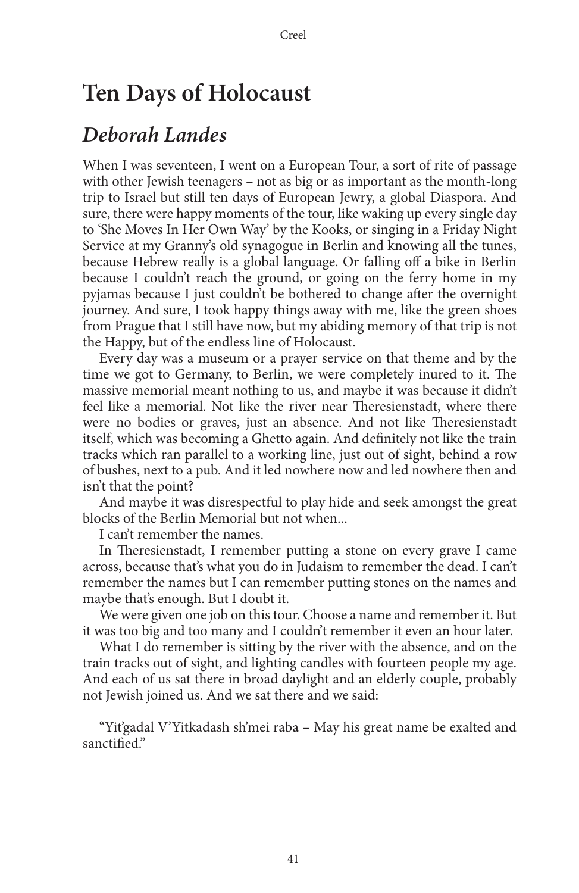# Ten Days of Holocaust

## *Deborah Landes*

When I was seventeen, I went on a European Tour, a sort of rite of passage with other Jewish teenagers – not as big or as important as the month-long trip to Israel but still ten days of European Jewry, a global Diaspora. And sure, there were happy moments of the tour, like waking up every single day to 'She Moves In Her Own Way' by the Kooks, or singing in a Friday Night Service at my Granny's old synagogue in Berlin and knowing all the tunes, because Hebrew really is a global language. Or falling off a bike in Berlin because I couldn't reach the ground, or going on the ferry home in my pyjamas because I just couldn't be bothered to change after the overnight journey. And sure, I took happy things away with me, like the green shoes from Prague that I still have now, but my abiding memory of that trip is not the Happy, but of the endless line of Holocaust.

Every day was a museum or a prayer service on that theme and by the time we got to Germany, to Berlin, we were completely inured to it. The massive memorial meant nothing to us, and maybe it was because it didn't feel like a memorial. Not like the river near Theresienstadt, where there were no bodies or graves, just an absence. And not like Theresienstadt itself, which was becoming a Ghetto again. And definitely not like the train tracks which ran parallel to a working line, just out of sight, behind a row of bushes, next to a pub. And it led nowhere now and led nowhere then and isn't that the point?

And maybe it was disrespectful to play hide and seek amongst the great blocks of the Berlin Memorial but not when...

I can't remember the names.

In Theresienstadt, I remember putting a stone on every grave I came across, because that's what you do in Judaism to remember the dead. I can't remember the names but I can remember putting stones on the names and maybe that's enough. But I doubt it.

We were given one job on this tour. Choose a name and remember it. But it was too big and too many and I couldn't remember it even an hour later.

What I do remember is sitting by the river with the absence, and on the train tracks out of sight, and lighting candles with fourteen people my age. And each of us sat there in broad daylight and an elderly couple, probably not Jewish joined us. And we sat there and we said:

"Yit'gadal V'Yitkadash sh'mei raba – May his great name be exalted and sanctified."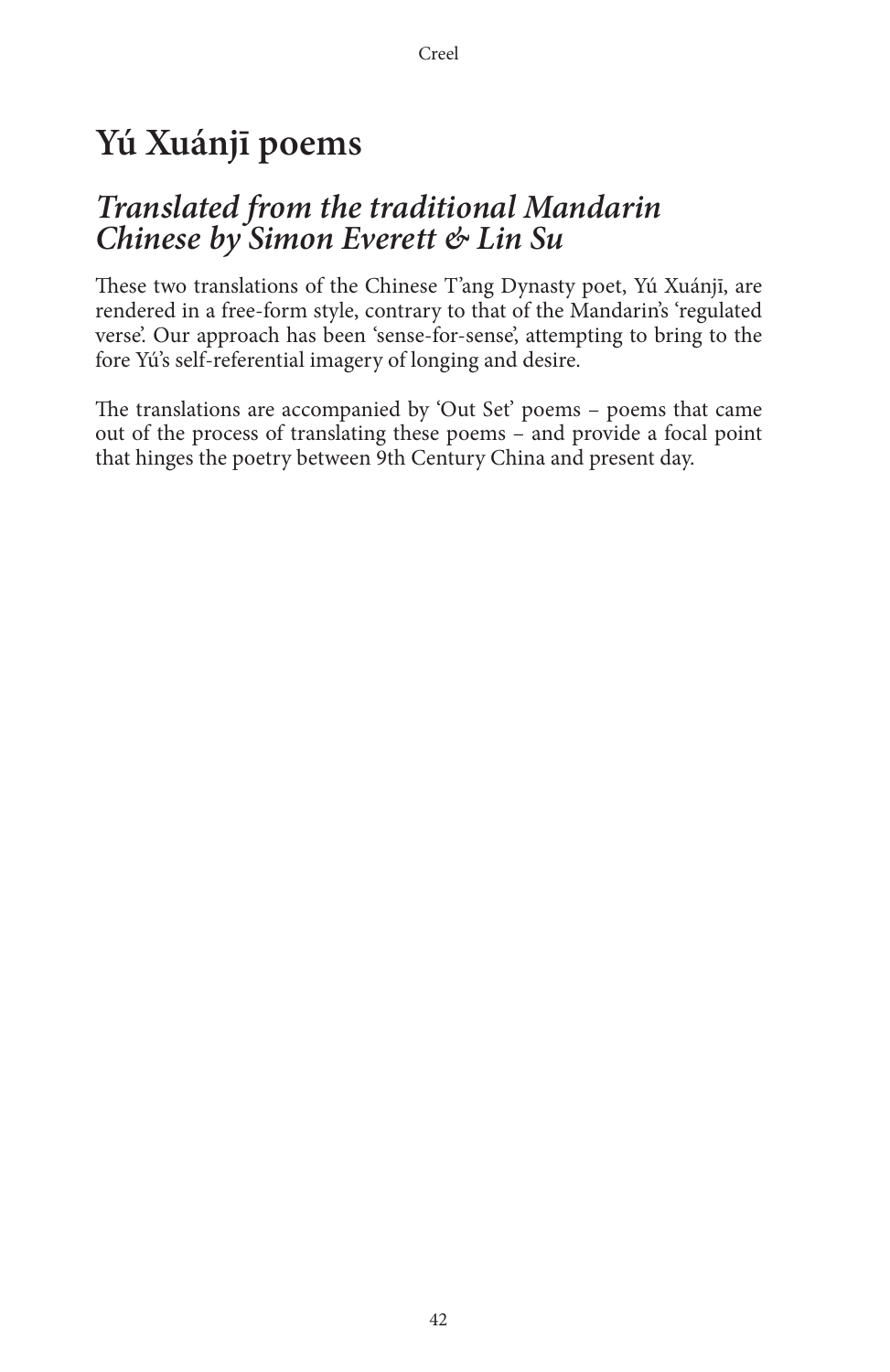# Yú Xuánjī poems

## *Translated from the traditional Mandarin Chinese by Simon Everett & Lin Su*

These two translations of the Chinese T'ang Dynasty poet, Yú Xuánjī, are rendered in a free-form style, contrary to that of the Mandarin's 'regulated verse'. Our approach has been 'sense-for-sense', attempting to bring to the fore Yú's self-referential imagery of longing and desire.

The translations are accompanied by 'Out Set' poems – poems that came out of the process of translating these poems – and provide a focal point that hinges the poetry between 9th Century China and present day.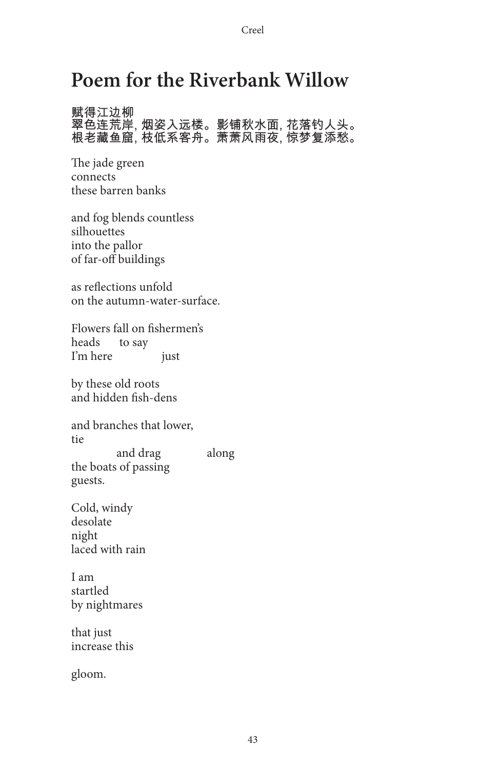# Poem for the Riverbank Willow

赋得江边柳
翠色连荒岸，烟姿入远楼。影铺秋水面，花落钓人头。
根老藏鱼窟，枝低系客舟。萧萧风雨夜，惊梦复添愁。

The jade green
connects
these barren banks

and fog blends countless
silhouettes
into the pallor
of far-off buildings

as reflections unfold
on the autumn-water-surface.

Flowers fall on fishermen's
heads     to say
I'm here          just

by these old roots
and hidden fish-dens

and branches that lower,
tie
          and drag          along
the boats of passing
guests.

Cold, windy
desolate
night
laced with rain

I am
startled
by nightmares

that just
increase this

gloom.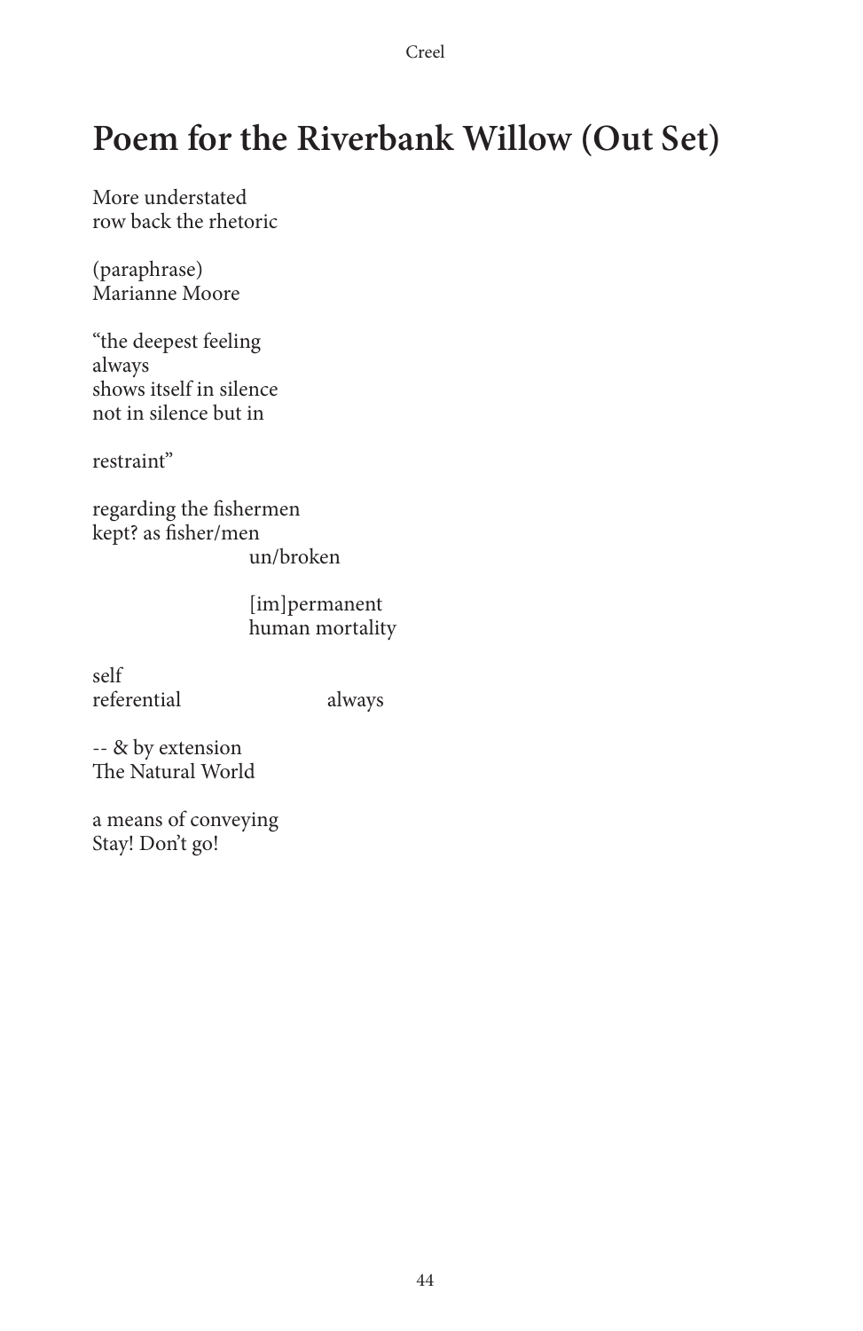# Poem for the Riverbank Willow (Out Set)

More understated
row back the rhetoric

(paraphrase)
Marianne Moore

"the deepest feeling
always
shows itself in silence
not in silence but in

restraint"

regarding the fishermen
kept? as fisher/men
                        un/broken

                        [im]permanent
                        human mortality

self
referential                          always

-- & by extension
The Natural World

a means of conveying
Stay! Don't go!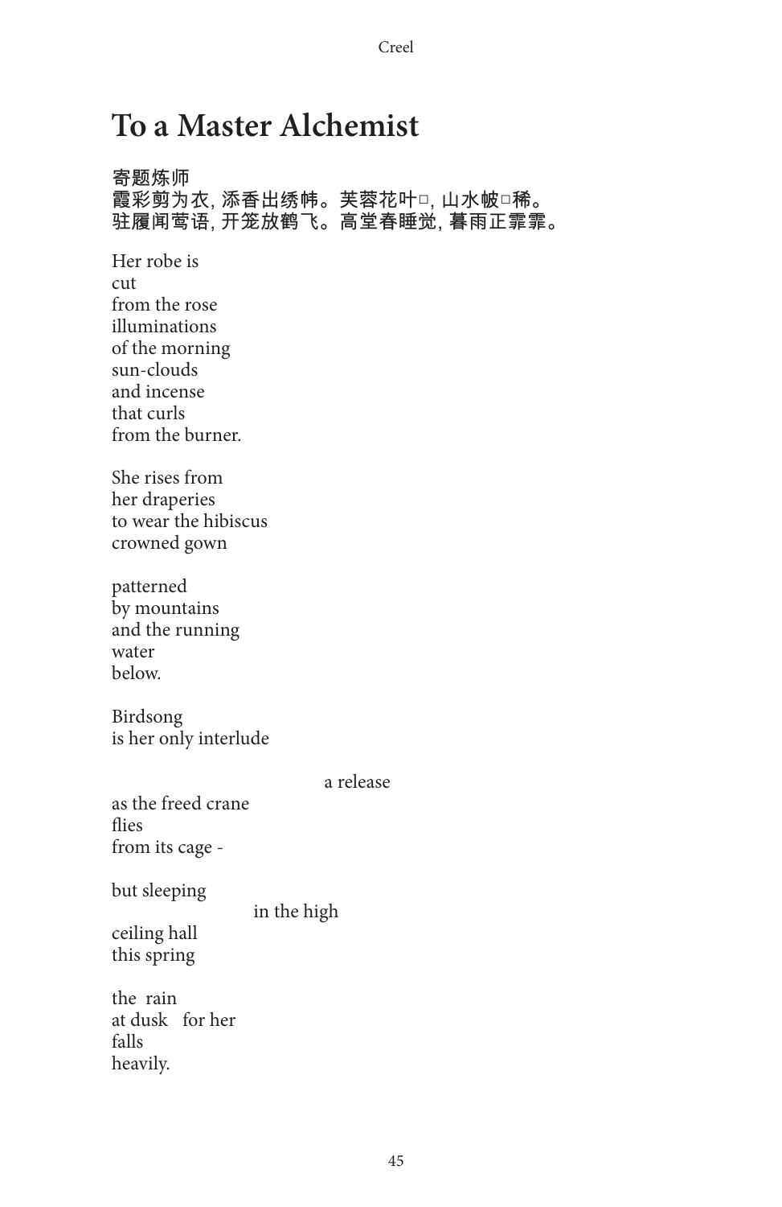# To a Master Alchemist

寄题炼师
霞彩剪为衣, 添香出绣帏。芙蓉花叶□, 山水帔□稀。
驻履闻莺语, 开笼放鹤飞。高堂春睡觉, 暮雨正霏霏。

Her robe is
cut
from the rose
illuminations
of the morning
sun-clouds
and incense
that curls
from the burner.

She rises from
her draperies
to wear the hibiscus
crowned gown

patterned
by mountains
and the running
water
below.

Birdsong
is her only interlude

                                        a release
as the freed crane
flies
from its cage -

but sleeping
                        in the high
ceiling hall
this spring

the  rain
at dusk   for her
falls
heavily.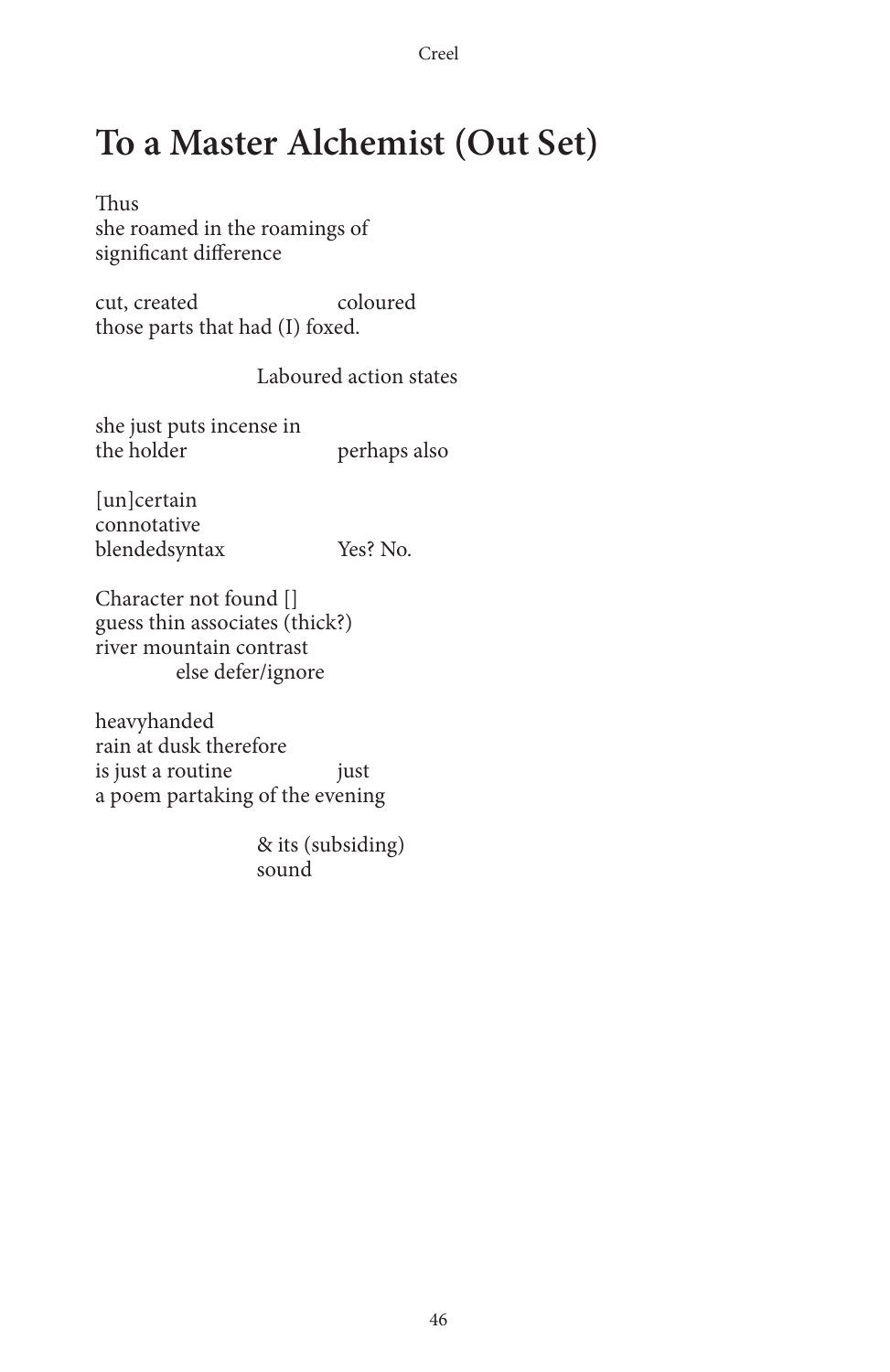# To a Master Alchemist (Out Set)

Thus  
she roamed in the roamings of  
significant difference

cut, created                         coloured  
those parts that had (I) foxed.

                                        Laboured action states

she just puts incense in  
the holder                         perhaps also

[un]certain  
connotative  
blendedsyntax                   Yes? No.

Character not found []  
guess thin associates (thick?)  
river mountain contrast  
            else defer/ignore

heavyhanded  
rain at dusk therefore  
is just a routine                 just  
a poem partaking of the evening

                                        & its (subsiding)  
                                        sound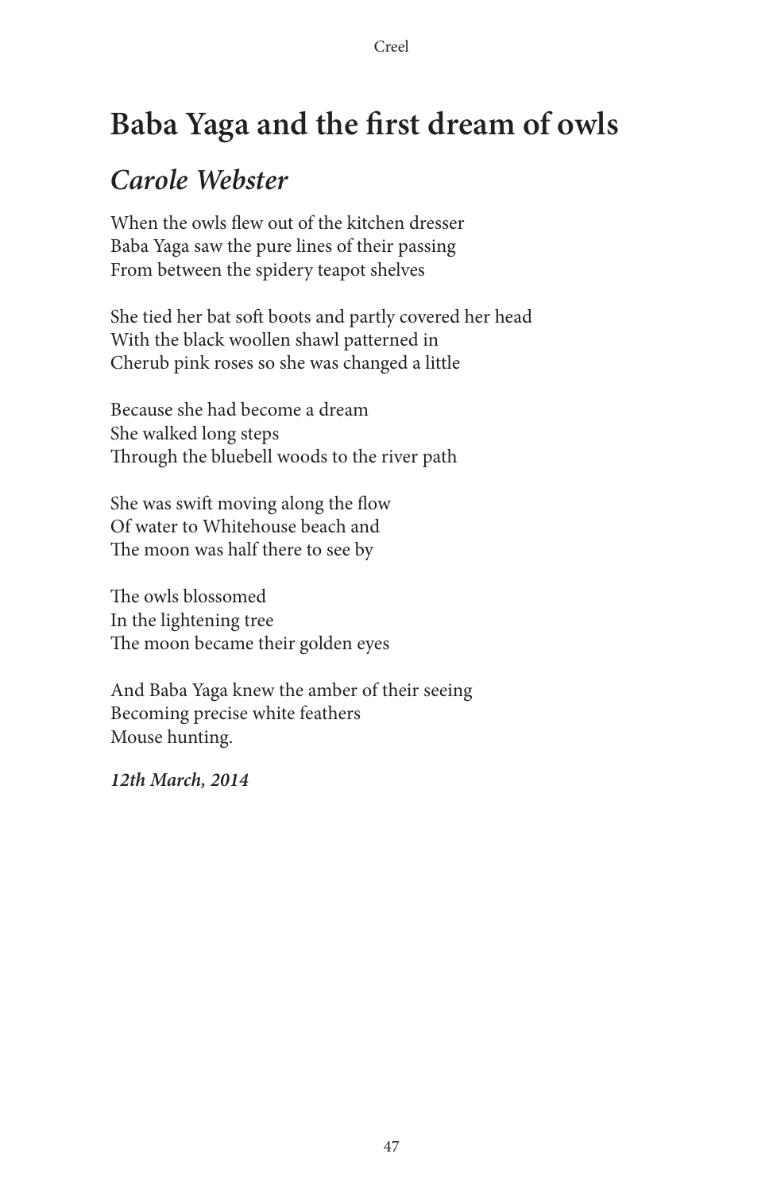# Baba Yaga and the first dream of owls

## *Carole Webster*

When the owls flew out of the kitchen dresser  
Baba Yaga saw the pure lines of their passing  
From between the spidery teapot shelves

She tied her bat soft boots and partly covered her head  
With the black woollen shawl patterned in  
Cherub pink roses so she was changed a little

Because she had become a dream  
She walked long steps  
Through the bluebell woods to the river path

She was swift moving along the flow  
Of water to Whitehouse beach and  
The moon was half there to see by

The owls blossomed  
In the lightening tree  
The moon became their golden eyes

And Baba Yaga knew the amber of their seeing  
Becoming precise white feathers  
Mouse hunting.

***12th March, 2014***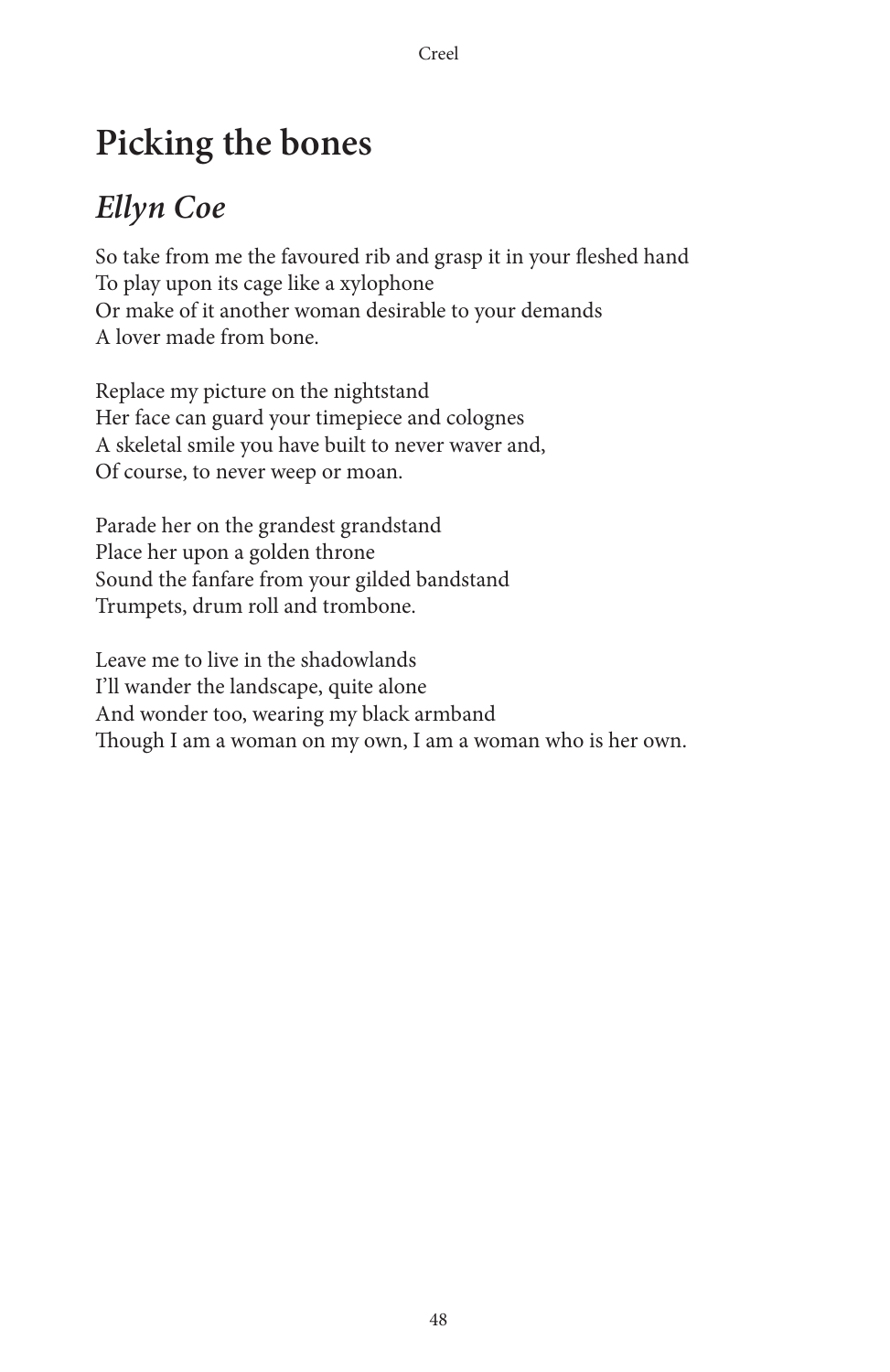# Picking the bones

## *Ellyn Coe*

So take from me the favoured rib and grasp it in your fleshed hand  
To play upon its cage like a xylophone  
Or make of it another woman desirable to your demands  
A lover made from bone.

Replace my picture on the nightstand  
Her face can guard your timepiece and colognes  
A skeletal smile you have built to never waver and,  
Of course, to never weep or moan.

Parade her on the grandest grandstand  
Place her upon a golden throne  
Sound the fanfare from your gilded bandstand  
Trumpets, drum roll and trombone.

Leave me to live in the shadowlands  
I'll wander the landscape, quite alone  
And wonder too, wearing my black armband  
Though I am a woman on my own, I am a woman who is her own.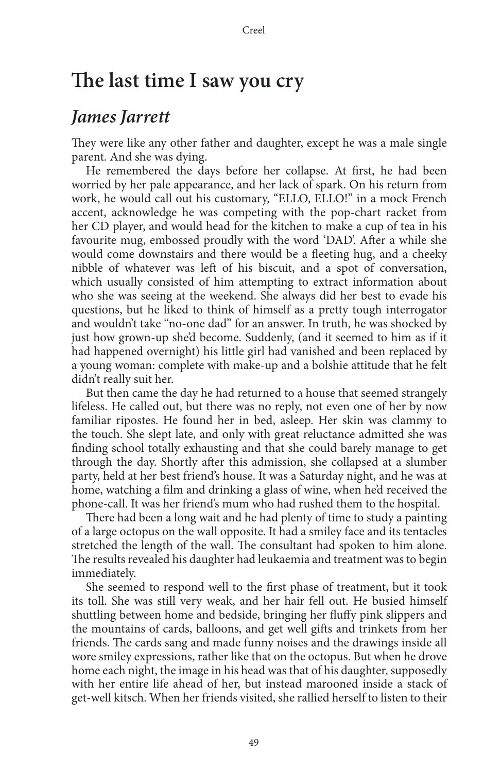# The last time I saw you cry

## *James Jarrett*

They were like any other father and daughter, except he was a male single parent. And she was dying.

He remembered the days before her collapse. At first, he had been worried by her pale appearance, and her lack of spark. On his return from work, he would call out his customary, "ELLO, ELLO!" in a mock French accent, acknowledge he was competing with the pop-chart racket from her CD player, and would head for the kitchen to make a cup of tea in his favourite mug, embossed proudly with the word 'DAD'. After a while she would come downstairs and there would be a fleeting hug, and a cheeky nibble of whatever was left of his biscuit, and a spot of conversation, which usually consisted of him attempting to extract information about who she was seeing at the weekend. She always did her best to evade his questions, but he liked to think of himself as a pretty tough interrogator and wouldn't take "no-one dad" for an answer. In truth, he was shocked by just how grown-up she'd become. Suddenly, (and it seemed to him as if it had happened overnight) his little girl had vanished and been replaced by a young woman: complete with make-up and a bolshie attitude that he felt didn't really suit her.

But then came the day he had returned to a house that seemed strangely lifeless. He called out, but there was no reply, not even one of her by now familiar ripostes. He found her in bed, asleep. Her skin was clammy to the touch. She slept late, and only with great reluctance admitted she was finding school totally exhausting and that she could barely manage to get through the day. Shortly after this admission, she collapsed at a slumber party, held at her best friend's house. It was a Saturday night, and he was at home, watching a film and drinking a glass of wine, when he'd received the phone-call. It was her friend's mum who had rushed them to the hospital.

There had been a long wait and he had plenty of time to study a painting of a large octopus on the wall opposite. It had a smiley face and its tentacles stretched the length of the wall. The consultant had spoken to him alone. The results revealed his daughter had leukaemia and treatment was to begin immediately.

She seemed to respond well to the first phase of treatment, but it took its toll. She was still very weak, and her hair fell out. He busied himself shuttling between home and bedside, bringing her fluffy pink slippers and the mountains of cards, balloons, and get well gifts and trinkets from her friends. The cards sang and made funny noises and the drawings inside all wore smiley expressions, rather like that on the octopus. But when he drove home each night, the image in his head was that of his daughter, supposedly with her entire life ahead of her, but instead marooned inside a stack of get-well kitsch. When her friends visited, she rallied herself to listen to their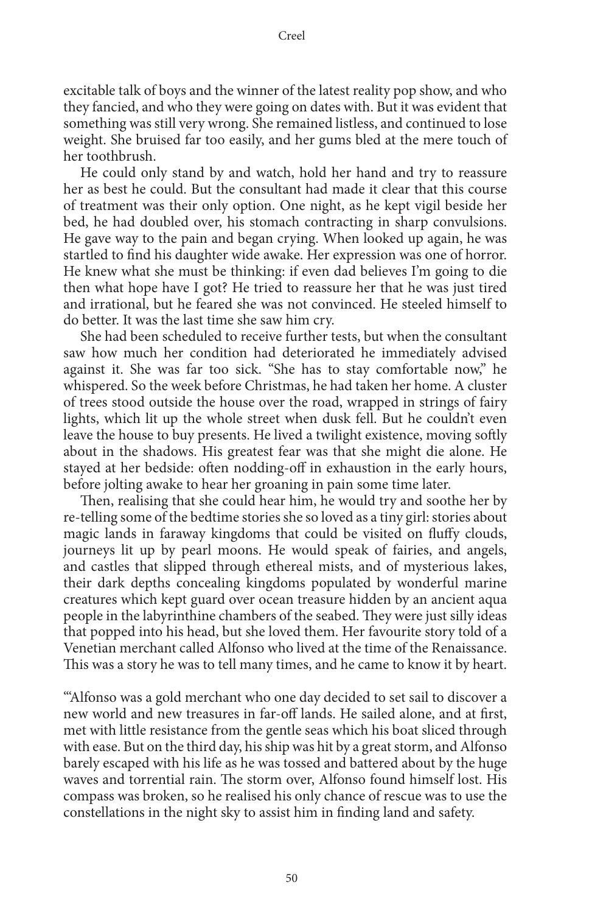excitable talk of boys and the winner of the latest reality pop show, and who they fancied, and who they were going on dates with. But it was evident that something was still very wrong. She remained listless, and continued to lose weight. She bruised far too easily, and her gums bled at the mere touch of her toothbrush.

He could only stand by and watch, hold her hand and try to reassure her as best he could. But the consultant had made it clear that this course of treatment was their only option. One night, as he kept vigil beside her bed, he had doubled over, his stomach contracting in sharp convulsions. He gave way to the pain and began crying. When looked up again, he was startled to find his daughter wide awake. Her expression was one of horror. He knew what she must be thinking: if even dad believes I'm going to die then what hope have I got? He tried to reassure her that he was just tired and irrational, but he feared she was not convinced. He steeled himself to do better. It was the last time she saw him cry.

She had been scheduled to receive further tests, but when the consultant saw how much her condition had deteriorated he immediately advised against it. She was far too sick. "She has to stay comfortable now," he whispered. So the week before Christmas, he had taken her home. A cluster of trees stood outside the house over the road, wrapped in strings of fairy lights, which lit up the whole street when dusk fell. But he couldn't even leave the house to buy presents. He lived a twilight existence, moving softly about in the shadows. His greatest fear was that she might die alone. He stayed at her bedside: often nodding-off in exhaustion in the early hours, before jolting awake to hear her groaning in pain some time later.

Then, realising that she could hear him, he would try and soothe her by re-telling some of the bedtime stories she so loved as a tiny girl: stories about magic lands in faraway kingdoms that could be visited on fluffy clouds, journeys lit up by pearl moons. He would speak of fairies, and angels, and castles that slipped through ethereal mists, and of mysterious lakes, their dark depths concealing kingdoms populated by wonderful marine creatures which kept guard over ocean treasure hidden by an ancient aqua people in the labyrinthine chambers of the seabed. They were just silly ideas that popped into his head, but she loved them. Her favourite story told of a Venetian merchant called Alfonso who lived at the time of the Renaissance. This was a story he was to tell many times, and he came to know it by heart.

"'Alfonso was a gold merchant who one day decided to set sail to discover a new world and new treasures in far-off lands. He sailed alone, and at first, met with little resistance from the gentle seas which his boat sliced through with ease. But on the third day, his ship was hit by a great storm, and Alfonso barely escaped with his life as he was tossed and battered about by the huge waves and torrential rain. The storm over, Alfonso found himself lost. His compass was broken, so he realised his only chance of rescue was to use the constellations in the night sky to assist him in finding land and safety.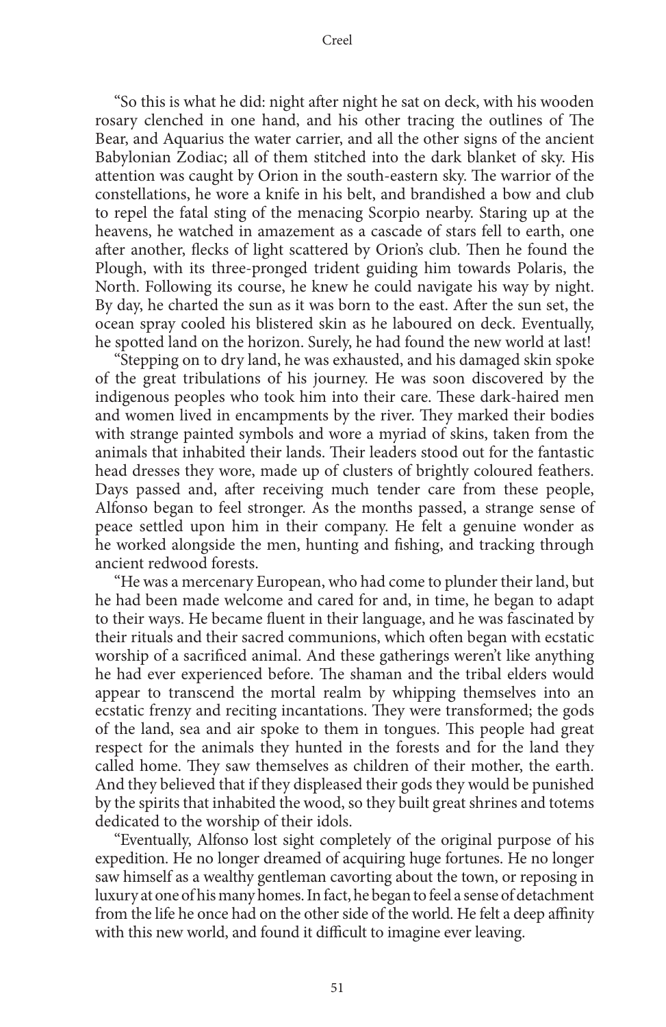"So this is what he did: night after night he sat on deck, with his wooden rosary clenched in one hand, and his other tracing the outlines of The Bear, and Aquarius the water carrier, and all the other signs of the ancient Babylonian Zodiac; all of them stitched into the dark blanket of sky. His attention was caught by Orion in the south-eastern sky. The warrior of the constellations, he wore a knife in his belt, and brandished a bow and club to repel the fatal sting of the menacing Scorpio nearby. Staring up at the heavens, he watched in amazement as a cascade of stars fell to earth, one after another, flecks of light scattered by Orion's club. Then he found the Plough, with its three-pronged trident guiding him towards Polaris, the North. Following its course, he knew he could navigate his way by night. By day, he charted the sun as it was born to the east. After the sun set, the ocean spray cooled his blistered skin as he laboured on deck. Eventually, he spotted land on the horizon. Surely, he had found the new world at last!

"Stepping on to dry land, he was exhausted, and his damaged skin spoke of the great tribulations of his journey. He was soon discovered by the indigenous peoples who took him into their care. These dark-haired men and women lived in encampments by the river. They marked their bodies with strange painted symbols and wore a myriad of skins, taken from the animals that inhabited their lands. Their leaders stood out for the fantastic head dresses they wore, made up of clusters of brightly coloured feathers. Days passed and, after receiving much tender care from these people, Alfonso began to feel stronger. As the months passed, a strange sense of peace settled upon him in their company. He felt a genuine wonder as he worked alongside the men, hunting and fishing, and tracking through ancient redwood forests.

"He was a mercenary European, who had come to plunder their land, but he had been made welcome and cared for and, in time, he began to adapt to their ways. He became fluent in their language, and he was fascinated by their rituals and their sacred communions, which often began with ecstatic worship of a sacrificed animal. And these gatherings weren't like anything he had ever experienced before. The shaman and the tribal elders would appear to transcend the mortal realm by whipping themselves into an ecstatic frenzy and reciting incantations. They were transformed; the gods of the land, sea and air spoke to them in tongues. This people had great respect for the animals they hunted in the forests and for the land they called home. They saw themselves as children of their mother, the earth. And they believed that if they displeased their gods they would be punished by the spirits that inhabited the wood, so they built great shrines and totems dedicated to the worship of their idols.

"Eventually, Alfonso lost sight completely of the original purpose of his expedition. He no longer dreamed of acquiring huge fortunes. He no longer saw himself as a wealthy gentleman cavorting about the town, or reposing in luxury at one of his many homes. In fact, he began to feel a sense of detachment from the life he once had on the other side of the world. He felt a deep affinity with this new world, and found it difficult to imagine ever leaving.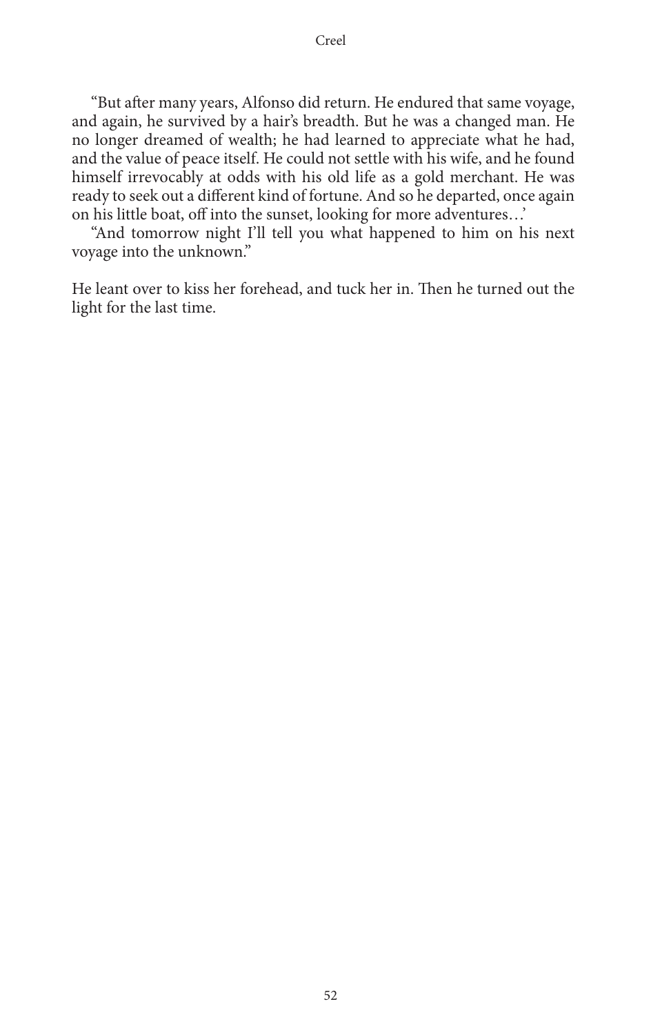"But after many years, Alfonso did return. He endured that same voyage, and again, he survived by a hair's breadth. But he was a changed man. He no longer dreamed of wealth; he had learned to appreciate what he had, and the value of peace itself. He could not settle with his wife, and he found himself irrevocably at odds with his old life as a gold merchant. He was ready to seek out a different kind of fortune. And so he departed, once again on his little boat, off into the sunset, looking for more adventures…'

"And tomorrow night I'll tell you what happened to him on his next voyage into the unknown."

He leant over to kiss her forehead, and tuck her in. Then he turned out the light for the last time.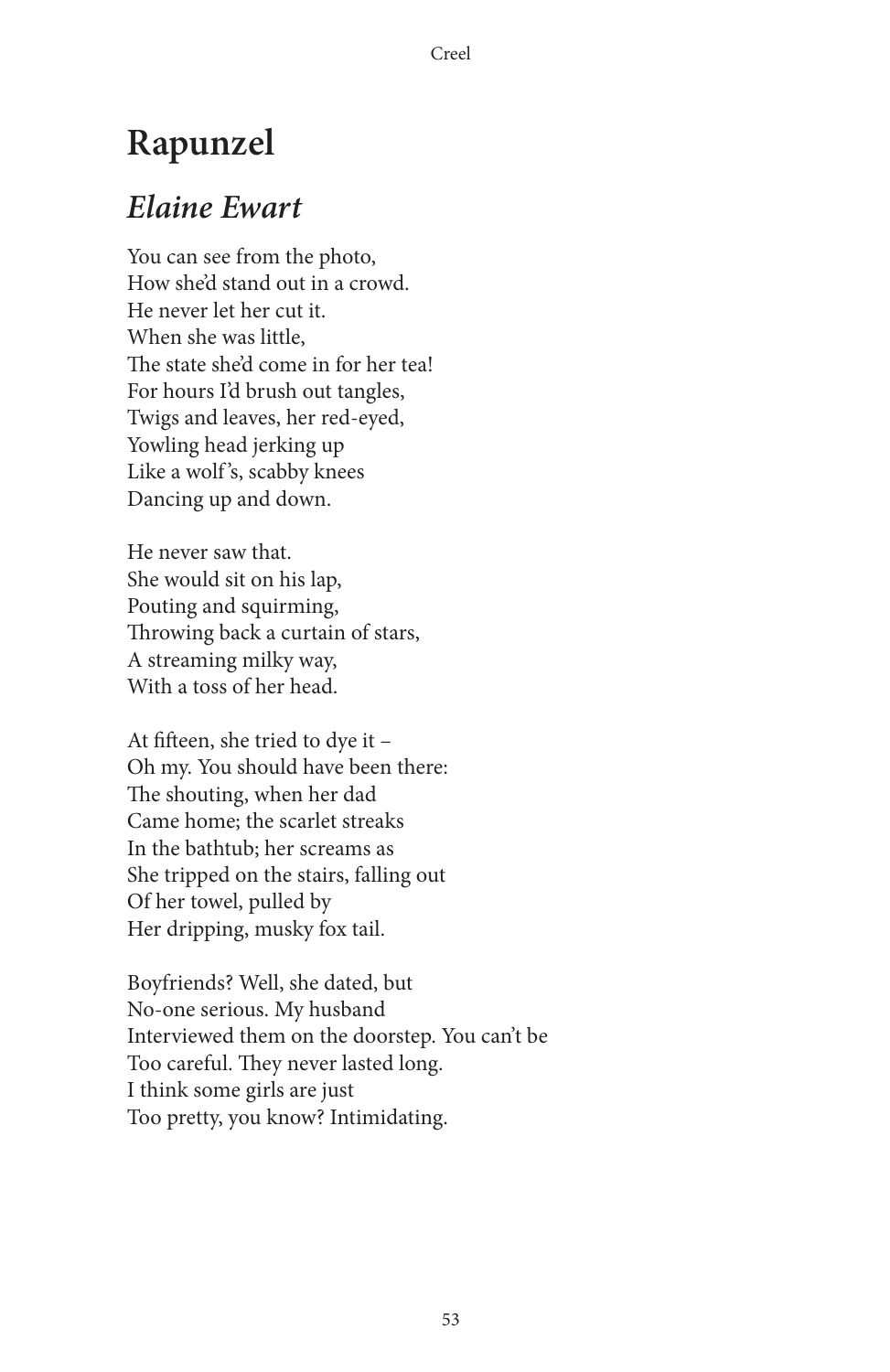# Rapunzel

## *Elaine Ewart*

You can see from the photo,  
How she'd stand out in a crowd.  
He never let her cut it.  
When she was little,  
The state she'd come in for her tea!  
For hours I'd brush out tangles,  
Twigs and leaves, her red-eyed,  
Yowling head jerking up  
Like a wolf's, scabby knees  
Dancing up and down.

He never saw that.  
She would sit on his lap,  
Pouting and squirming,  
Throwing back a curtain of stars,  
A streaming milky way,  
With a toss of her head.

At fifteen, she tried to dye it –  
Oh my. You should have been there:  
The shouting, when her dad  
Came home; the scarlet streaks  
In the bathtub; her screams as  
She tripped on the stairs, falling out  
Of her towel, pulled by  
Her dripping, musky fox tail.

Boyfriends? Well, she dated, but  
No-one serious. My husband  
Interviewed them on the doorstep. You can't be  
Too careful. They never lasted long.  
I think some girls are just  
Too pretty, you know? Intimidating.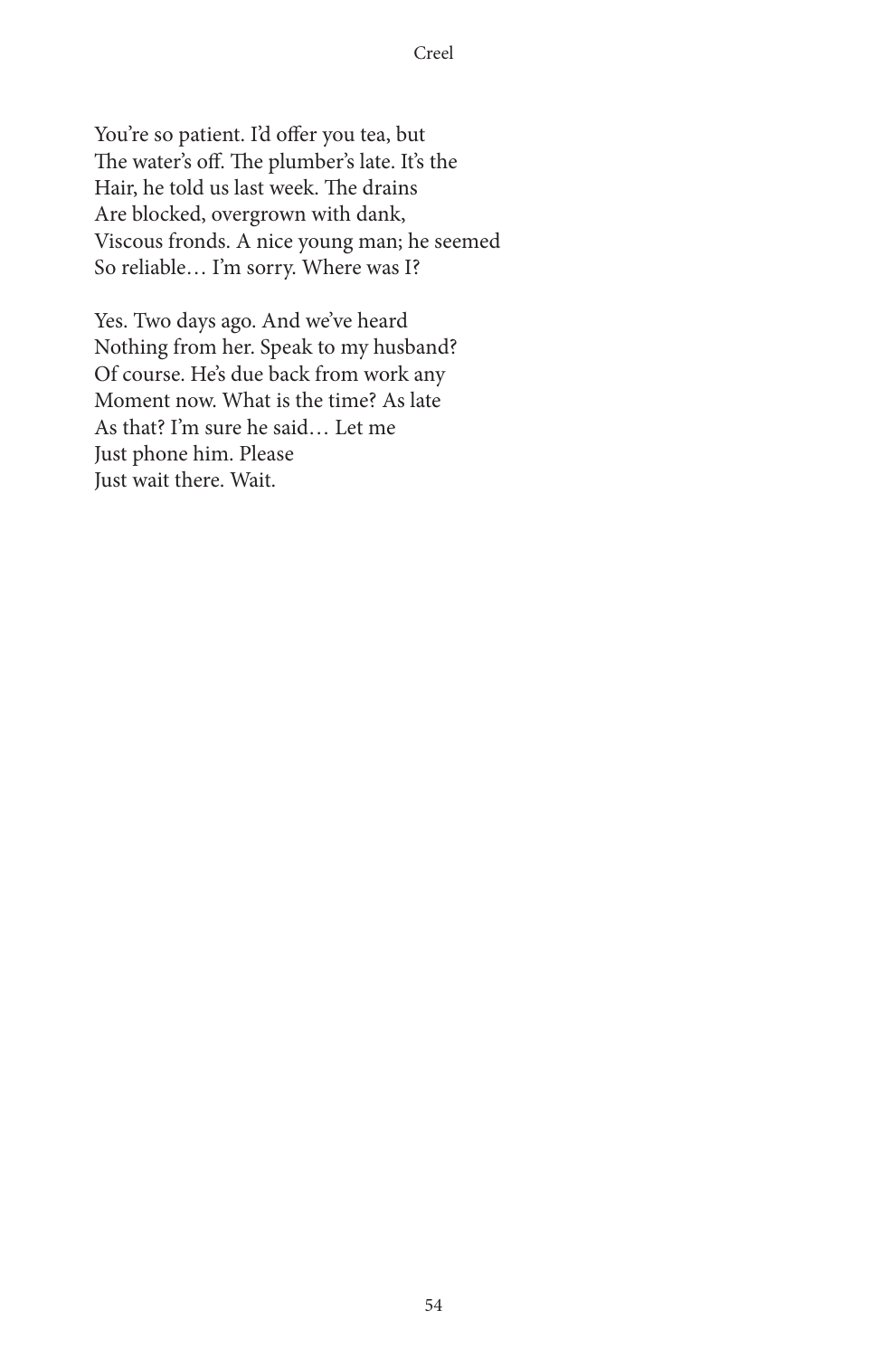You're so patient. I'd offer you tea, but
The water's off. The plumber's late. It's the
Hair, he told us last week. The drains
Are blocked, overgrown with dank,
Viscous fronds. A nice young man; he seemed
So reliable… I'm sorry. Where was I?

Yes. Two days ago. And we've heard
Nothing from her. Speak to my husband?
Of course. He's due back from work any
Moment now. What is the time? As late
As that? I'm sure he said… Let me
Just phone him. Please
Just wait there. Wait.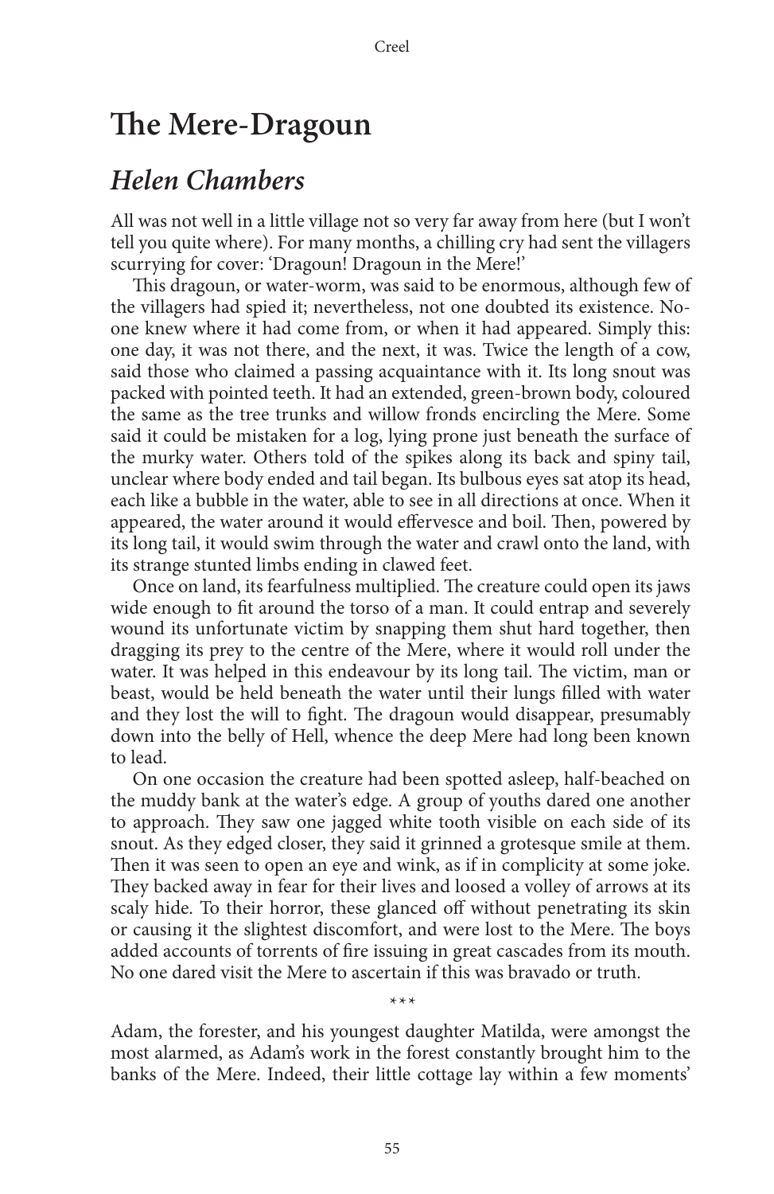# The Mere-Dragoun

## *Helen Chambers*

All was not well in a little village not so very far away from here (but I won't tell you quite where). For many months, a chilling cry had sent the villagers scurrying for cover: 'Dragoun! Dragoun in the Mere!'

This dragoun, or water-worm, was said to be enormous, although few of the villagers had spied it; nevertheless, not one doubted its existence. No-one knew where it had come from, or when it had appeared. Simply this: one day, it was not there, and the next, it was. Twice the length of a cow, said those who claimed a passing acquaintance with it. Its long snout was packed with pointed teeth. It had an extended, green-brown body, coloured the same as the tree trunks and willow fronds encircling the Mere. Some said it could be mistaken for a log, lying prone just beneath the surface of the murky water. Others told of the spikes along its back and spiny tail, unclear where body ended and tail began. Its bulbous eyes sat atop its head, each like a bubble in the water, able to see in all directions at once. When it appeared, the water around it would effervesce and boil. Then, powered by its long tail, it would swim through the water and crawl onto the land, with its strange stunted limbs ending in clawed feet.

Once on land, its fearfulness multiplied. The creature could open its jaws wide enough to fit around the torso of a man. It could entrap and severely wound its unfortunate victim by snapping them shut hard together, then dragging its prey to the centre of the Mere, where it would roll under the water. It was helped in this endeavour by its long tail. The victim, man or beast, would be held beneath the water until their lungs filled with water and they lost the will to fight. The dragoun would disappear, presumably down into the belly of Hell, whence the deep Mere had long been known to lead.

On one occasion the creature had been spotted asleep, half-beached on the muddy bank at the water's edge. A group of youths dared one another to approach. They saw one jagged white tooth visible on each side of its snout. As they edged closer, they said it grinned a grotesque smile at them. Then it was seen to open an eye and wink, as if in complicity at some joke. They backed away in fear for their lives and loosed a volley of arrows at its scaly hide. To their horror, these glanced off without penetrating its skin or causing it the slightest discomfort, and were lost to the Mere. The boys added accounts of torrents of fire issuing in great cascades from its mouth. No one dared visit the Mere to ascertain if this was bravado or truth.

\*\*\*

Adam, the forester, and his youngest daughter Matilda, were amongst the most alarmed, as Adam's work in the forest constantly brought him to the banks of the Mere. Indeed, their little cottage lay within a few moments'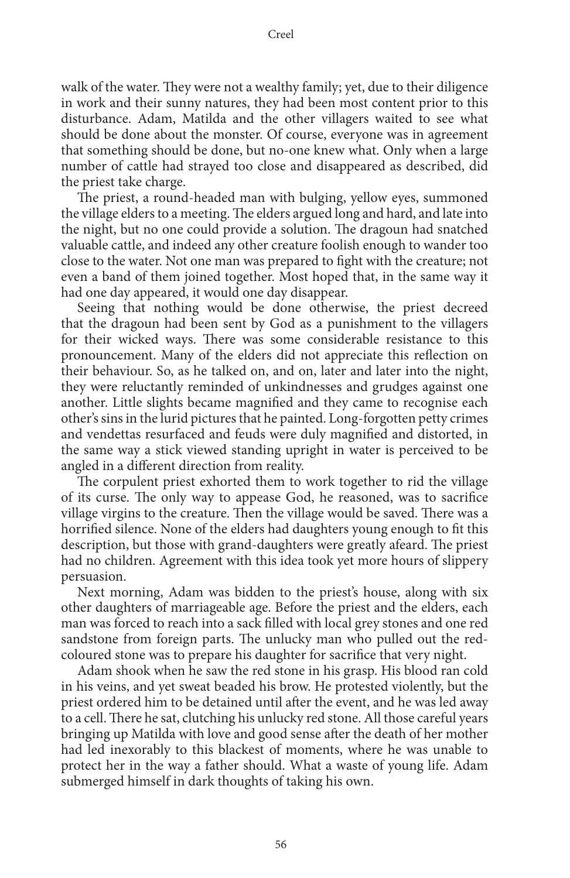walk of the water. They were not a wealthy family; yet, due to their diligence in work and their sunny natures, they had been most content prior to this disturbance. Adam, Matilda and the other villagers waited to see what should be done about the monster. Of course, everyone was in agreement that something should be done, but no-one knew what. Only when a large number of cattle had strayed too close and disappeared as described, did the priest take charge.

The priest, a round-headed man with bulging, yellow eyes, summoned the village elders to a meeting. The elders argued long and hard, and late into the night, but no one could provide a solution. The dragoun had snatched valuable cattle, and indeed any other creature foolish enough to wander too close to the water. Not one man was prepared to fight with the creature; not even a band of them joined together. Most hoped that, in the same way it had one day appeared, it would one day disappear.

Seeing that nothing would be done otherwise, the priest decreed that the dragoun had been sent by God as a punishment to the villagers for their wicked ways. There was some considerable resistance to this pronouncement. Many of the elders did not appreciate this reflection on their behaviour. So, as he talked on, and on, later and later into the night, they were reluctantly reminded of unkindnesses and grudges against one another. Little slights became magnified and they came to recognise each other's sins in the lurid pictures that he painted. Long-forgotten petty crimes and vendettas resurfaced and feuds were duly magnified and distorted, in the same way a stick viewed standing upright in water is perceived to be angled in a different direction from reality.

The corpulent priest exhorted them to work together to rid the village of its curse. The only way to appease God, he reasoned, was to sacrifice village virgins to the creature. Then the village would be saved. There was a horrified silence. None of the elders had daughters young enough to fit this description, but those with grand-daughters were greatly afeard. The priest had no children. Agreement with this idea took yet more hours of slippery persuasion.

Next morning, Adam was bidden to the priest's house, along with six other daughters of marriageable age. Before the priest and the elders, each man was forced to reach into a sack filled with local grey stones and one red sandstone from foreign parts. The unlucky man who pulled out the red-coloured stone was to prepare his daughter for sacrifice that very night.

Adam shook when he saw the red stone in his grasp. His blood ran cold in his veins, and yet sweat beaded his brow. He protested violently, but the priest ordered him to be detained until after the event, and he was led away to a cell. There he sat, clutching his unlucky red stone. All those careful years bringing up Matilda with love and good sense after the death of her mother had led inexorably to this blackest of moments, where he was unable to protect her in the way a father should. What a waste of young life. Adam submerged himself in dark thoughts of taking his own.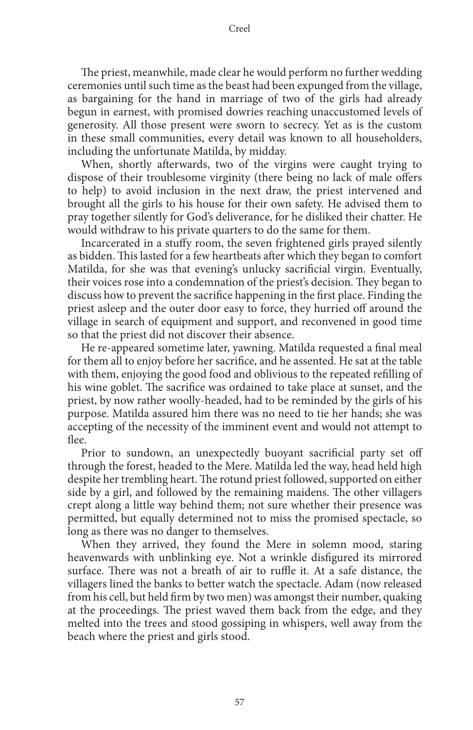The priest, meanwhile, made clear he would perform no further wedding ceremonies until such time as the beast had been expunged from the village, as bargaining for the hand in marriage of two of the girls had already begun in earnest, with promised dowries reaching unaccustomed levels of generosity. All those present were sworn to secrecy. Yet as is the custom in these small communities, every detail was known to all householders, including the unfortunate Matilda, by midday.

When, shortly afterwards, two of the virgins were caught trying to dispose of their troublesome virginity (there being no lack of male offers to help) to avoid inclusion in the next draw, the priest intervened and brought all the girls to his house for their own safety. He advised them to pray together silently for God's deliverance, for he disliked their chatter. He would withdraw to his private quarters to do the same for them.

Incarcerated in a stuffy room, the seven frightened girls prayed silently as bidden. This lasted for a few heartbeats after which they began to comfort Matilda, for she was that evening's unlucky sacrificial virgin. Eventually, their voices rose into a condemnation of the priest's decision. They began to discuss how to prevent the sacrifice happening in the first place. Finding the priest asleep and the outer door easy to force, they hurried off around the village in search of equipment and support, and reconvened in good time so that the priest did not discover their absence.

He re-appeared sometime later, yawning. Matilda requested a final meal for them all to enjoy before her sacrifice, and he assented. He sat at the table with them, enjoying the good food and oblivious to the repeated refilling of his wine goblet. The sacrifice was ordained to take place at sunset, and the priest, by now rather woolly-headed, had to be reminded by the girls of his purpose. Matilda assured him there was no need to tie her hands; she was accepting of the necessity of the imminent event and would not attempt to flee.

Prior to sundown, an unexpectedly buoyant sacrificial party set off through the forest, headed to the Mere. Matilda led the way, head held high despite her trembling heart. The rotund priest followed, supported on either side by a girl, and followed by the remaining maidens. The other villagers crept along a little way behind them; not sure whether their presence was permitted, but equally determined not to miss the promised spectacle, so long as there was no danger to themselves.

When they arrived, they found the Mere in solemn mood, staring heavenwards with unblinking eye. Not a wrinkle disfigured its mirrored surface. There was not a breath of air to ruffle it. At a safe distance, the villagers lined the banks to better watch the spectacle. Adam (now released from his cell, but held firm by two men) was amongst their number, quaking at the proceedings. The priest waved them back from the edge, and they melted into the trees and stood gossiping in whispers, well away from the beach where the priest and girls stood.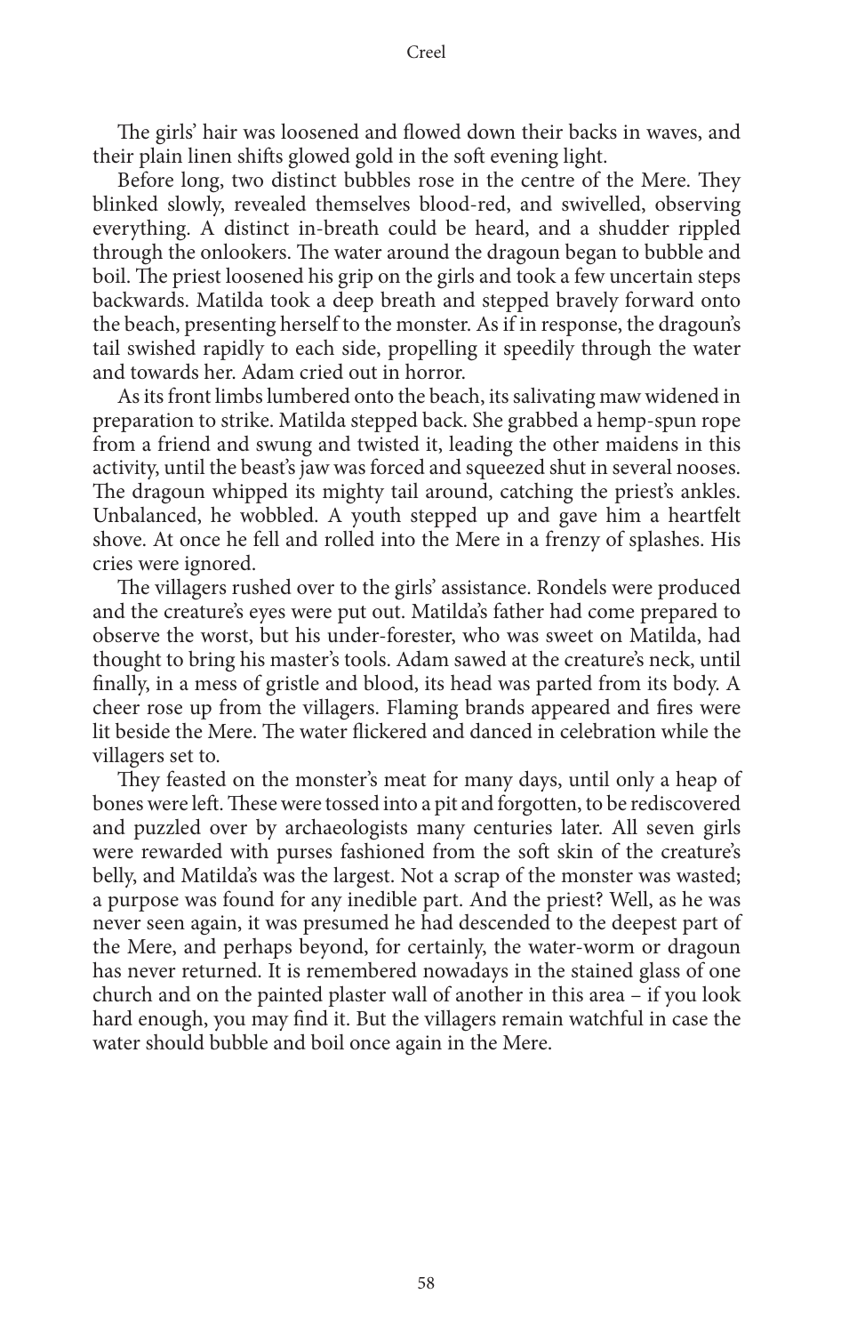The girls' hair was loosened and flowed down their backs in waves, and their plain linen shifts glowed gold in the soft evening light.

Before long, two distinct bubbles rose in the centre of the Mere. They blinked slowly, revealed themselves blood-red, and swivelled, observing everything. A distinct in-breath could be heard, and a shudder rippled through the onlookers. The water around the dragoun began to bubble and boil. The priest loosened his grip on the girls and took a few uncertain steps backwards. Matilda took a deep breath and stepped bravely forward onto the beach, presenting herself to the monster. As if in response, the dragoun's tail swished rapidly to each side, propelling it speedily through the water and towards her. Adam cried out in horror.

As its front limbs lumbered onto the beach, its salivating maw widened in preparation to strike. Matilda stepped back. She grabbed a hemp-spun rope from a friend and swung and twisted it, leading the other maidens in this activity, until the beast's jaw was forced and squeezed shut in several nooses. The dragoun whipped its mighty tail around, catching the priest's ankles. Unbalanced, he wobbled. A youth stepped up and gave him a heartfelt shove. At once he fell and rolled into the Mere in a frenzy of splashes. His cries were ignored.

The villagers rushed over to the girls' assistance. Rondels were produced and the creature's eyes were put out. Matilda's father had come prepared to observe the worst, but his under-forester, who was sweet on Matilda, had thought to bring his master's tools. Adam sawed at the creature's neck, until finally, in a mess of gristle and blood, its head was parted from its body. A cheer rose up from the villagers. Flaming brands appeared and fires were lit beside the Mere. The water flickered and danced in celebration while the villagers set to.

They feasted on the monster's meat for many days, until only a heap of bones were left. These were tossed into a pit and forgotten, to be rediscovered and puzzled over by archaeologists many centuries later. All seven girls were rewarded with purses fashioned from the soft skin of the creature's belly, and Matilda's was the largest. Not a scrap of the monster was wasted; a purpose was found for any inedible part. And the priest? Well, as he was never seen again, it was presumed he had descended to the deepest part of the Mere, and perhaps beyond, for certainly, the water-worm or dragoun has never returned. It is remembered nowadays in the stained glass of one church and on the painted plaster wall of another in this area – if you look hard enough, you may find it. But the villagers remain watchful in case the water should bubble and boil once again in the Mere.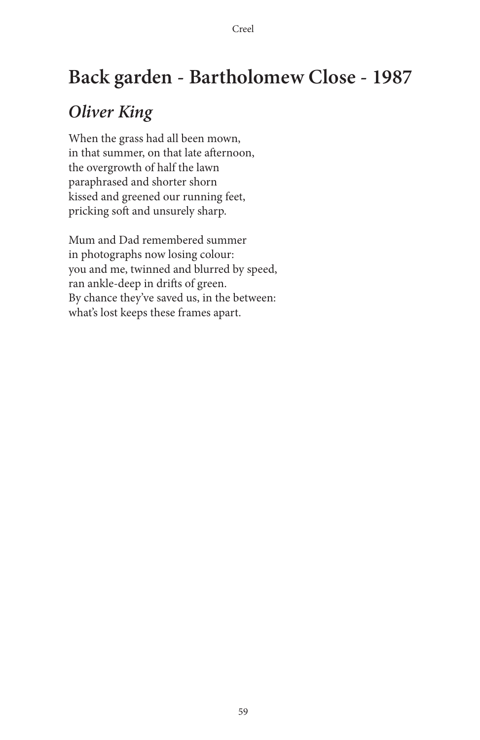# Back garden - Bartholomew Close - 1987

## *Oliver King*

When the grass had all been mown,
in that summer, on that late afternoon,
the overgrowth of half the lawn
paraphrased and shorter shorn
kissed and greened our running feet,
pricking soft and unsurely sharp.

Mum and Dad remembered summer
in photographs now losing colour:
you and me, twinned and blurred by speed,
ran ankle-deep in drifts of green.
By chance they've saved us, in the between:
what's lost keeps these frames apart.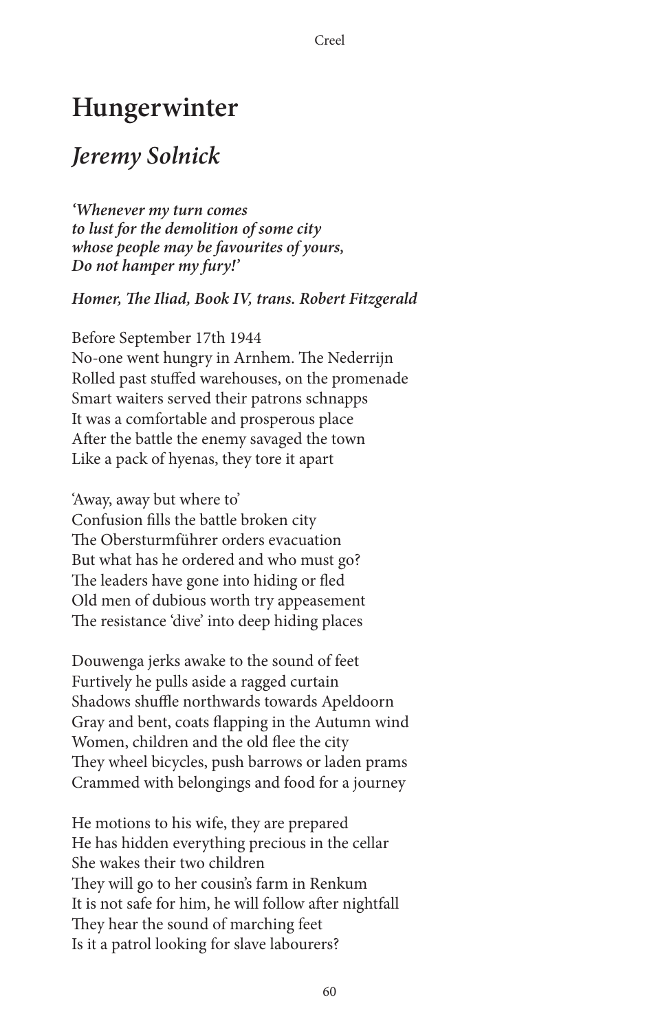# Hungerwinter

## *Jeremy Solnick*

***'Whenever my turn comes***  
***to lust for the demolition of some city***  
***whose people may be favourites of yours,***  
***Do not hamper my fury!'***

***Homer, The Iliad, Book IV, trans. Robert Fitzgerald***

Before September 17th 1944  
No-one went hungry in Arnhem. The Nederrijn  
Rolled past stuffed warehouses, on the promenade  
Smart waiters served their patrons schnapps  
It was a comfortable and prosperous place  
After the battle the enemy savaged the town  
Like a pack of hyenas, they tore it apart

'Away, away but where to'  
Confusion fills the battle broken city  
The Obersturmführer orders evacuation  
But what has he ordered and who must go?  
The leaders have gone into hiding or fled  
Old men of dubious worth try appeasement  
The resistance 'dive' into deep hiding places

Douwenga jerks awake to the sound of feet  
Furtively he pulls aside a ragged curtain  
Shadows shuffle northwards towards Apeldoorn  
Gray and bent, coats flapping in the Autumn wind  
Women, children and the old flee the city  
They wheel bicycles, push barrows or laden prams  
Crammed with belongings and food for a journey

He motions to his wife, they are prepared  
He has hidden everything precious in the cellar  
She wakes their two children  
They will go to her cousin's farm in Renkum  
It is not safe for him, he will follow after nightfall  
They hear the sound of marching feet  
Is it a patrol looking for slave labourers?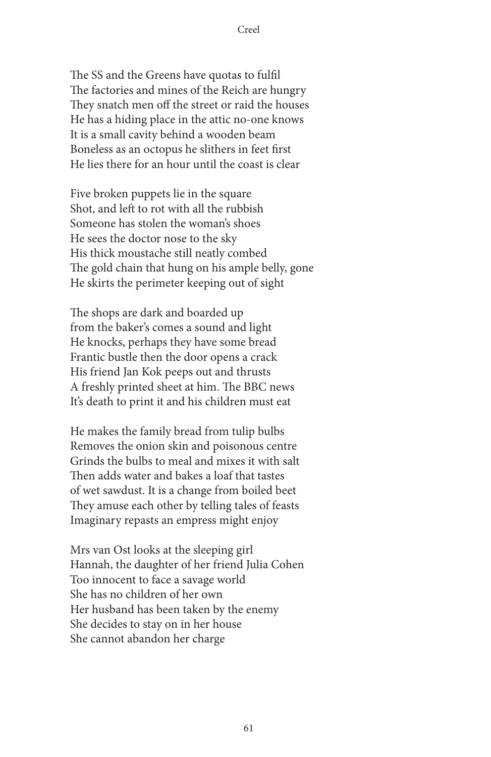The SS and the Greens have quotas to fulfil
The factories and mines of the Reich are hungry
They snatch men off the street or raid the houses
He has a hiding place in the attic no-one knows
It is a small cavity behind a wooden beam
Boneless as an octopus he slithers in feet first
He lies there for an hour until the coast is clear

Five broken puppets lie in the square
Shot, and left to rot with all the rubbish
Someone has stolen the woman's shoes
He sees the doctor nose to the sky
His thick moustache still neatly combed
The gold chain that hung on his ample belly, gone
He skirts the perimeter keeping out of sight

The shops are dark and boarded up
from the baker's comes a sound and light
He knocks, perhaps they have some bread
Frantic bustle then the door opens a crack
His friend Jan Kok peeps out and thrusts
A freshly printed sheet at him. The BBC news
It's death to print it and his children must eat

He makes the family bread from tulip bulbs
Removes the onion skin and poisonous centre
Grinds the bulbs to meal and mixes it with salt
Then adds water and bakes a loaf that tastes
of wet sawdust. It is a change from boiled beet
They amuse each other by telling tales of feasts
Imaginary repasts an empress might enjoy

Mrs van Ost looks at the sleeping girl
Hannah, the daughter of her friend Julia Cohen
Too innocent to face a savage world
She has no children of her own
Her husband has been taken by the enemy
She decides to stay on in her house
She cannot abandon her charge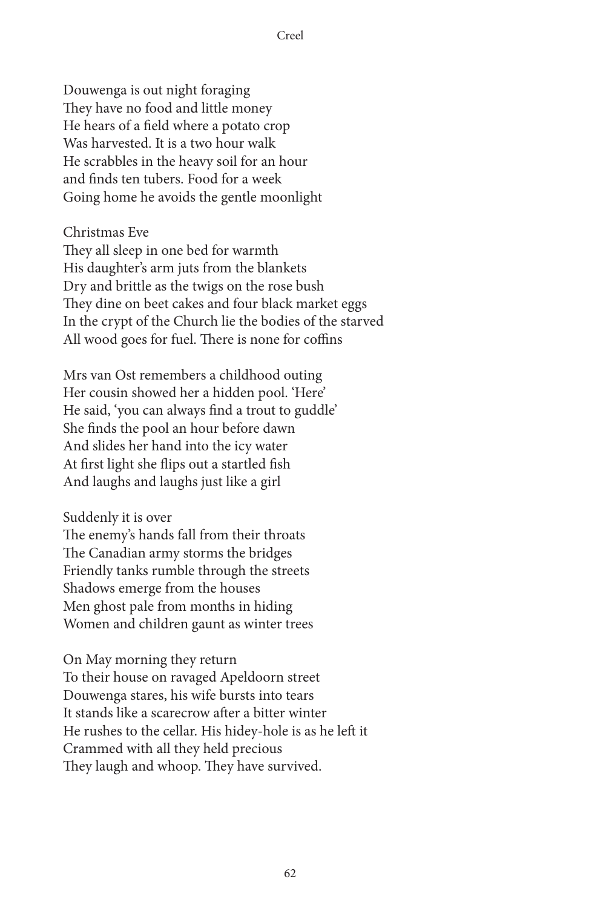Douwenga is out night foraging
They have no food and little money
He hears of a field where a potato crop
Was harvested. It is a two hour walk
He scrabbles in the heavy soil for an hour
and finds ten tubers. Food for a week
Going home he avoids the gentle moonlight

Christmas Eve
They all sleep in one bed for warmth
His daughter's arm juts from the blankets
Dry and brittle as the twigs on the rose bush
They dine on beet cakes and four black market eggs
In the crypt of the Church lie the bodies of the starved
All wood goes for fuel. There is none for coffins

Mrs van Ost remembers a childhood outing
Her cousin showed her a hidden pool. 'Here'
He said, 'you can always find a trout to guddle'
She finds the pool an hour before dawn
And slides her hand into the icy water
At first light she flips out a startled fish
And laughs and laughs just like a girl

Suddenly it is over
The enemy's hands fall from their throats
The Canadian army storms the bridges
Friendly tanks rumble through the streets
Shadows emerge from the houses
Men ghost pale from months in hiding
Women and children gaunt as winter trees

On May morning they return
To their house on ravaged Apeldoorn street
Douwenga stares, his wife bursts into tears
It stands like a scarecrow after a bitter winter
He rushes to the cellar. His hidey-hole is as he left it
Crammed with all they held precious
They laugh and whoop. They have survived.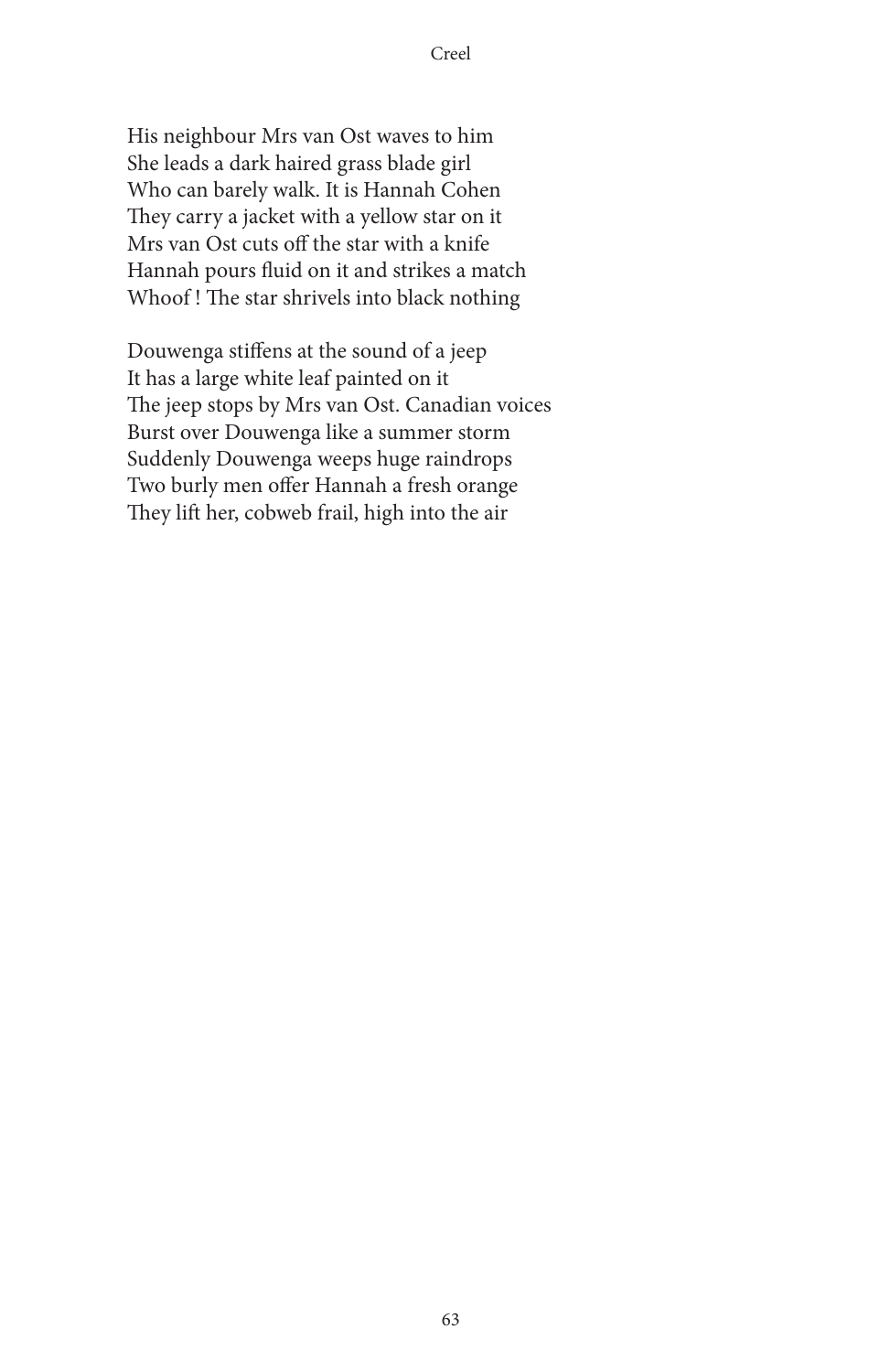His neighbour Mrs van Ost waves to him  
She leads a dark haired grass blade girl  
Who can barely walk. It is Hannah Cohen  
They carry a jacket with a yellow star on it  
Mrs van Ost cuts off the star with a knife  
Hannah pours fluid on it and strikes a match  
Whoof ! The star shrivels into black nothing

Douwenga stiffens at the sound of a jeep  
It has a large white leaf painted on it  
The jeep stops by Mrs van Ost. Canadian voices  
Burst over Douwenga like a summer storm  
Suddenly Douwenga weeps huge raindrops  
Two burly men offer Hannah a fresh orange  
They lift her, cobweb frail, high into the air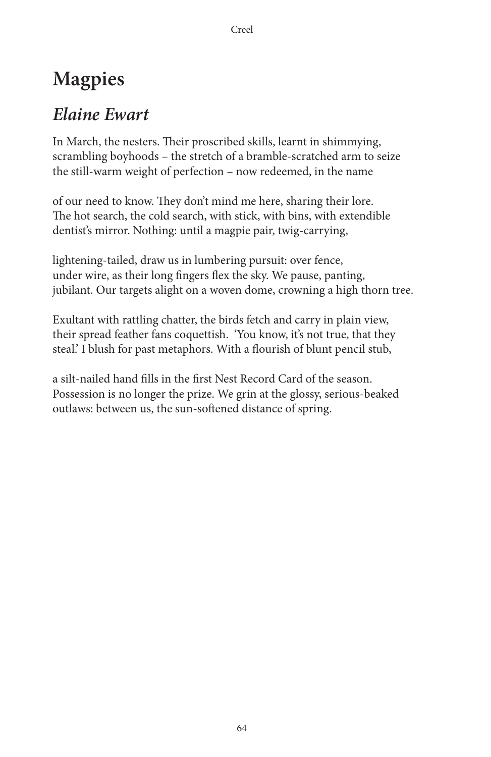# Magpies

## *Elaine Ewart*

In March, the nesters. Their proscribed skills, learnt in shimmying,
scrambling boyhoods – the stretch of a bramble-scratched arm to seize
the still-warm weight of perfection – now redeemed, in the name

of our need to know. They don't mind me here, sharing their lore.
The hot search, the cold search, with stick, with bins, with extendible
dentist's mirror. Nothing: until a magpie pair, twig-carrying,

lightening-tailed, draw us in lumbering pursuit: over fence,
under wire, as their long fingers flex the sky. We pause, panting,
jubilant. Our targets alight on a woven dome, crowning a high thorn tree.

Exultant with rattling chatter, the birds fetch and carry in plain view,
their spread feather fans coquettish. 'You know, it's not true, that they
steal.' I blush for past metaphors. With a flourish of blunt pencil stub,

a silt-nailed hand fills in the first Nest Record Card of the season.
Possession is no longer the prize. We grin at the glossy, serious-beaked
outlaws: between us, the sun-softened distance of spring.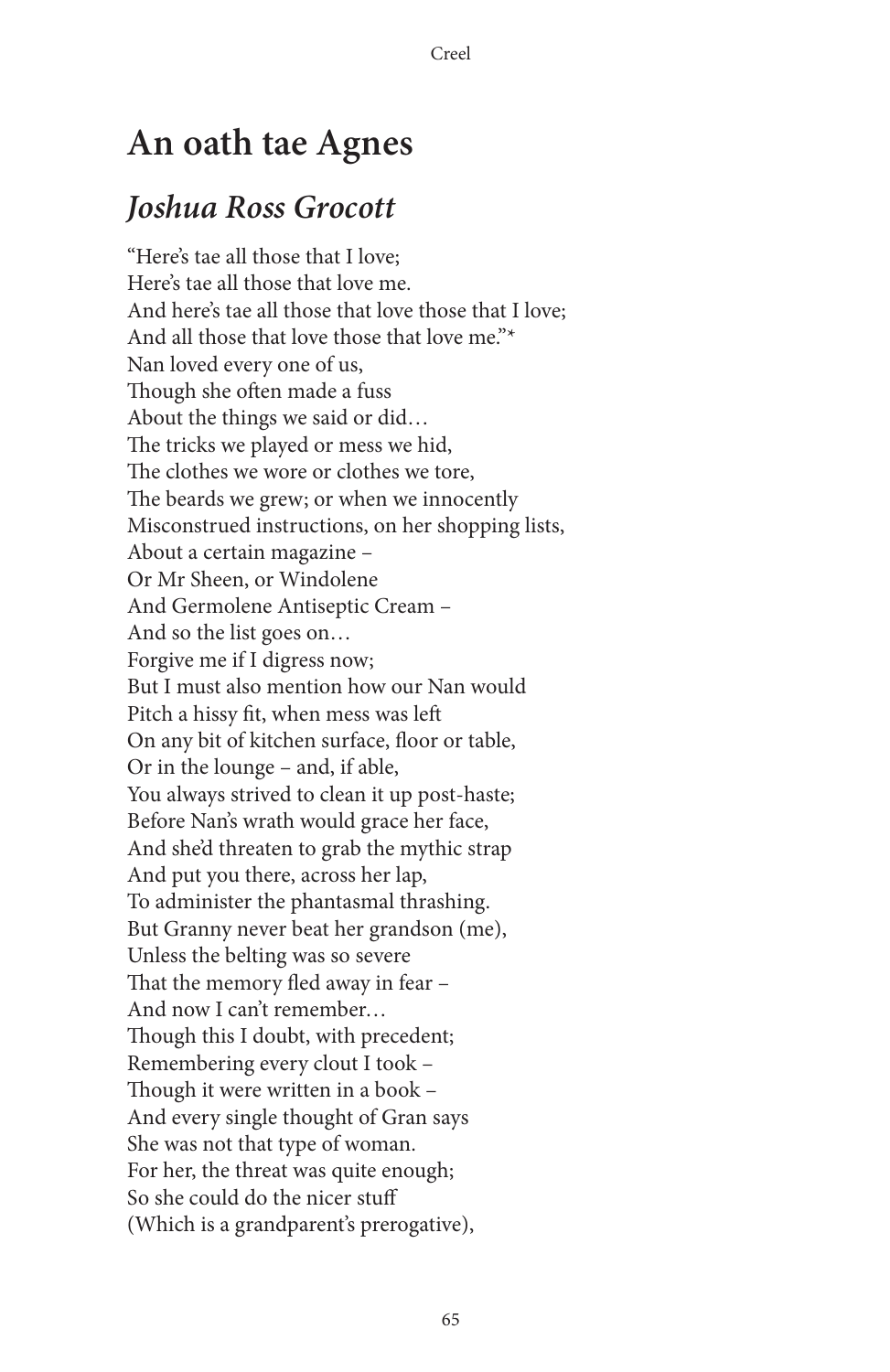# An oath tae Agnes

## *Joshua Ross Grocott*

"Here's tae all those that I love;  
Here's tae all those that love me.  
And here's tae all those that love those that I love;  
And all those that love those that love me."*  
Nan loved every one of us,  
Though she often made a fuss  
About the things we said or did…  
The tricks we played or mess we hid,  
The clothes we wore or clothes we tore,  
The beards we grew; or when we innocently  
Misconstrued instructions, on her shopping lists,  
About a certain magazine –  
Or Mr Sheen, or Windolene  
And Germolene Antiseptic Cream –  
And so the list goes on…  
Forgive me if I digress now;  
But I must also mention how our Nan would  
Pitch a hissy fit, when mess was left  
On any bit of kitchen surface, floor or table,  
Or in the lounge – and, if able,  
You always strived to clean it up post-haste;  
Before Nan's wrath would grace her face,  
And she'd threaten to grab the mythic strap  
And put you there, across her lap,  
To administer the phantasmal thrashing.  
But Granny never beat her grandson (me),  
Unless the belting was so severe  
That the memory fled away in fear –  
And now I can't remember…  
Though this I doubt, with precedent;  
Remembering every clout I took –  
Though it were written in a book –  
And every single thought of Gran says  
She was not that type of woman.  
For her, the threat was quite enough;  
So she could do the nicer stuff  
(Which is a grandparent's prerogative),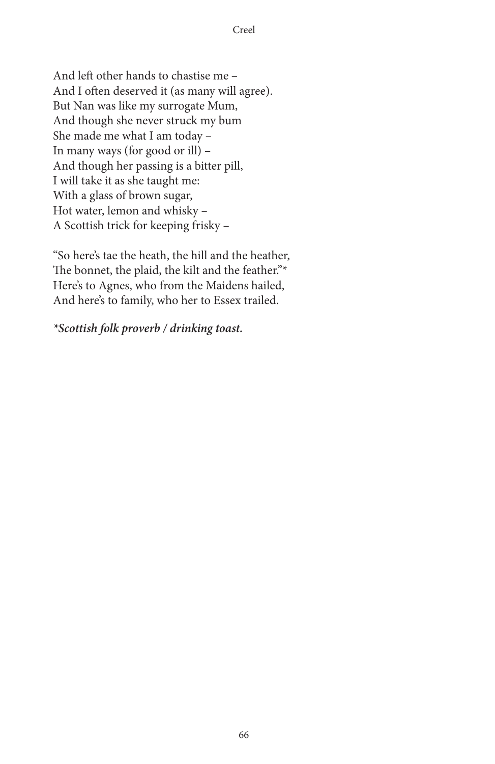And left other hands to chastise me –  
And I often deserved it (as many will agree).  
But Nan was like my surrogate Mum,  
And though she never struck my bum  
She made me what I am today –  
In many ways (for good or ill) –  
And though her passing is a bitter pill,  
I will take it as she taught me:  
With a glass of brown sugar,  
Hot water, lemon and whisky –  
A Scottish trick for keeping frisky –

"So here's tae the heath, the hill and the heather,  
The bonnet, the plaid, the kilt and the feather."*  
Here's to Agnes, who from the Maidens hailed,  
And here's to family, who her to Essex trailed.

***Scottish folk proverb / drinking toast.***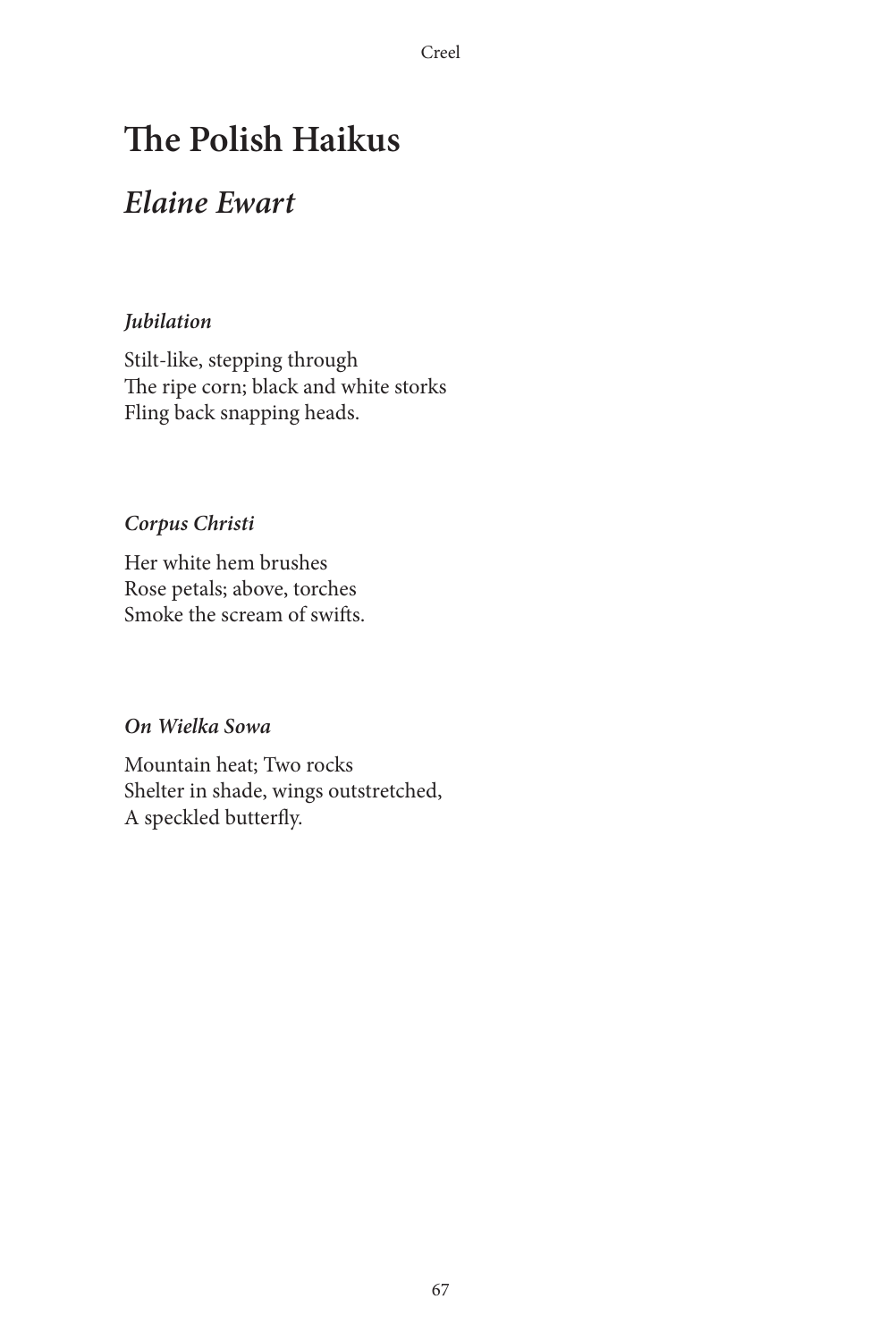# The Polish Haikus

## *Elaine Ewart*

***Jubilation***

Stilt-like, stepping through
The ripe corn; black and white storks
Fling back snapping heads.

***Corpus Christi***

Her white hem brushes
Rose petals; above, torches
Smoke the scream of swifts.

***On Wielka Sowa***

Mountain heat; Two rocks
Shelter in shade, wings outstretched,
A speckled butterfly.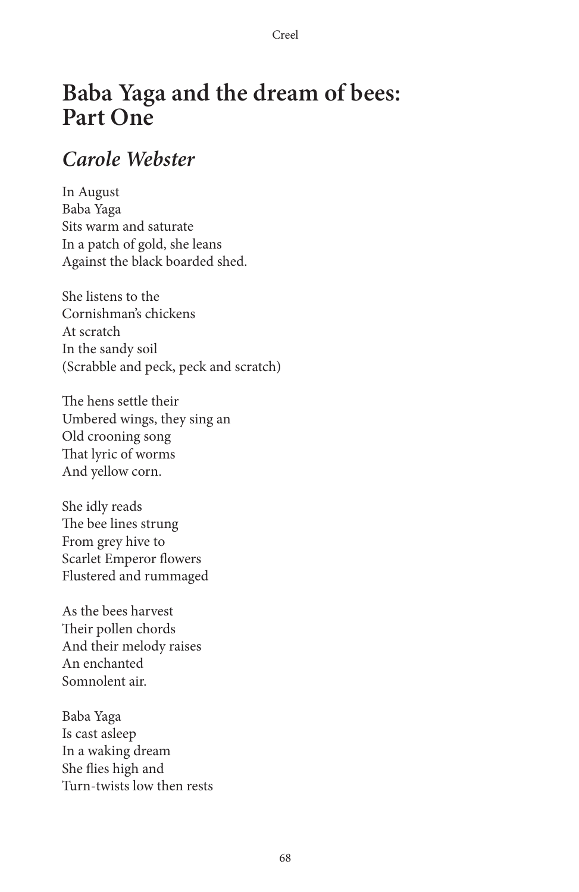# Baba Yaga and the dream of bees: Part One

## *Carole Webster*

In August  
Baba Yaga  
Sits warm and saturate  
In a patch of gold, she leans  
Against the black boarded shed.

She listens to the  
Cornishman's chickens  
At scratch  
In the sandy soil  
(Scrabble and peck, peck and scratch)

The hens settle their  
Umbered wings, they sing an  
Old crooning song  
That lyric of worms  
And yellow corn.

She idly reads  
The bee lines strung  
From grey hive to  
Scarlet Emperor flowers  
Flustered and rummaged

As the bees harvest  
Their pollen chords  
And their melody raises  
An enchanted  
Somnolent air.

Baba Yaga  
Is cast asleep  
In a waking dream  
She flies high and  
Turn-twists low then rests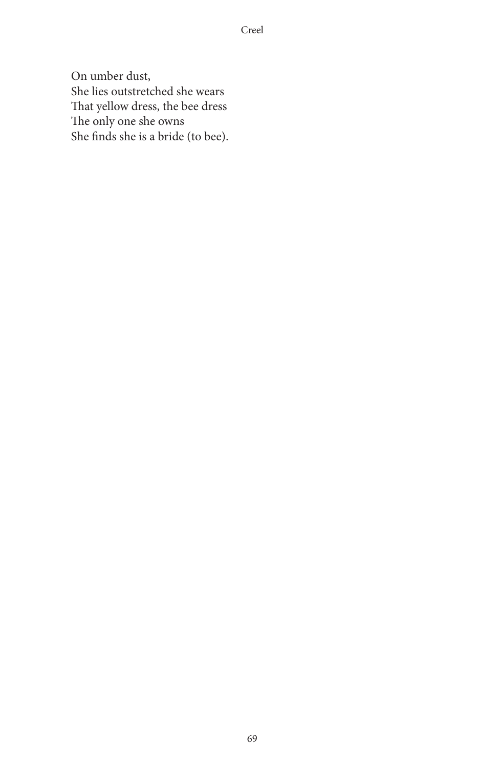On umber dust,  
She lies outstretched she wears  
That yellow dress, the bee dress  
The only one she owns  
She finds she is a bride (to bee).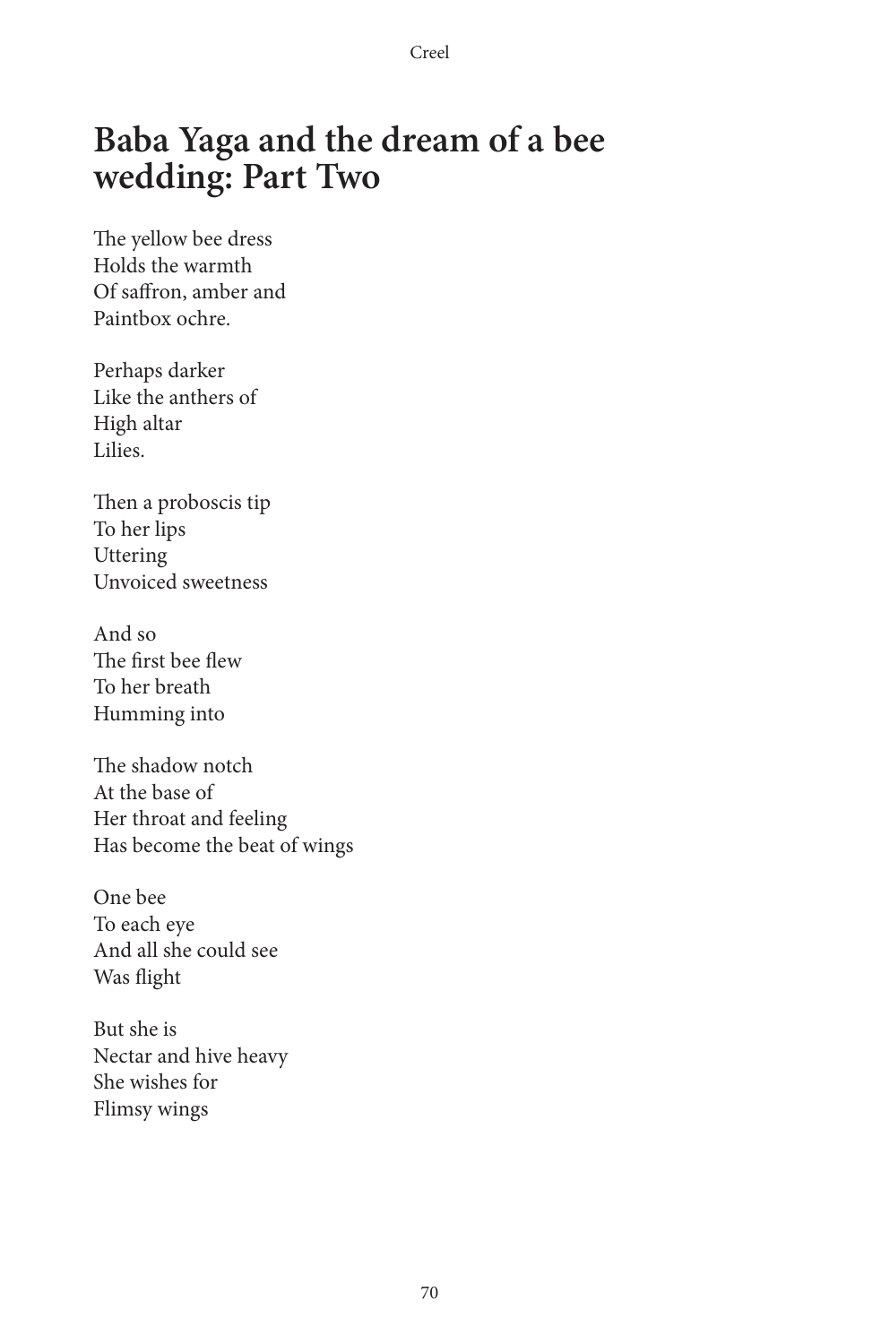# Baba Yaga and the dream of a bee wedding: Part Two

The yellow bee dress
Holds the warmth
Of saffron, amber and
Paintbox ochre.

Perhaps darker
Like the anthers of
High altar
Lilies.

Then a proboscis tip
To her lips
Uttering
Unvoiced sweetness

And so
The first bee flew
To her breath
Humming into

The shadow notch
At the base of
Her throat and feeling
Has become the beat of wings

One bee
To each eye
And all she could see
Was flight

But she is
Nectar and hive heavy
She wishes for
Flimsy wings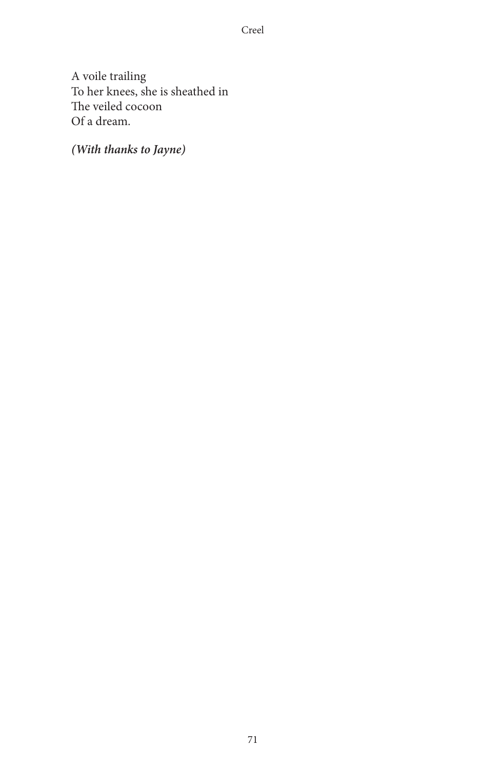A voile trailing  
To her knees, she is sheathed in  
The veiled cocoon  
Of a dream.

***(With thanks to Jayne)***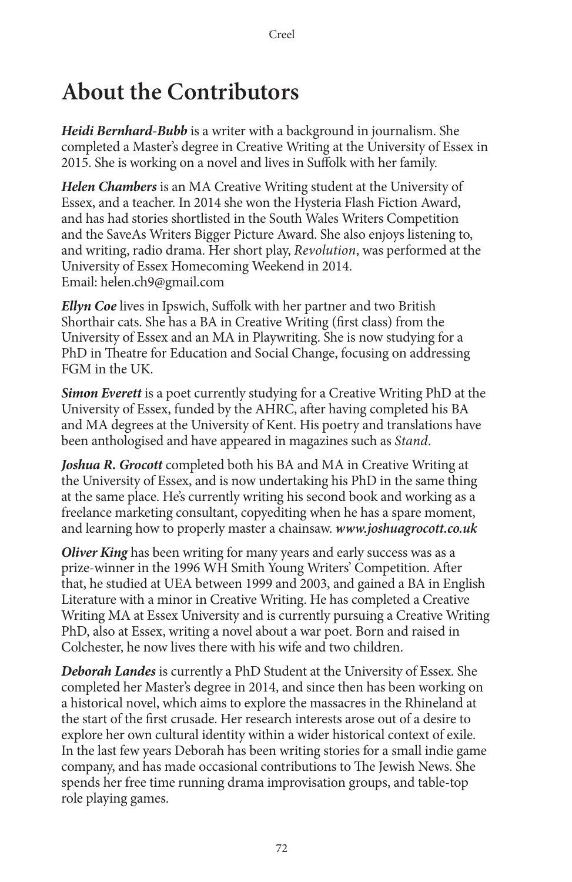# About the Contributors

***Heidi Bernhard-Bubb*** is a writer with a background in journalism. She completed a Master's degree in Creative Writing at the University of Essex in 2015. She is working on a novel and lives in Suffolk with her family.

***Helen Chambers*** is an MA Creative Writing student at the University of Essex, and a teacher. In 2014 she won the Hysteria Flash Fiction Award, and has had stories shortlisted in the South Wales Writers Competition and the SaveAs Writers Bigger Picture Award. She also enjoys listening to, and writing, radio drama. Her short play, *Revolution*, was performed at the University of Essex Homecoming Weekend in 2014.
Email: helen.ch9@gmail.com

***Ellyn Coe*** lives in Ipswich, Suffolk with her partner and two British Shorthair cats. She has a BA in Creative Writing (first class) from the University of Essex and an MA in Playwriting. She is now studying for a PhD in Theatre for Education and Social Change, focusing on addressing FGM in the UK.

***Simon Everett*** is a poet currently studying for a Creative Writing PhD at the University of Essex, funded by the AHRC, after having completed his BA and MA degrees at the University of Kent. His poetry and translations have been anthologised and have appeared in magazines such as *Stand*.

***Joshua R. Grocott*** completed both his BA and MA in Creative Writing at the University of Essex, and is now undertaking his PhD in the same thing at the same place. He's currently writing his second book and working as a freelance marketing consultant, copyediting when he has a spare moment, and learning how to properly master a chainsaw. ***www.joshuagrocott.co.uk***

***Oliver King*** has been writing for many years and early success was as a prize-winner in the 1996 WH Smith Young Writers' Competition. After that, he studied at UEA between 1999 and 2003, and gained a BA in English Literature with a minor in Creative Writing. He has completed a Creative Writing MA at Essex University and is currently pursuing a Creative Writing PhD, also at Essex, writing a novel about a war poet. Born and raised in Colchester, he now lives there with his wife and two children.

***Deborah Landes*** is currently a PhD Student at the University of Essex. She completed her Master's degree in 2014, and since then has been working on a historical novel, which aims to explore the massacres in the Rhineland at the start of the first crusade. Her research interests arose out of a desire to explore her own cultural identity within a wider historical context of exile. In the last few years Deborah has been writing stories for a small indie game company, and has made occasional contributions to The Jewish News. She spends her free time running drama improvisation groups, and table-top role playing games.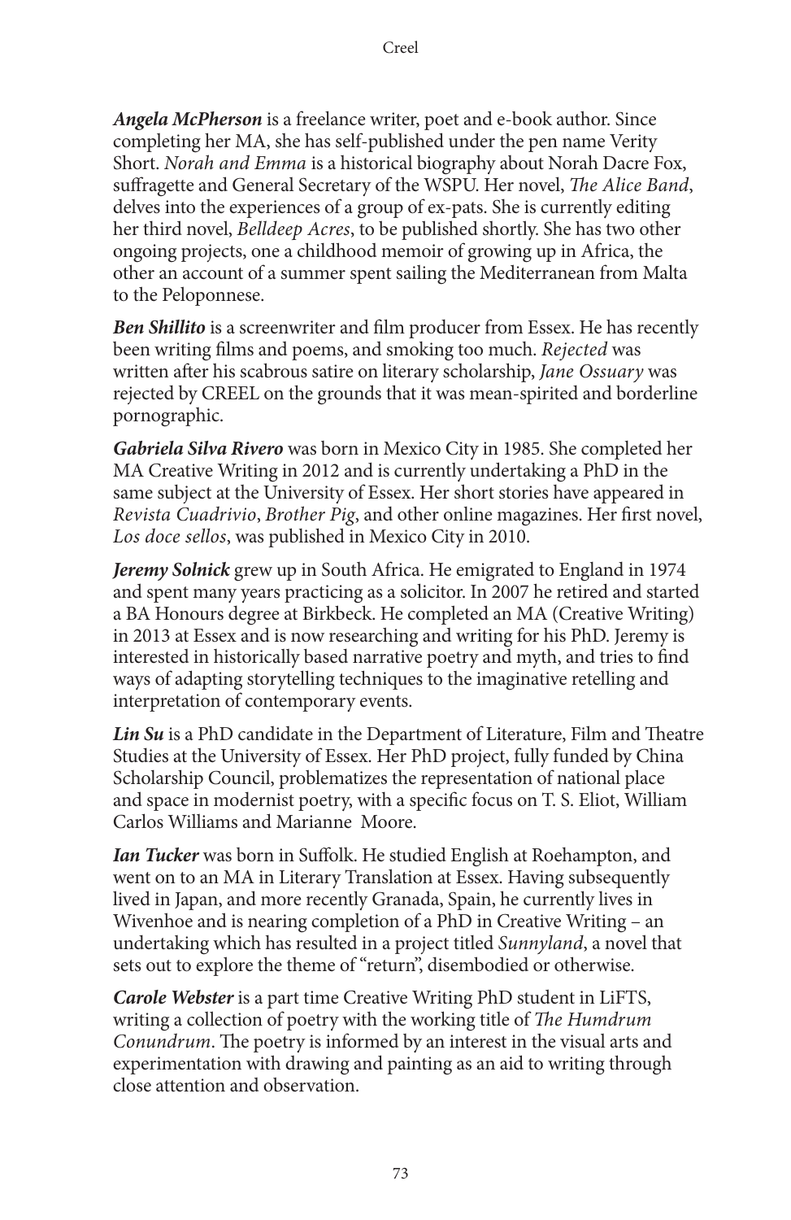***Angela McPherson*** is a freelance writer, poet and e-book author. Since completing her MA, she has self-published under the pen name Verity Short. *Norah and Emma* is a historical biography about Norah Dacre Fox, suffragette and General Secretary of the WSPU. Her novel, *The Alice Band*, delves into the experiences of a group of ex-pats. She is currently editing her third novel, *Belldeep Acres*, to be published shortly. She has two other ongoing projects, one a childhood memoir of growing up in Africa, the other an account of a summer spent sailing the Mediterranean from Malta to the Peloponnese.

***Ben Shillito*** is a screenwriter and film producer from Essex. He has recently been writing films and poems, and smoking too much. *Rejected* was written after his scabrous satire on literary scholarship, *Jane Ossuary* was rejected by CREEL on the grounds that it was mean-spirited and borderline pornographic.

***Gabriela Silva Rivero*** was born in Mexico City in 1985. She completed her MA Creative Writing in 2012 and is currently undertaking a PhD in the same subject at the University of Essex. Her short stories have appeared in *Revista Cuadrivio*, *Brother Pig*, and other online magazines. Her first novel, *Los doce sellos*, was published in Mexico City in 2010.

***Jeremy Solnick*** grew up in South Africa. He emigrated to England in 1974 and spent many years practicing as a solicitor. In 2007 he retired and started a BA Honours degree at Birkbeck. He completed an MA (Creative Writing) in 2013 at Essex and is now researching and writing for his PhD. Jeremy is interested in historically based narrative poetry and myth, and tries to find ways of adapting storytelling techniques to the imaginative retelling and interpretation of contemporary events.

***Lin Su*** is a PhD candidate in the Department of Literature, Film and Theatre Studies at the University of Essex. Her PhD project, fully funded by China Scholarship Council, problematizes the representation of national place and space in modernist poetry, with a specific focus on T. S. Eliot, William Carlos Williams and Marianne Moore.

***Ian Tucker*** was born in Suffolk. He studied English at Roehampton, and went on to an MA in Literary Translation at Essex. Having subsequently lived in Japan, and more recently Granada, Spain, he currently lives in Wivenhoe and is nearing completion of a PhD in Creative Writing – an undertaking which has resulted in a project titled *Sunnyland*, a novel that sets out to explore the theme of "return", disembodied or otherwise.

***Carole Webster*** is a part time Creative Writing PhD student in LiFTS, writing a collection of poetry with the working title of *The Humdrum Conundrum*. The poetry is informed by an interest in the visual arts and experimentation with drawing and painting as an aid to writing through close attention and observation.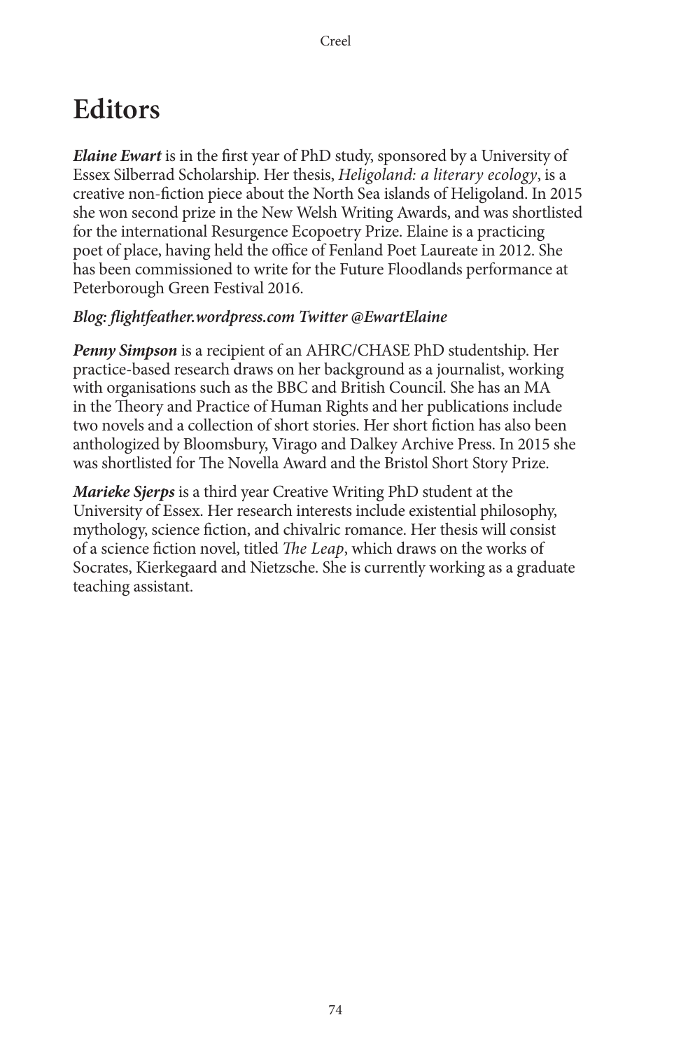# Editors

***Elaine Ewart*** is in the first year of PhD study, sponsored by a University of Essex Silberrad Scholarship. Her thesis, *Heligoland: a literary ecology*, is a creative non-fiction piece about the North Sea islands of Heligoland. In 2015 she won second prize in the New Welsh Writing Awards, and was shortlisted for the international Resurgence Ecopoetry Prize. Elaine is a practicing poet of place, having held the office of Fenland Poet Laureate in 2012. She has been commissioned to write for the Future Floodlands performance at Peterborough Green Festival 2016.

***Blog: flightfeather.wordpress.com Twitter @EwartElaine***

***Penny Simpson*** is a recipient of an AHRC/CHASE PhD studentship. Her practice-based research draws on her background as a journalist, working with organisations such as the BBC and British Council. She has an MA in the Theory and Practice of Human Rights and her publications include two novels and a collection of short stories. Her short fiction has also been anthologized by Bloomsbury, Virago and Dalkey Archive Press. In 2015 she was shortlisted for The Novella Award and the Bristol Short Story Prize.

***Marieke Sjerps*** is a third year Creative Writing PhD student at the University of Essex. Her research interests include existential philosophy, mythology, science fiction, and chivalric romance. Her thesis will consist of a science fiction novel, titled *The Leap*, which draws on the works of Socrates, Kierkegaard and Nietzsche. She is currently working as a graduate teaching assistant.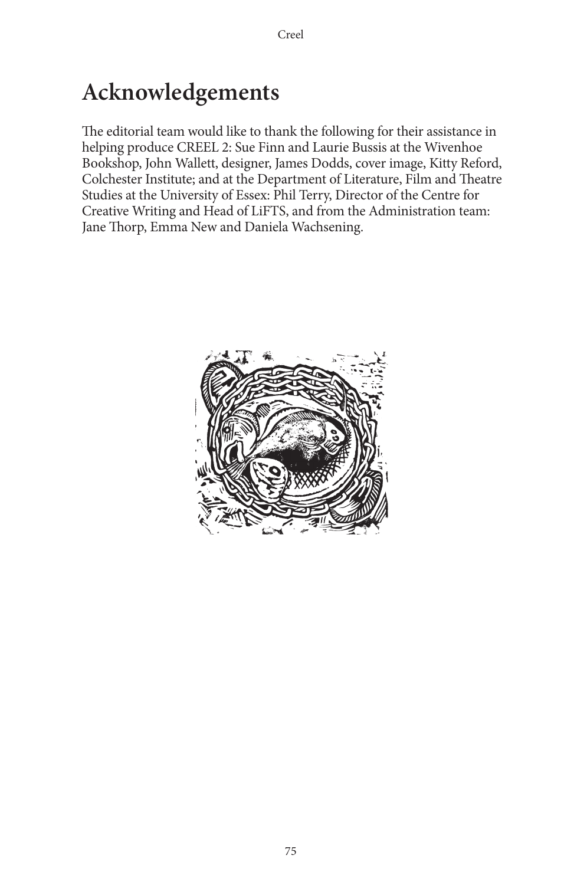# Acknowledgements

The editorial team would like to thank the following for their assistance in helping produce CREEL 2: Sue Finn and Laurie Bussis at the Wivenhoe Bookshop, John Wallett, designer, James Dodds, cover image, Kitty Reford, Colchester Institute; and at the Department of Literature, Film and Theatre Studies at the University of Essex: Phil Terry, Director of the Centre for Creative Writing and Head of LiFTS, and from the Administration team: Jane Thorp, Emma New and Daniela Wachsening.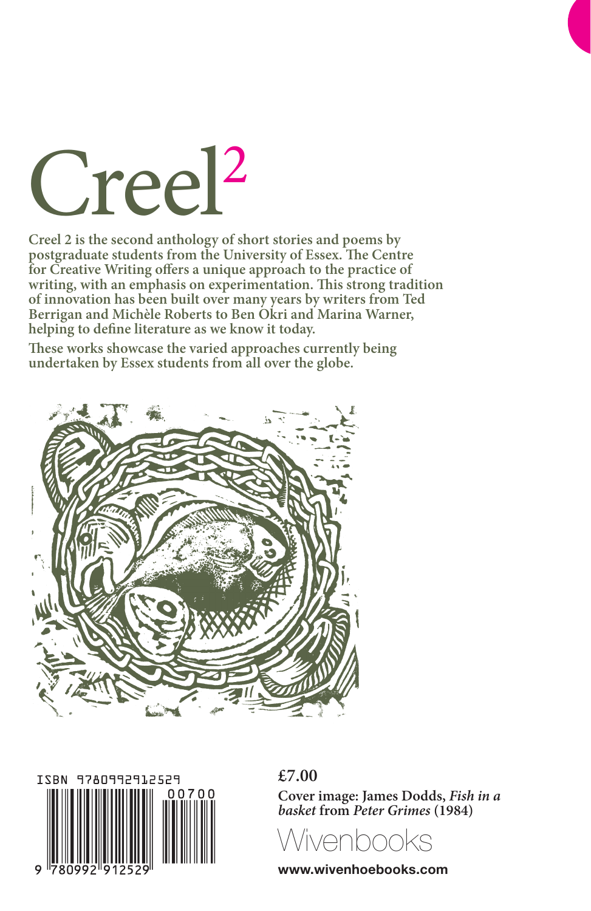# Creel²

**Creel 2 is the second anthology of short stories and poems by postgraduate students from the University of Essex. The Centre for Creative Writing offers a unique approach to the practice of writing, with an emphasis on experimentation. This strong tradition of innovation has been built over many years by writers from Ted Berrigan and Michèle Roberts to Ben Okri and Marina Warner, helping to define literature as we know it today.**

**These works showcase the varied approaches currently being undertaken by Essex students from all over the globe.**

ISBN 9780992912529

**£7.00**

**Cover image: James Dodds, *Fish in a basket* from *Peter Grimes* (1984)**

Wivenbooks

**www.wivenhoebooks.com**